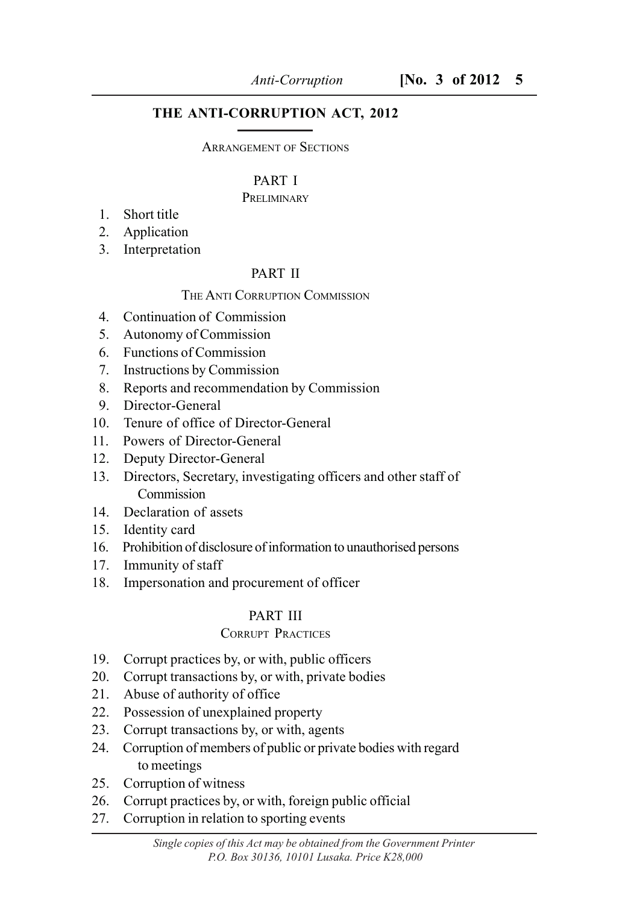# THE ANTI-CORRUPTION ACT, 2012

ARRANGEMENT OF SECTIONS

## PART I

PRELIMINARY

1. Short title
2. Application
3. Interpretation

## PART II

THE ANTI CORRUPTION COMMISSION

4. Continuation of Commission
5. Autonomy of Commission
6. Functions of Commission
7. Instructions by Commission
8. Reports and recommendation by Commission
9. Director-General
10. Tenure of office of Director-General
11. Powers of Director-General
12. Deputy Director-General
13. Directors, Secretary, investigating officers and other staff of Commission
14. Declaration of assets
15. Identity card
16. Prohibition of disclosure of information to unauthorised persons
17. Immunity of staff
18. Impersonation and procurement of officer

## PART III

CORRUPT PRACTICES

19. Corrupt practices by, or with, public officers
20. Corrupt transactions by, or with, private bodies
21. Abuse of authority of office
22. Possession of unexplained property
23. Corrupt transactions by, or with, agents
24. Corruption of members of public or private bodies with regard to meetings
25. Corruption of witness
26. Corrupt practices by, or with, foreign public official
27. Corruption in relation to sporting events

*Single copies of this Act may be obtained from the Government Printer P.O. Box 30136, 10101 Lusaka. Price K28,000*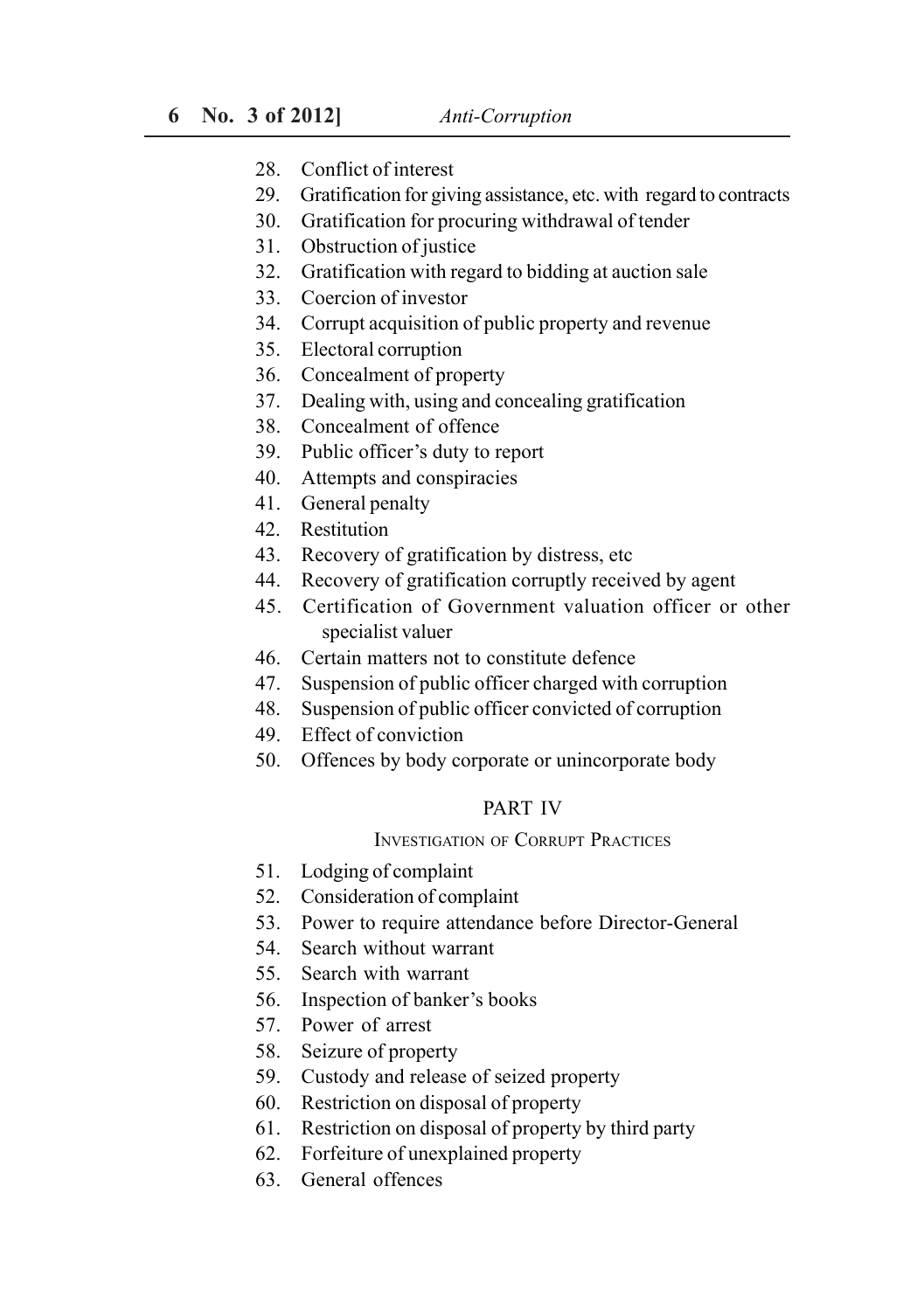28. Conflict of interest
29. Gratification for giving assistance, etc. with regard to contracts
30. Gratification for procuring withdrawal of tender
31. Obstruction of justice
32. Gratification with regard to bidding at auction sale
33. Coercion of investor
34. Corrupt acquisition of public property and revenue
35. Electoral corruption
36. Concealment of property
37. Dealing with, using and concealing gratification
38. Concealment of offence
39. Public officer's duty to report
40. Attempts and conspiracies
41. General penalty
42. Restitution
43. Recovery of gratification by distress, etc
44. Recovery of gratification corruptly received by agent
45. Certification of Government valuation officer or other specialist valuer
46. Certain matters not to constitute defence
47. Suspension of public officer charged with corruption
48. Suspension of public officer convicted of corruption
49. Effect of conviction
50. Offences by body corporate or unincorporate body

## PART IV

### INVESTIGATION OF CORRUPT PRACTICES

51. Lodging of complaint
52. Consideration of complaint
53. Power to require attendance before Director-General
54. Search without warrant
55. Search with warrant
56. Inspection of banker's books
57. Power of arrest
58. Seizure of property
59. Custody and release of seized property
60. Restriction on disposal of property
61. Restriction on disposal of property by third party
62. Forfeiture of unexplained property
63. General offences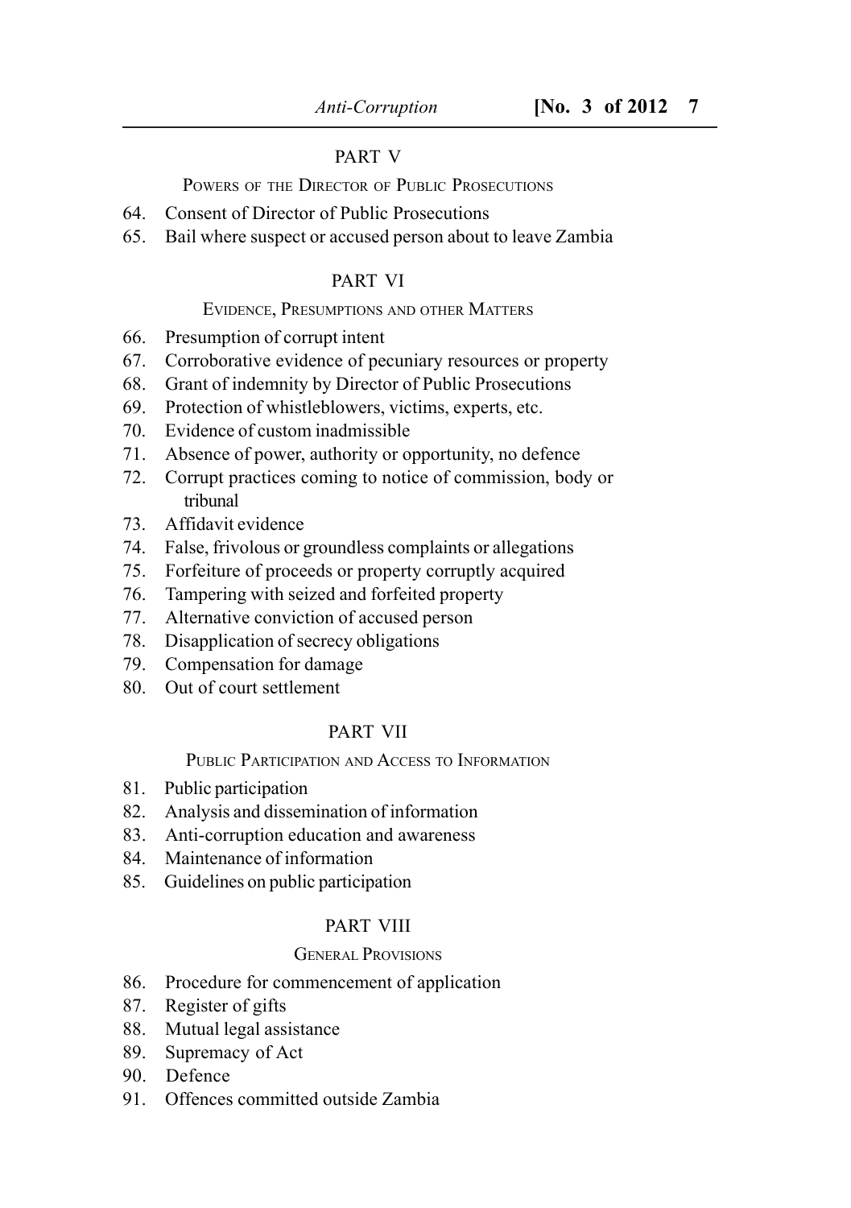## PART V

### POWERS OF THE DIRECTOR OF PUBLIC PROSECUTIONS

64. Consent of Director of Public Prosecutions
65. Bail where suspect or accused person about to leave Zambia

## PART VI

### EVIDENCE, PRESUMPTIONS AND OTHER MATTERS

66. Presumption of corrupt intent
67. Corroborative evidence of pecuniary resources or property
68. Grant of indemnity by Director of Public Prosecutions
69. Protection of whistleblowers, victims, experts, etc.
70. Evidence of custom inadmissible
71. Absence of power, authority or opportunity, no defence
72. Corrupt practices coming to notice of commission, body or tribunal
73. Affidavit evidence
74. False, frivolous or groundless complaints or allegations
75. Forfeiture of proceeds or property corruptly acquired
76. Tampering with seized and forfeited property
77. Alternative conviction of accused person
78. Disapplication of secrecy obligations
79. Compensation for damage
80. Out of court settlement

## PART VII

### PUBLIC PARTICIPATION AND ACCESS TO INFORMATION

81. Public participation
82. Analysis and dissemination of information
83. Anti-corruption education and awareness
84. Maintenance of information
85. Guidelines on public participation

## PART VIII

### GENERAL PROVISIONS

86. Procedure for commencement of application
87. Register of gifts
88. Mutual legal assistance
89. Supremacy of Act
90. Defence
91. Offences committed outside Zambia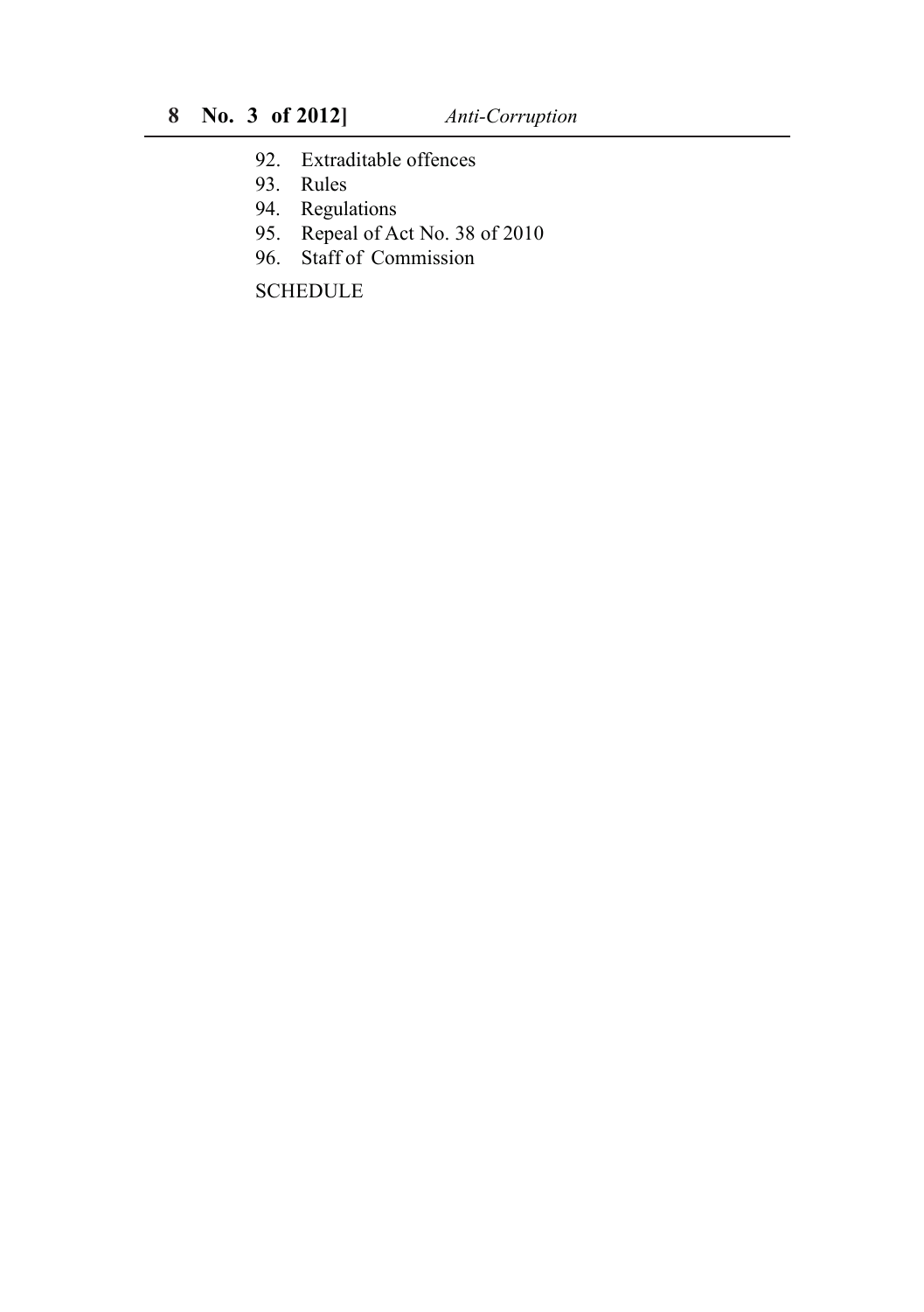92. Extraditable offences
93. Rules
94. Regulations
95. Repeal of Act No. 38 of 2010
96. Staff of Commission

SCHEDULE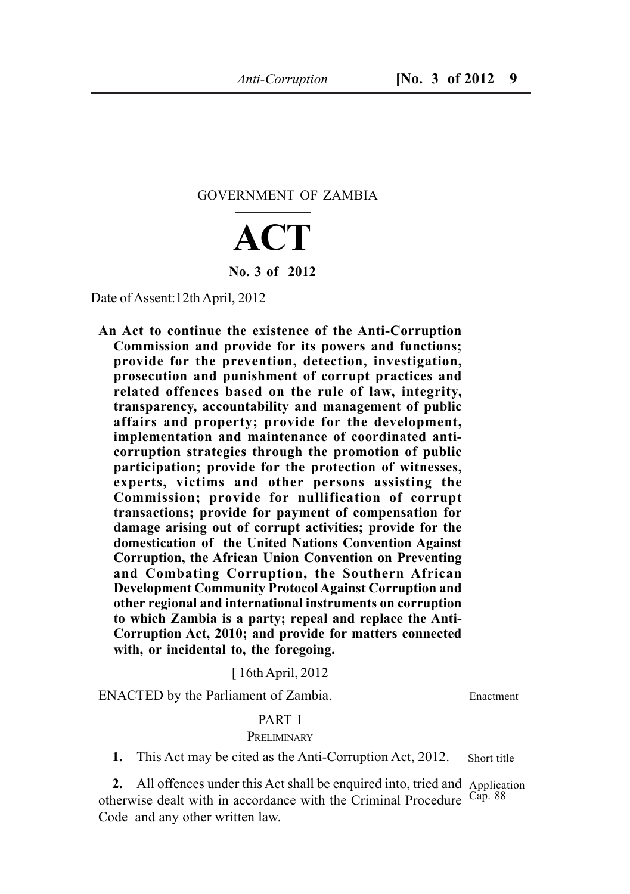GOVERNMENT OF ZAMBIA

# ACT

**No. 3 of 2012**

Date of Assent: 12th April, 2012

**An Act to continue the existence of the Anti-Corruption Commission and provide for its powers and functions; provide for the prevention, detection, investigation, prosecution and punishment of corrupt practices and related offences based on the rule of law, integrity, transparency, accountability and management of public affairs and property; provide for the development, implementation and maintenance of coordinated anti-corruption strategies through the promotion of public participation; provide for the protection of witnesses, experts, victims and other persons assisting the Commission; provide for nullification of corrupt transactions; provide for payment of compensation for damage arising out of corrupt activities; provide for the domestication of the United Nations Convention Against Corruption, the African Union Convention on Preventing and Combating Corruption, the Southern African Development Community Protocol Against Corruption and other regional and international instruments on corruption to which Zambia is a party; repeal and replace the Anti-Corruption Act, 2010; and provide for matters connected with, or incidental to, the foregoing.**

[ 16th April, 2012

ENACTED by the Parliament of Zambia. — Enactment

## PART I

### PRELIMINARY

**1.** This Act may be cited as the Anti-Corruption Act, 2012. — Short title

**2.** All offences under this Act shall be enquired into, tried and otherwise dealt with in accordance with the Criminal Procedure Code and any other written law. — Application Cap. 88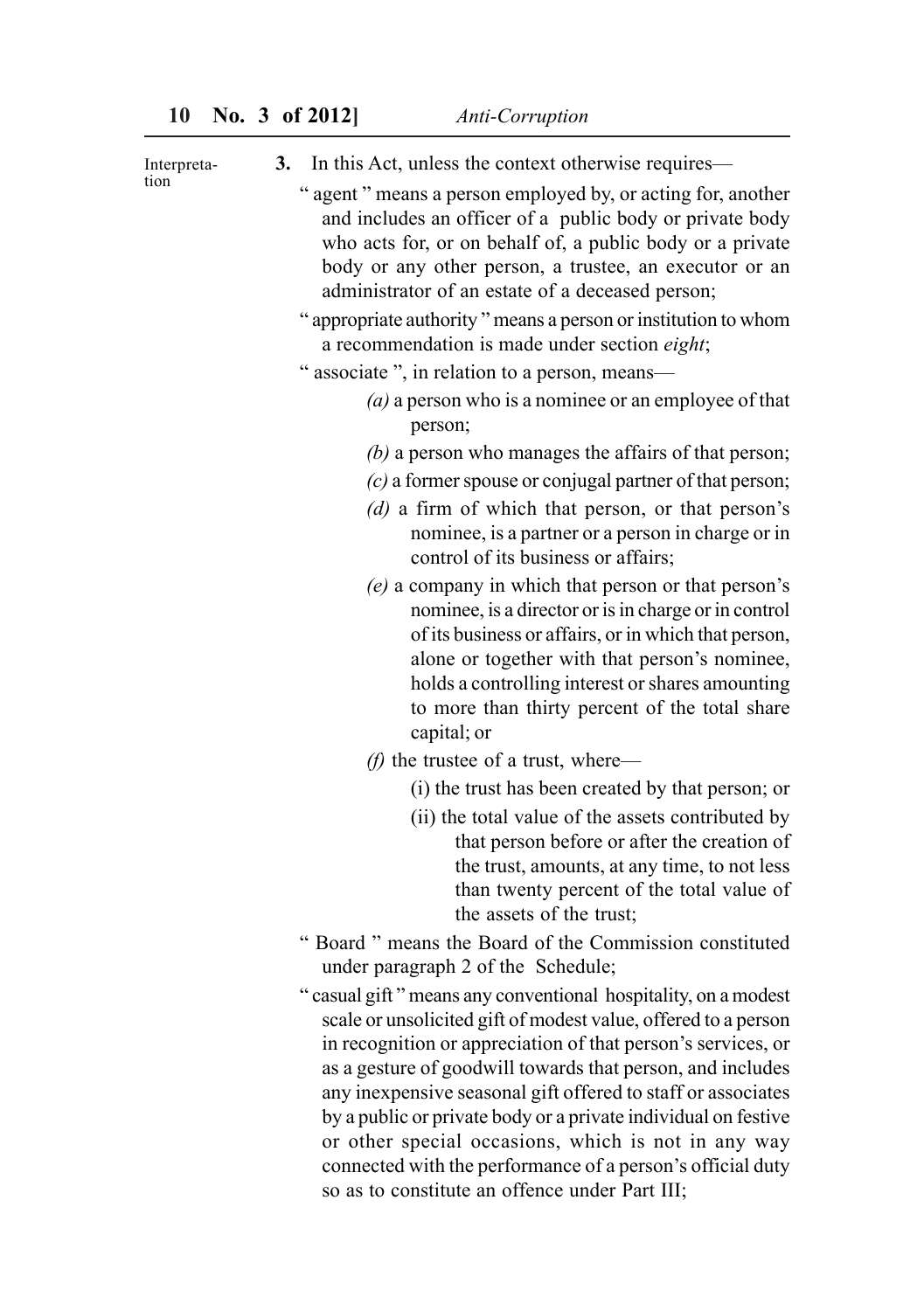Interpretation

**3.** In this Act, unless the context otherwise requires—

" agent " means a person employed by, or acting for, another and includes an officer of a public body or private body who acts for, or on behalf of, a public body or a private body or any other person, a trustee, an executor or an administrator of an estate of a deceased person;

" appropriate authority " means a person or institution to whom a recommendation is made under section *eight*;

" associate ", in relation to a person, means—

*(a)* a person who is a nominee or an employee of that person;

*(b)* a person who manages the affairs of that person;

*(c)* a former spouse or conjugal partner of that person;

*(d)* a firm of which that person, or that person's nominee, is a partner or a person in charge or in control of its business or affairs;

*(e)* a company in which that person or that person's nominee, is a director or is in charge or in control of its business or affairs, or in which that person, alone or together with that person's nominee, holds a controlling interest or shares amounting to more than thirty percent of the total share capital; or

*(f)* the trustee of a trust, where—

(i) the trust has been created by that person; or

(ii) the total value of the assets contributed by that person before or after the creation of the trust, amounts, at any time, to not less than twenty percent of the total value of the assets of the trust;

" Board " means the Board of the Commission constituted under paragraph 2 of the Schedule;

" casual gift " means any conventional hospitality, on a modest scale or unsolicited gift of modest value, offered to a person in recognition or appreciation of that person's services, or as a gesture of goodwill towards that person, and includes any inexpensive seasonal gift offered to staff or associates by a public or private body or a private individual on festive or other special occasions, which is not in any way connected with the performance of a person's official duty so as to constitute an offence under Part III;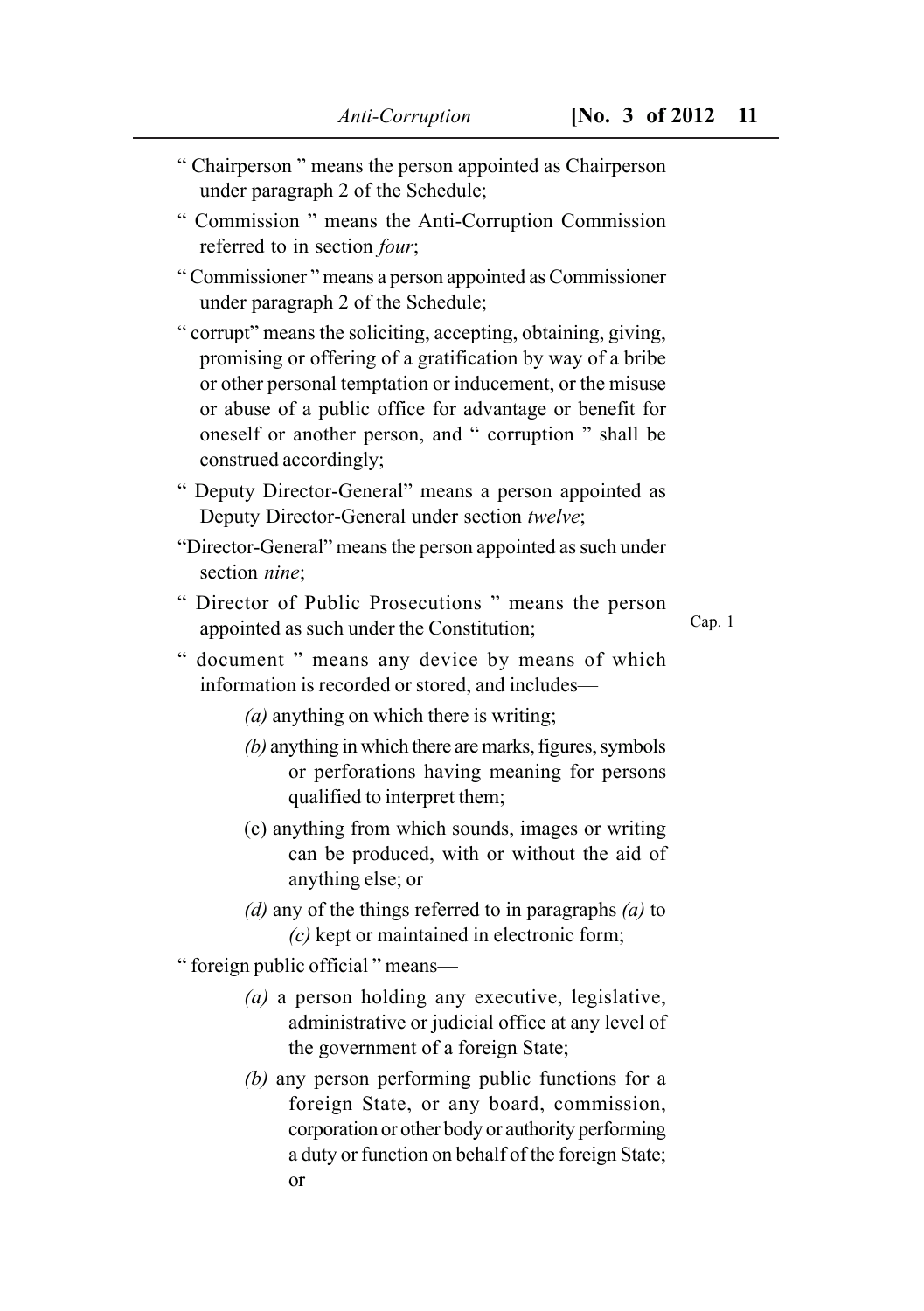" Chairperson " means the person appointed as Chairperson under paragraph 2 of the Schedule;

" Commission " means the Anti-Corruption Commission referred to in section *four*;

" Commissioner " means a person appointed as Commissioner under paragraph 2 of the Schedule;

" corrupt" means the soliciting, accepting, obtaining, giving, promising or offering of a gratification by way of a bribe or other personal temptation or inducement, or the misuse or abuse of a public office for advantage or benefit for oneself or another person, and " corruption " shall be construed accordingly;

" Deputy Director-General" means a person appointed as Deputy Director-General under section *twelve*;

"Director-General" means the person appointed as such under section *nine*;

" Director of Public Prosecutions " means the person appointed as such under the Constitution; Cap. 1

" document " means any device by means of which information is recorded or stored, and includes—

*(a)* anything on which there is writing;

*(b)* anything in which there are marks, figures, symbols or perforations having meaning for persons qualified to interpret them;

(c) anything from which sounds, images or writing can be produced, with or without the aid of anything else; or

*(d)* any of the things referred to in paragraphs *(a)* to *(c)* kept or maintained in electronic form;

" foreign public official " means—

*(a)* a person holding any executive, legislative, administrative or judicial office at any level of the government of a foreign State;

*(b)* any person performing public functions for a foreign State, or any board, commission, corporation or other body or authority performing a duty or function on behalf of the foreign State; or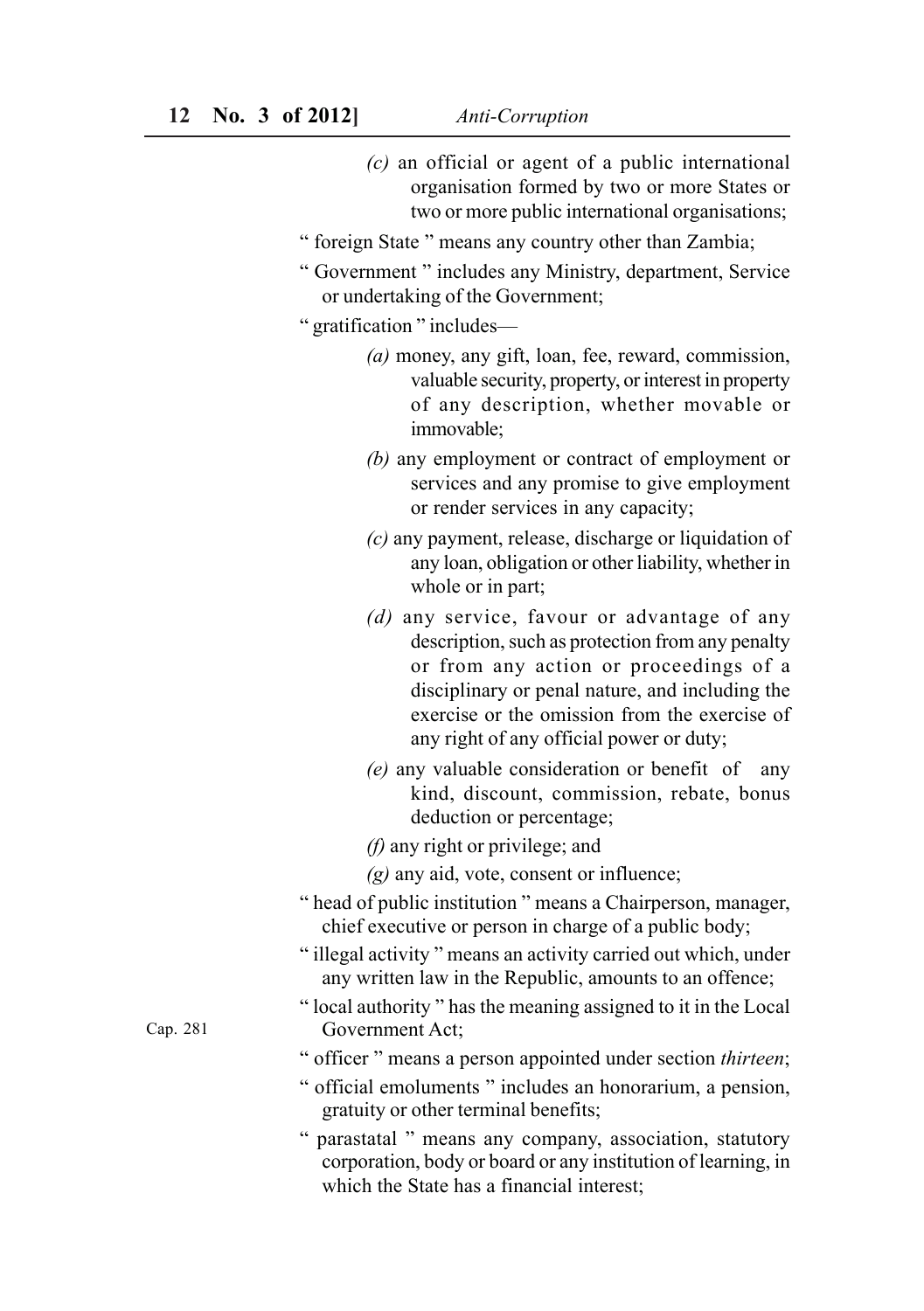(c) an official or agent of a public international organisation formed by two or more States or two or more public international organisations;

" foreign State " means any country other than Zambia;

" Government " includes any Ministry, department, Service or undertaking of the Government;

" gratification " includes—

(a) money, any gift, loan, fee, reward, commission, valuable security, property, or interest in property of any description, whether movable or immovable;

(b) any employment or contract of employment or services and any promise to give employment or render services in any capacity;

(c) any payment, release, discharge or liquidation of any loan, obligation or other liability, whether in whole or in part;

(d) any service, favour or advantage of any description, such as protection from any penalty or from any action or proceedings of a disciplinary or penal nature, and including the exercise or the omission from the exercise of any right of any official power or duty;

(e) any valuable consideration or benefit of any kind, discount, commission, rebate, bonus deduction or percentage;

(f) any right or privilege; and

(g) any aid, vote, consent or influence;

" head of public institution " means a Chairperson, manager, chief executive or person in charge of a public body;

" illegal activity " means an activity carried out which, under any written law in the Republic, amounts to an offence;

" local authority " has the meaning assigned to it in the Local Government Act;

Cap. 281

" officer " means a person appointed under section *thirteen*;

" official emoluments " includes an honorarium, a pension, gratuity or other terminal benefits;

" parastatal " means any company, association, statutory corporation, body or board or any institution of learning, in which the State has a financial interest;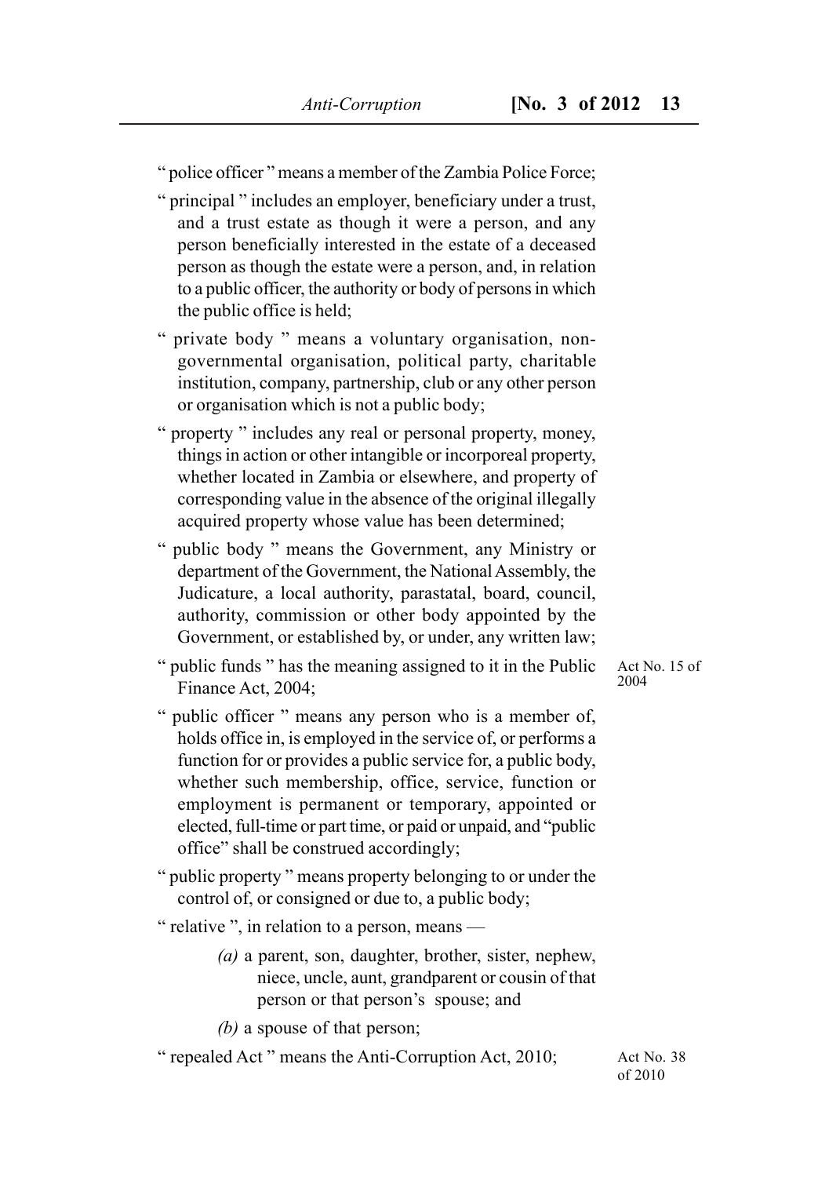" police officer " means a member of the Zambia Police Force;

" principal " includes an employer, beneficiary under a trust, and a trust estate as though it were a person, and any person beneficially interested in the estate of a deceased person as though the estate were a person, and, in relation to a public officer, the authority or body of persons in which the public office is held;

" private body " means a voluntary organisation, non-governmental organisation, political party, charitable institution, company, partnership, club or any other person or organisation which is not a public body;

" property " includes any real or personal property, money, things in action or other intangible or incorporeal property, whether located in Zambia or elsewhere, and property of corresponding value in the absence of the original illegally acquired property whose value has been determined;

" public body " means the Government, any Ministry or department of the Government, the National Assembly, the Judicature, a local authority, parastatal, board, council, authority, commission or other body appointed by the Government, or established by, or under, any written law;

" public funds " has the meaning assigned to it in the Public Finance Act, 2004;

Act No. 15 of 2004

" public officer " means any person who is a member of, holds office in, is employed in the service of, or performs a function for or provides a public service for, a public body, whether such membership, office, service, function or employment is permanent or temporary, appointed or elected, full-time or part time, or paid or unpaid, and "public office" shall be construed accordingly;

" public property " means property belonging to or under the control of, or consigned or due to, a public body;

" relative ", in relation to a person, means —

*(a)* a parent, son, daughter, brother, sister, nephew, niece, uncle, aunt, grandparent or cousin of that person or that person's spouse; and

*(b)* a spouse of that person;

" repealed Act " means the Anti-Corruption Act, 2010;

Act No. 38 of 2010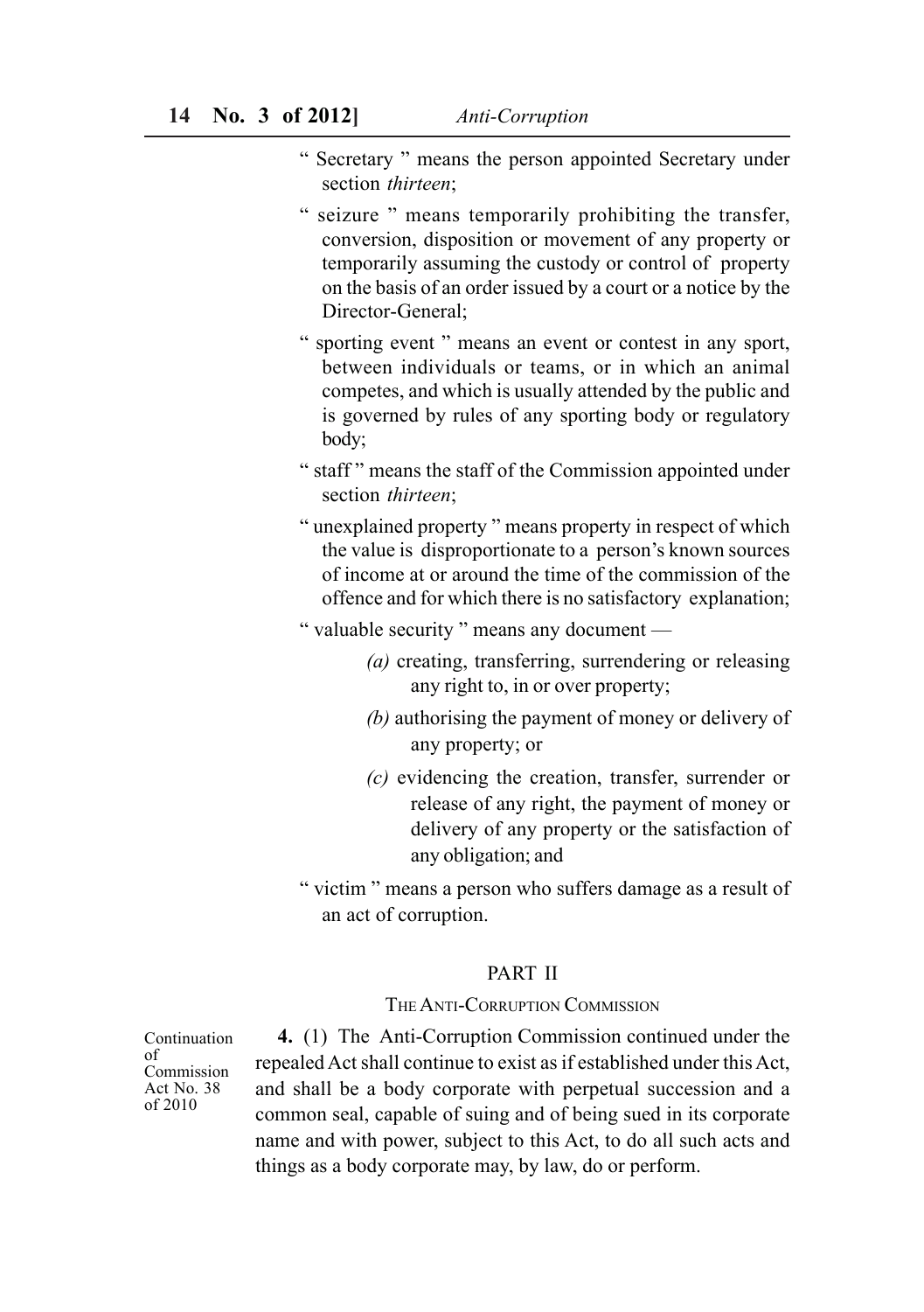" Secretary " means the person appointed Secretary under section *thirteen*;

" seizure " means temporarily prohibiting the transfer, conversion, disposition or movement of any property or temporarily assuming the custody or control of property on the basis of an order issued by a court or a notice by the Director-General;

" sporting event " means an event or contest in any sport, between individuals or teams, or in which an animal competes, and which is usually attended by the public and is governed by rules of any sporting body or regulatory body;

" staff " means the staff of the Commission appointed under section *thirteen*;

" unexplained property " means property in respect of which the value is disproportionate to a person's known sources of income at or around the time of the commission of the offence and for which there is no satisfactory explanation;

" valuable security " means any document —

*(a)* creating, transferring, surrendering or releasing any right to, in or over property;

*(b)* authorising the payment of money or delivery of any property; or

*(c)* evidencing the creation, transfer, surrender or release of any right, the payment of money or delivery of any property or the satisfaction of any obligation; and

" victim " means a person who suffers damage as a result of an act of corruption.

## PART II

### THE ANTI-CORRUPTION COMMISSION

Continuation of Commission Act No. 38 of 2010

**4.** (1) The Anti-Corruption Commission continued under the repealed Act shall continue to exist as if established under this Act, and shall be a body corporate with perpetual succession and a common seal, capable of suing and of being sued in its corporate name and with power, subject to this Act, to do all such acts and things as a body corporate may, by law, do or perform.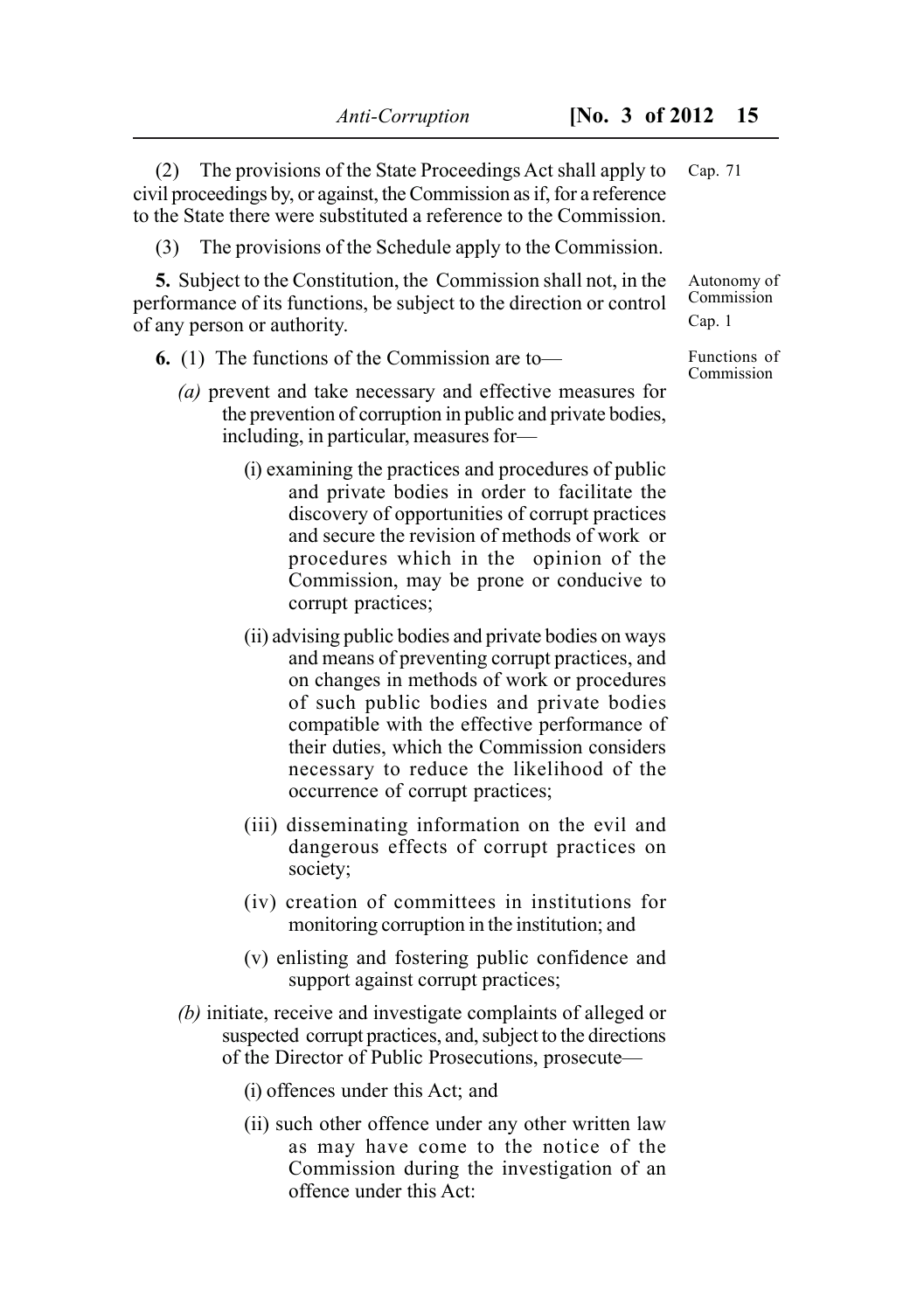(2) The provisions of the State Proceedings Act shall apply to civil proceedings by, or against, the Commission as if, for a reference to the State there were substituted a reference to the Commission.

Cap. 71

(3) The provisions of the Schedule apply to the Commission.

**5.** Subject to the Constitution, the Commission shall not, in the performance of its functions, be subject to the direction or control of any person or authority.

Autonomy of Commission

Cap. 1

**6.** (1) The functions of the Commission are to—

Functions of Commission

*(a)* prevent and take necessary and effective measures for the prevention of corruption in public and private bodies, including, in particular, measures for—

(i) examining the practices and procedures of public and private bodies in order to facilitate the discovery of opportunities of corrupt practices and secure the revision of methods of work or procedures which in the opinion of the Commission, may be prone or conducive to corrupt practices;

(ii) advising public bodies and private bodies on ways and means of preventing corrupt practices, and on changes in methods of work or procedures of such public bodies and private bodies compatible with the effective performance of their duties, which the Commission considers necessary to reduce the likelihood of the occurrence of corrupt practices;

(iii) disseminating information on the evil and dangerous effects of corrupt practices on society;

(iv) creation of committees in institutions for monitoring corruption in the institution; and

(v) enlisting and fostering public confidence and support against corrupt practices;

*(b)* initiate, receive and investigate complaints of alleged or suspected corrupt practices, and, subject to the directions of the Director of Public Prosecutions, prosecute—

(i) offences under this Act; and

(ii) such other offence under any other written law as may have come to the notice of the Commission during the investigation of an offence under this Act: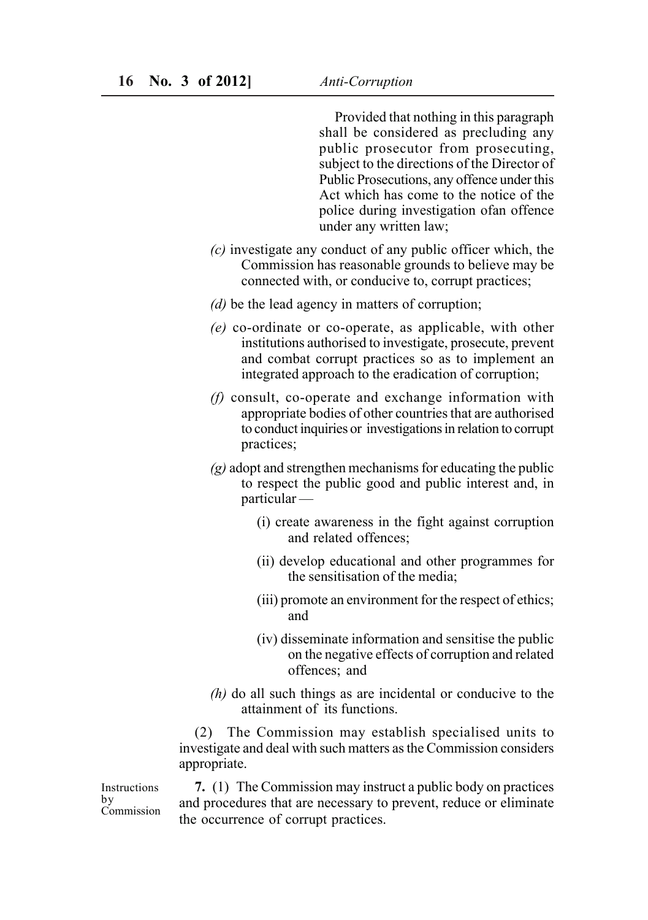Provided that nothing in this paragraph shall be considered as precluding any public prosecutor from prosecuting, subject to the directions of the Director of Public Prosecutions, any offence under this Act which has come to the notice of the police during investigation ofan offence under any written law;

*(c)* investigate any conduct of any public officer which, the Commission has reasonable grounds to believe may be connected with, or conducive to, corrupt practices;

*(d)* be the lead agency in matters of corruption;

*(e)* co-ordinate or co-operate, as applicable, with other institutions authorised to investigate, prosecute, prevent and combat corrupt practices so as to implement an integrated approach to the eradication of corruption;

*(f)* consult, co-operate and exchange information with appropriate bodies of other countries that are authorised to conduct inquiries or investigations in relation to corrupt practices;

*(g)* adopt and strengthen mechanisms for educating the public to respect the public good and public interest and, in particular —

(i) create awareness in the fight against corruption and related offences;

(ii) develop educational and other programmes for the sensitisation of the media;

(iii) promote an environment for the respect of ethics; and

(iv) disseminate information and sensitise the public on the negative effects of corruption and related offences; and

*(h)* do all such things as are incidental or conducive to the attainment of its functions.

(2) The Commission may establish specialised units to investigate and deal with such matters as the Commission considers appropriate.

Instructions by Commission

**7.** (1) The Commission may instruct a public body on practices and procedures that are necessary to prevent, reduce or eliminate the occurrence of corrupt practices.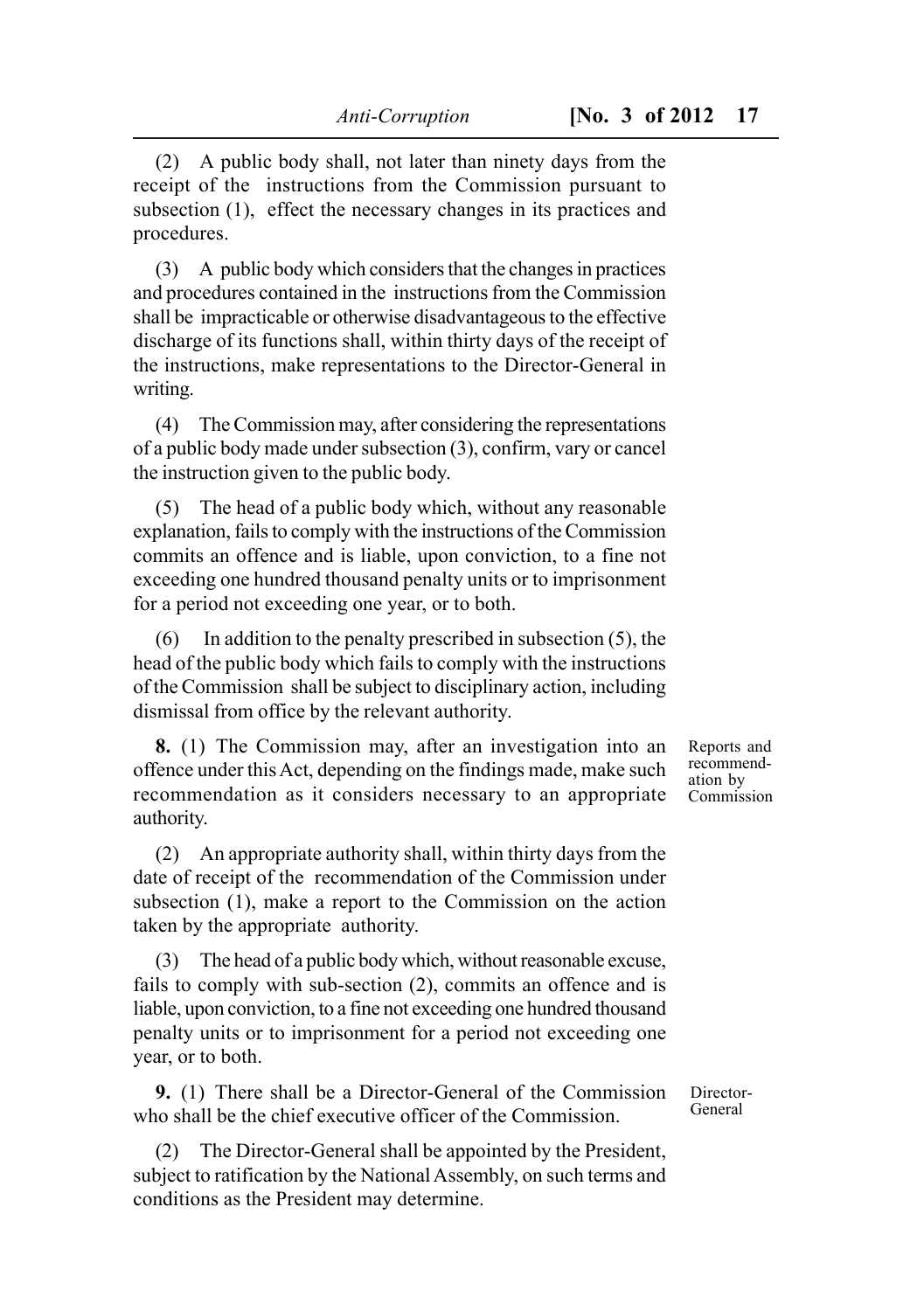(2) A public body shall, not later than ninety days from the receipt of the instructions from the Commission pursuant to subsection (1), effect the necessary changes in its practices and procedures.

(3) A public body which considers that the changes in practices and procedures contained in the instructions from the Commission shall be impracticable or otherwise disadvantageous to the effective discharge of its functions shall, within thirty days of the receipt of the instructions, make representations to the Director-General in writing.

(4) The Commission may, after considering the representations of a public body made under subsection (3), confirm, vary or cancel the instruction given to the public body.

(5) The head of a public body which, without any reasonable explanation, fails to comply with the instructions of the Commission commits an offence and is liable, upon conviction, to a fine not exceeding one hundred thousand penalty units or to imprisonment for a period not exceeding one year, or to both.

(6) In addition to the penalty prescribed in subsection (5), the head of the public body which fails to comply with the instructions of the Commission shall be subject to disciplinary action, including dismissal from office by the relevant authority.

*Reports and recommendation by Commission*

**8.** (1) The Commission may, after an investigation into an offence under this Act, depending on the findings made, make such recommendation as it considers necessary to an appropriate authority.

(2) An appropriate authority shall, within thirty days from the date of receipt of the recommendation of the Commission under subsection (1), make a report to the Commission on the action taken by the appropriate authority.

(3) The head of a public body which, without reasonable excuse, fails to comply with sub-section (2), commits an offence and is liable, upon conviction, to a fine not exceeding one hundred thousand penalty units or to imprisonment for a period not exceeding one year, or to both.

*Director-General*

**9.** (1) There shall be a Director-General of the Commission who shall be the chief executive officer of the Commission.

(2) The Director-General shall be appointed by the President, subject to ratification by the National Assembly, on such terms and conditions as the President may determine.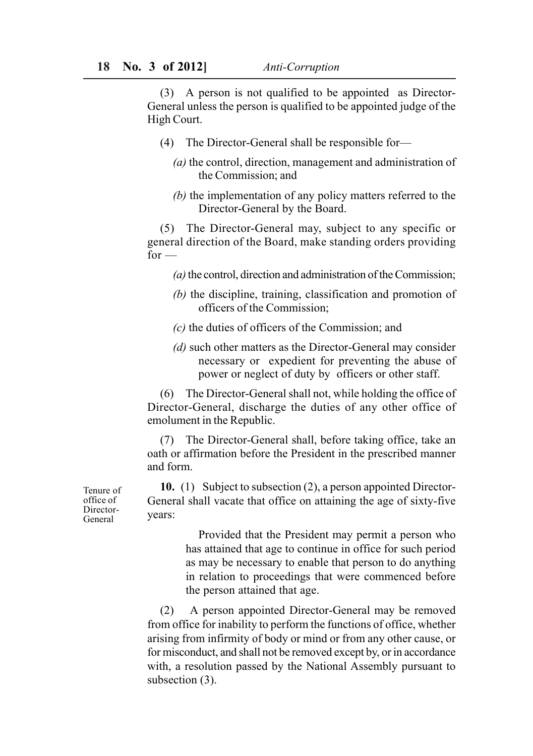(3) A person is not qualified to be appointed as Director-General unless the person is qualified to be appointed judge of the High Court.

(4) The Director-General shall be responsible for—

*(a)* the control, direction, management and administration of the Commission; and

*(b)* the implementation of any policy matters referred to the Director-General by the Board.

(5) The Director-General may, subject to any specific or general direction of the Board, make standing orders providing for —

*(a)* the control, direction and administration of the Commission;

*(b)* the discipline, training, classification and promotion of officers of the Commission;

*(c)* the duties of officers of the Commission; and

*(d)* such other matters as the Director-General may consider necessary or expedient for preventing the abuse of power or neglect of duty by officers or other staff.

(6) The Director-General shall not, while holding the office of Director-General, discharge the duties of any other office of emolument in the Republic.

(7) The Director-General shall, before taking office, take an oath or affirmation before the President in the prescribed manner and form.

Tenure of office of Director-General

**10.** (1) Subject to subsection (2), a person appointed Director-General shall vacate that office on attaining the age of sixty-five years:

Provided that the President may permit a person who has attained that age to continue in office for such period as may be necessary to enable that person to do anything in relation to proceedings that were commenced before the person attained that age.

(2) A person appointed Director-General may be removed from office for inability to perform the functions of office, whether arising from infirmity of body or mind or from any other cause, or for misconduct, and shall not be removed except by, or in accordance with, a resolution passed by the National Assembly pursuant to subsection (3).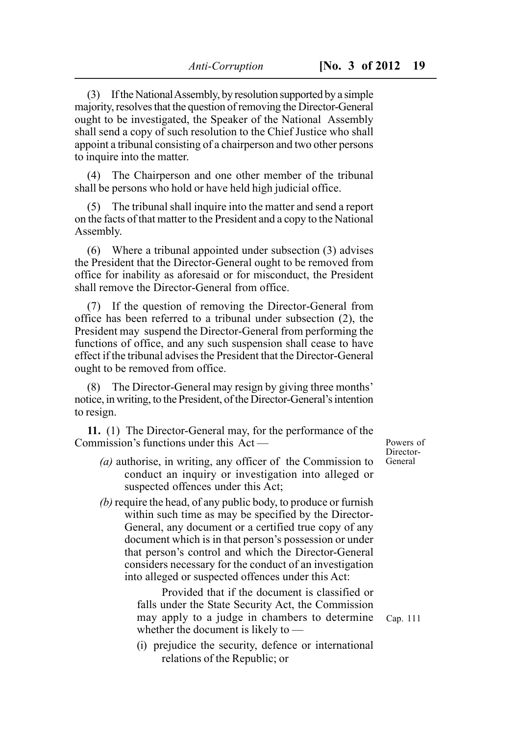(3) If the National Assembly, by resolution supported by a simple majority, resolves that the question of removing the Director-General ought to be investigated, the Speaker of the National Assembly shall send a copy of such resolution to the Chief Justice who shall appoint a tribunal consisting of a chairperson and two other persons to inquire into the matter.

(4) The Chairperson and one other member of the tribunal shall be persons who hold or have held high judicial office.

(5) The tribunal shall inquire into the matter and send a report on the facts of that matter to the President and a copy to the National Assembly.

(6) Where a tribunal appointed under subsection (3) advises the President that the Director-General ought to be removed from office for inability as aforesaid or for misconduct, the President shall remove the Director-General from office.

(7) If the question of removing the Director-General from office has been referred to a tribunal under subsection (2), the President may suspend the Director-General from performing the functions of office, and any such suspension shall cease to have effect if the tribunal advises the President that the Director-General ought to be removed from office.

(8) The Director-General may resign by giving three months' notice, in writing, to the President, of the Director-General's intention to resign.

Powers of Director-General

**11.** (1) The Director-General may, for the performance of the Commission's functions under this Act —

*(a)* authorise, in writing, any officer of the Commission to conduct an inquiry or investigation into alleged or suspected offences under this Act;

*(b)* require the head, of any public body, to produce or furnish within such time as may be specified by the Director-General, any document or a certified true copy of any document which is in that person's possession or under that person's control and which the Director-General considers necessary for the conduct of an investigation into alleged or suspected offences under this Act:

Provided that if the document is classified or falls under the State Security Act, the Commission may apply to a judge in chambers to determine whether the document is likely to —

Cap. 111

(i) prejudice the security, defence or international relations of the Republic; or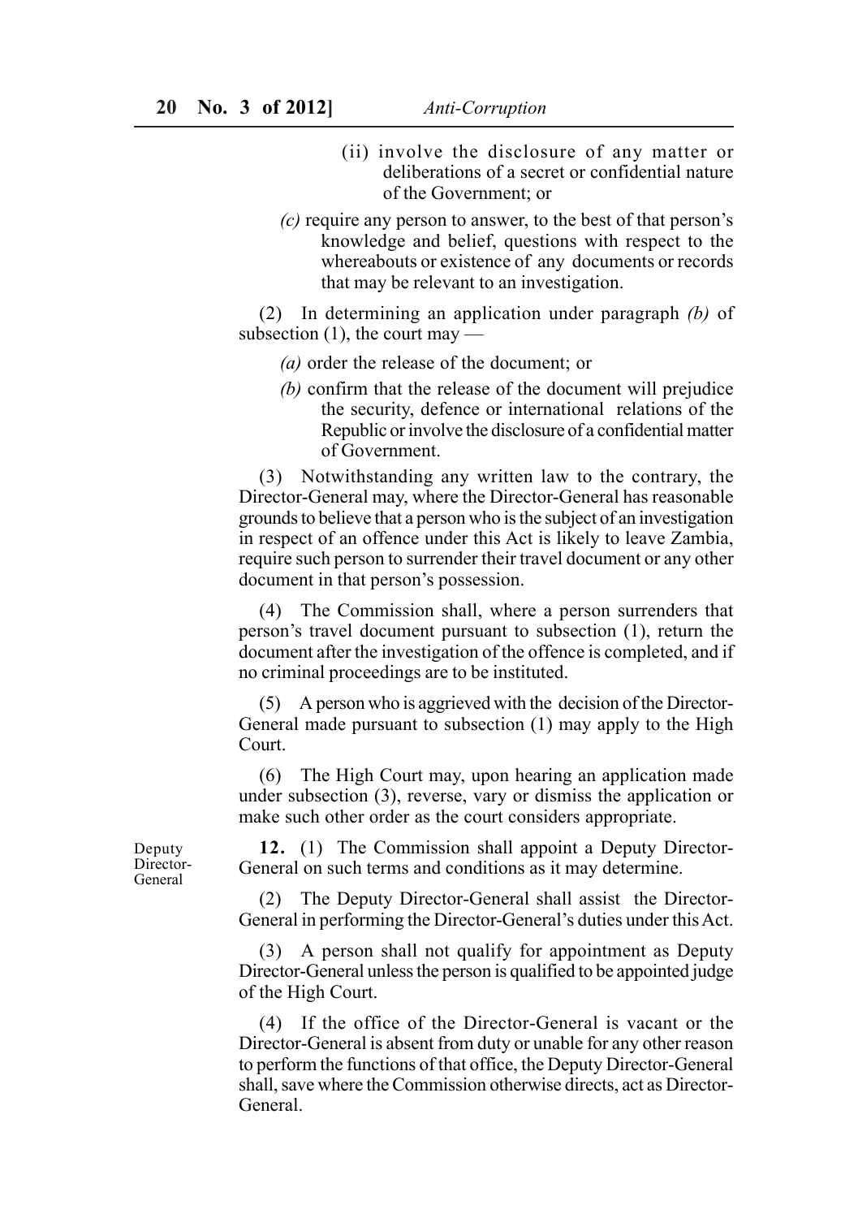(ii) involve the disclosure of any matter or deliberations of a secret or confidential nature of the Government; or

*(c)* require any person to answer, to the best of that person's knowledge and belief, questions with respect to the whereabouts or existence of any documents or records that may be relevant to an investigation.

(2) In determining an application under paragraph *(b)* of subsection (1), the court may —

*(a)* order the release of the document; or

*(b)* confirm that the release of the document will prejudice the security, defence or international relations of the Republic or involve the disclosure of a confidential matter of Government.

(3) Notwithstanding any written law to the contrary, the Director-General may, where the Director-General has reasonable grounds to believe that a person who is the subject of an investigation in respect of an offence under this Act is likely to leave Zambia, require such person to surrender their travel document or any other document in that person's possession.

(4) The Commission shall, where a person surrenders that person's travel document pursuant to subsection (1), return the document after the investigation of the offence is completed, and if no criminal proceedings are to be instituted.

(5) A person who is aggrieved with the decision of the Director-General made pursuant to subsection (1) may apply to the High Court.

(6) The High Court may, upon hearing an application made under subsection (3), reverse, vary or dismiss the application or make such other order as the court considers appropriate.

Deputy Director-General

**12.** (1) The Commission shall appoint a Deputy Director-General on such terms and conditions as it may determine.

(2) The Deputy Director-General shall assist the Director-General in performing the Director-General's duties under this Act.

(3) A person shall not qualify for appointment as Deputy Director-General unless the person is qualified to be appointed judge of the High Court.

(4) If the office of the Director-General is vacant or the Director-General is absent from duty or unable for any other reason to perform the functions of that office, the Deputy Director-General shall, save where the Commission otherwise directs, act as Director-General.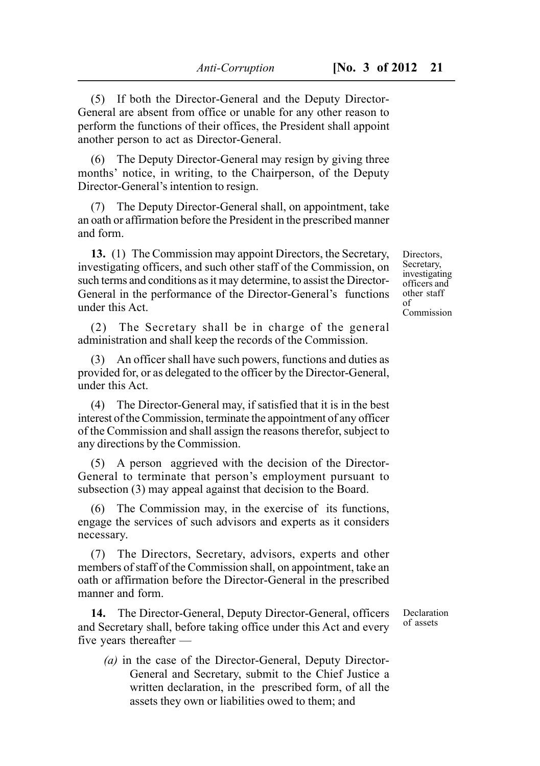(5) If both the Director-General and the Deputy Director-General are absent from office or unable for any other reason to perform the functions of their offices, the President shall appoint another person to act as Director-General.

(6) The Deputy Director-General may resign by giving three months' notice, in writing, to the Chairperson, of the Deputy Director-General's intention to resign.

(7) The Deputy Director-General shall, on appointment, take an oath or affirmation before the President in the prescribed manner and form.

Directors, Secretary, investigating officers and other staff of Commission

**13.** (1) The Commission may appoint Directors, the Secretary, investigating officers, and such other staff of the Commission, on such terms and conditions as it may determine, to assist the Director-General in the performance of the Director-General's functions under this Act.

(2) The Secretary shall be in charge of the general administration and shall keep the records of the Commission.

(3) An officer shall have such powers, functions and duties as provided for, or as delegated to the officer by the Director-General, under this Act.

(4) The Director-General may, if satisfied that it is in the best interest of the Commission, terminate the appointment of any officer of the Commission and shall assign the reasons therefor, subject to any directions by the Commission.

(5) A person aggrieved with the decision of the Director-General to terminate that person's employment pursuant to subsection (3) may appeal against that decision to the Board.

(6) The Commission may, in the exercise of its functions, engage the services of such advisors and experts as it considers necessary.

(7) The Directors, Secretary, advisors, experts and other members of staff of the Commission shall, on appointment, take an oath or affirmation before the Director-General in the prescribed manner and form.

Declaration of assets

**14.** The Director-General, Deputy Director-General, officers and Secretary shall, before taking office under this Act and every five years thereafter —

*(a)* in the case of the Director-General, Deputy Director-General and Secretary, submit to the Chief Justice a written declaration, in the prescribed form, of all the assets they own or liabilities owed to them; and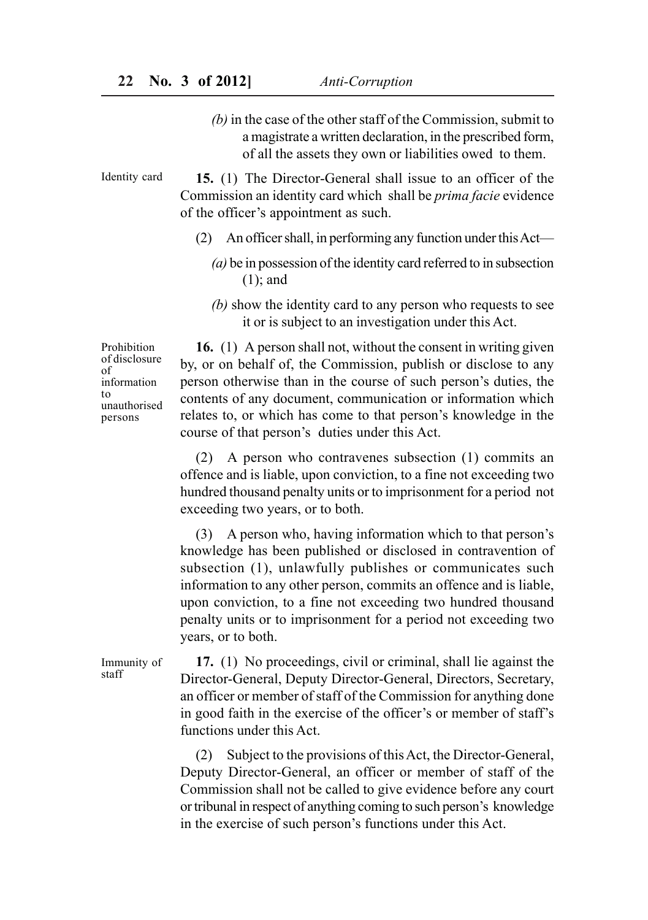(b) in the case of the other staff of the Commission, submit to a magistrate a written declaration, in the prescribed form, of all the assets they own or liabilities owed to them.

Identity card

**15.** (1) The Director-General shall issue to an officer of the Commission an identity card which shall be *prima facie* evidence of the officer's appointment as such.

(2) An officer shall, in performing any function under this Act—

*(a)* be in possession of the identity card referred to in subsection (1); and

*(b)* show the identity card to any person who requests to see it or is subject to an investigation under this Act.

Prohibition of disclosure of information to unauthorised persons

**16.** (1) A person shall not, without the consent in writing given by, or on behalf of, the Commission, publish or disclose to any person otherwise than in the course of such person's duties, the contents of any document, communication or information which relates to, or which has come to that person's knowledge in the course of that person's duties under this Act.

(2) A person who contravenes subsection (1) commits an offence and is liable, upon conviction, to a fine not exceeding two hundred thousand penalty units or to imprisonment for a period not exceeding two years, or to both.

(3) A person who, having information which to that person's knowledge has been published or disclosed in contravention of subsection (1), unlawfully publishes or communicates such information to any other person, commits an offence and is liable, upon conviction, to a fine not exceeding two hundred thousand penalty units or to imprisonment for a period not exceeding two years, or to both.

Immunity of staff

**17.** (1) No proceedings, civil or criminal, shall lie against the Director-General, Deputy Director-General, Directors, Secretary, an officer or member of staff of the Commission for anything done in good faith in the exercise of the officer's or member of staff's functions under this Act.

(2) Subject to the provisions of this Act, the Director-General, Deputy Director-General, an officer or member of staff of the Commission shall not be called to give evidence before any court or tribunal in respect of anything coming to such person's knowledge in the exercise of such person's functions under this Act.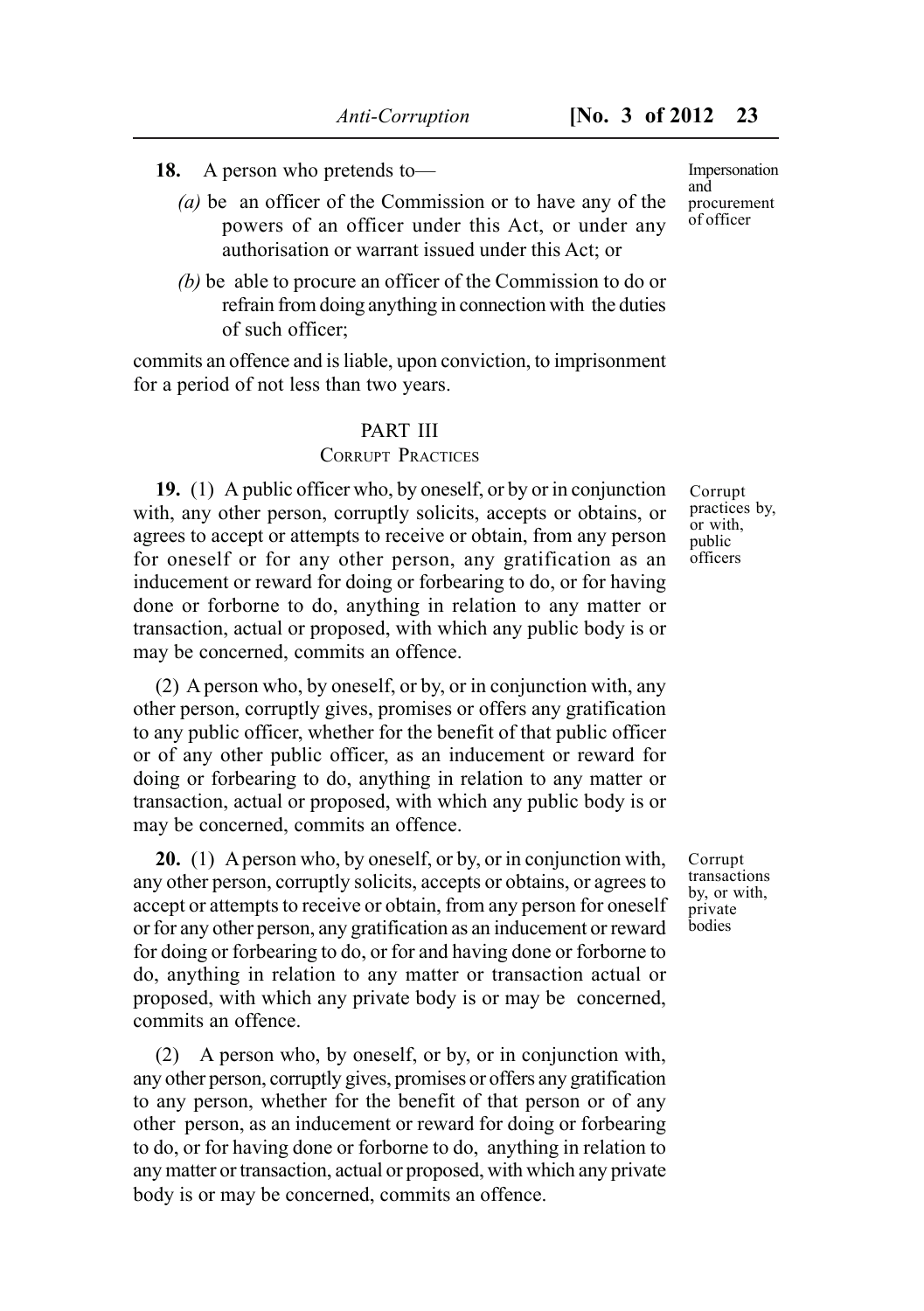**18.** A person who pretends to—

*(a)* be an officer of the Commission or to have any of the powers of an officer under this Act, or under any authorisation or warrant issued under this Act; or

*(b)* be able to procure an officer of the Commission to do or refrain from doing anything in connection with the duties of such officer;

commits an offence and is liable, upon conviction, to imprisonment for a period of not less than two years.

Impersonation and procurement of officer

## PART III

### CORRUPT PRACTICES

Corrupt practices by, or with, public officers

**19.** (1) A public officer who, by oneself, or by or in conjunction with, any other person, corruptly solicits, accepts or obtains, or agrees to accept or attempts to receive or obtain, from any person for oneself or for any other person, any gratification as an inducement or reward for doing or forbearing to do, or for having done or forborne to do, anything in relation to any matter or transaction, actual or proposed, with which any public body is or may be concerned, commits an offence.

(2) A person who, by oneself, or by, or in conjunction with, any other person, corruptly gives, promises or offers any gratification to any public officer, whether for the benefit of that public officer or of any other public officer, as an inducement or reward for doing or forbearing to do, anything in relation to any matter or transaction, actual or proposed, with which any public body is or may be concerned, commits an offence.

Corrupt transactions by, or with, private bodies

**20.** (1) A person who, by oneself, or by, or in conjunction with, any other person, corruptly solicits, accepts or obtains, or agrees to accept or attempts to receive or obtain, from any person for oneself or for any other person, any gratification as an inducement or reward for doing or forbearing to do, or for and having done or forborne to do, anything in relation to any matter or transaction actual or proposed, with which any private body is or may be concerned, commits an offence.

(2) A person who, by oneself, or by, or in conjunction with, any other person, corruptly gives, promises or offers any gratification to any person, whether for the benefit of that person or of any other person, as an inducement or reward for doing or forbearing to do, or for having done or forborne to do, anything in relation to any matter or transaction, actual or proposed, with which any private body is or may be concerned, commits an offence.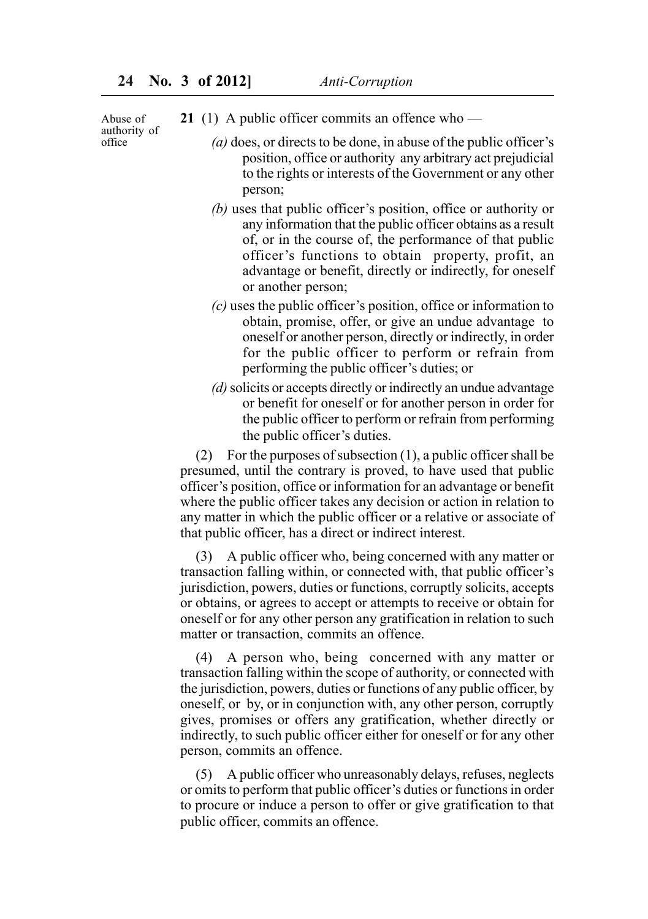Abuse of authority of office

**21** (1) A public officer commits an offence who —

*(a)* does, or directs to be done, in abuse of the public officer's position, office or authority any arbitrary act prejudicial to the rights or interests of the Government or any other person;

*(b)* uses that public officer's position, office or authority or any information that the public officer obtains as a result of, or in the course of, the performance of that public officer's functions to obtain property, profit, an advantage or benefit, directly or indirectly, for oneself or another person;

*(c)* uses the public officer's position, office or information to obtain, promise, offer, or give an undue advantage to oneself or another person, directly or indirectly, in order for the public officer to perform or refrain from performing the public officer's duties; or

*(d)* solicits or accepts directly or indirectly an undue advantage or benefit for oneself or for another person in order for the public officer to perform or refrain from performing the public officer's duties.

(2) For the purposes of subsection (1), a public officer shall be presumed, until the contrary is proved, to have used that public officer's position, office or information for an advantage or benefit where the public officer takes any decision or action in relation to any matter in which the public officer or a relative or associate of that public officer, has a direct or indirect interest.

(3) A public officer who, being concerned with any matter or transaction falling within, or connected with, that public officer's jurisdiction, powers, duties or functions, corruptly solicits, accepts or obtains, or agrees to accept or attempts to receive or obtain for oneself or for any other person any gratification in relation to such matter or transaction, commits an offence.

(4) A person who, being concerned with any matter or transaction falling within the scope of authority, or connected with the jurisdiction, powers, duties or functions of any public officer, by oneself, or by, or in conjunction with, any other person, corruptly gives, promises or offers any gratification, whether directly or indirectly, to such public officer either for oneself or for any other person, commits an offence.

(5) A public officer who unreasonably delays, refuses, neglects or omits to perform that public officer's duties or functions in order to procure or induce a person to offer or give gratification to that public officer, commits an offence.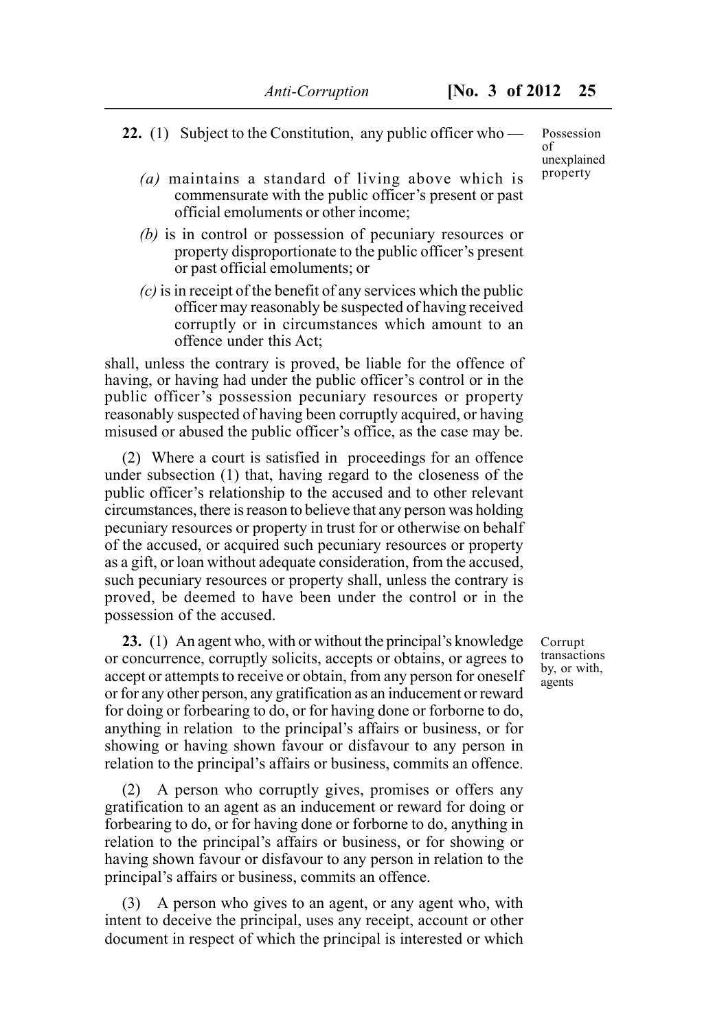**22.** (1) Subject to the Constitution, any public officer who —

Possession of unexplained property

*(a)* maintains a standard of living above which is commensurate with the public officer's present or past official emoluments or other income;

*(b)* is in control or possession of pecuniary resources or property disproportionate to the public officer's present or past official emoluments; or

*(c)* is in receipt of the benefit of any services which the public officer may reasonably be suspected of having received corruptly or in circumstances which amount to an offence under this Act;

shall, unless the contrary is proved, be liable for the offence of having, or having had under the public officer's control or in the public officer's possession pecuniary resources or property reasonably suspected of having been corruptly acquired, or having misused or abused the public officer's office, as the case may be.

(2) Where a court is satisfied in proceedings for an offence under subsection (1) that, having regard to the closeness of the public officer's relationship to the accused and to other relevant circumstances, there is reason to believe that any person was holding pecuniary resources or property in trust for or otherwise on behalf of the accused, or acquired such pecuniary resources or property as a gift, or loan without adequate consideration, from the accused, such pecuniary resources or property shall, unless the contrary is proved, be deemed to have been under the control or in the possession of the accused.

**23.** (1) An agent who, with or without the principal's knowledge or concurrence, corruptly solicits, accepts or obtains, or agrees to accept or attempts to receive or obtain, from any person for oneself or for any other person, any gratification as an inducement or reward for doing or forbearing to do, or for having done or forborne to do, anything in relation to the principal's affairs or business, or for showing or having shown favour or disfavour to any person in relation to the principal's affairs or business, commits an offence.

Corrupt transactions by, or with, agents

(2) A person who corruptly gives, promises or offers any gratification to an agent as an inducement or reward for doing or forbearing to do, or for having done or forborne to do, anything in relation to the principal's affairs or business, or for showing or having shown favour or disfavour to any person in relation to the principal's affairs or business, commits an offence.

(3) A person who gives to an agent, or any agent who, with intent to deceive the principal, uses any receipt, account or other document in respect of which the principal is interested or which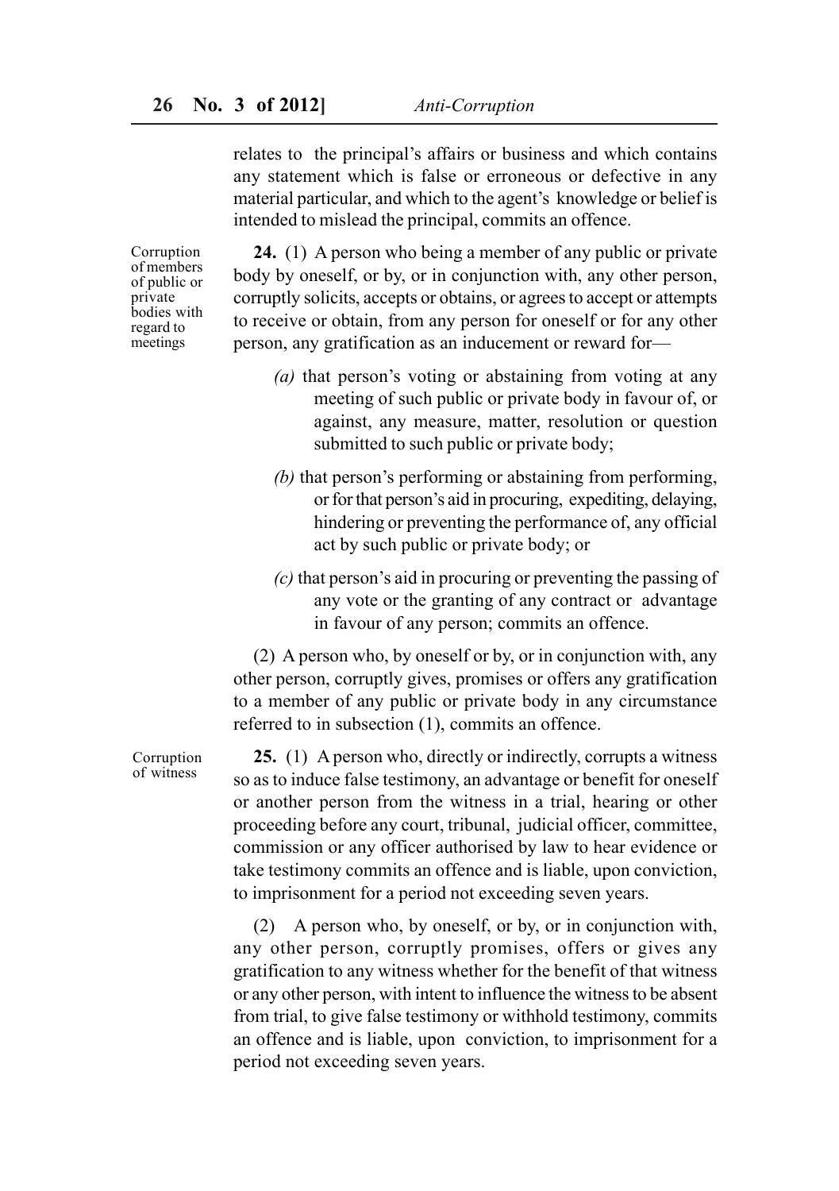relates to the principal's affairs or business and which contains any statement which is false or erroneous or defective in any material particular, and which to the agent's knowledge or belief is intended to mislead the principal, commits an offence.

Corruption of members of public or private bodies with regard to meetings

**24.** (1) A person who being a member of any public or private body by oneself, or by, or in conjunction with, any other person, corruptly solicits, accepts or obtains, or agrees to accept or attempts to receive or obtain, from any person for oneself or for any other person, any gratification as an inducement or reward for—

*(a)* that person's voting or abstaining from voting at any meeting of such public or private body in favour of, or against, any measure, matter, resolution or question submitted to such public or private body;

*(b)* that person's performing or abstaining from performing, or for that person's aid in procuring, expediting, delaying, hindering or preventing the performance of, any official act by such public or private body; or

*(c)* that person's aid in procuring or preventing the passing of any vote or the granting of any contract or advantage in favour of any person; commits an offence.

(2) A person who, by oneself or by, or in conjunction with, any other person, corruptly gives, promises or offers any gratification to a member of any public or private body in any circumstance referred to in subsection (1), commits an offence.

Corruption of witness

**25.** (1) A person who, directly or indirectly, corrupts a witness so as to induce false testimony, an advantage or benefit for oneself or another person from the witness in a trial, hearing or other proceeding before any court, tribunal, judicial officer, committee, commission or any officer authorised by law to hear evidence or take testimony commits an offence and is liable, upon conviction, to imprisonment for a period not exceeding seven years.

(2) A person who, by oneself, or by, or in conjunction with, any other person, corruptly promises, offers or gives any gratification to any witness whether for the benefit of that witness or any other person, with intent to influence the witness to be absent from trial, to give false testimony or withhold testimony, commits an offence and is liable, upon conviction, to imprisonment for a period not exceeding seven years.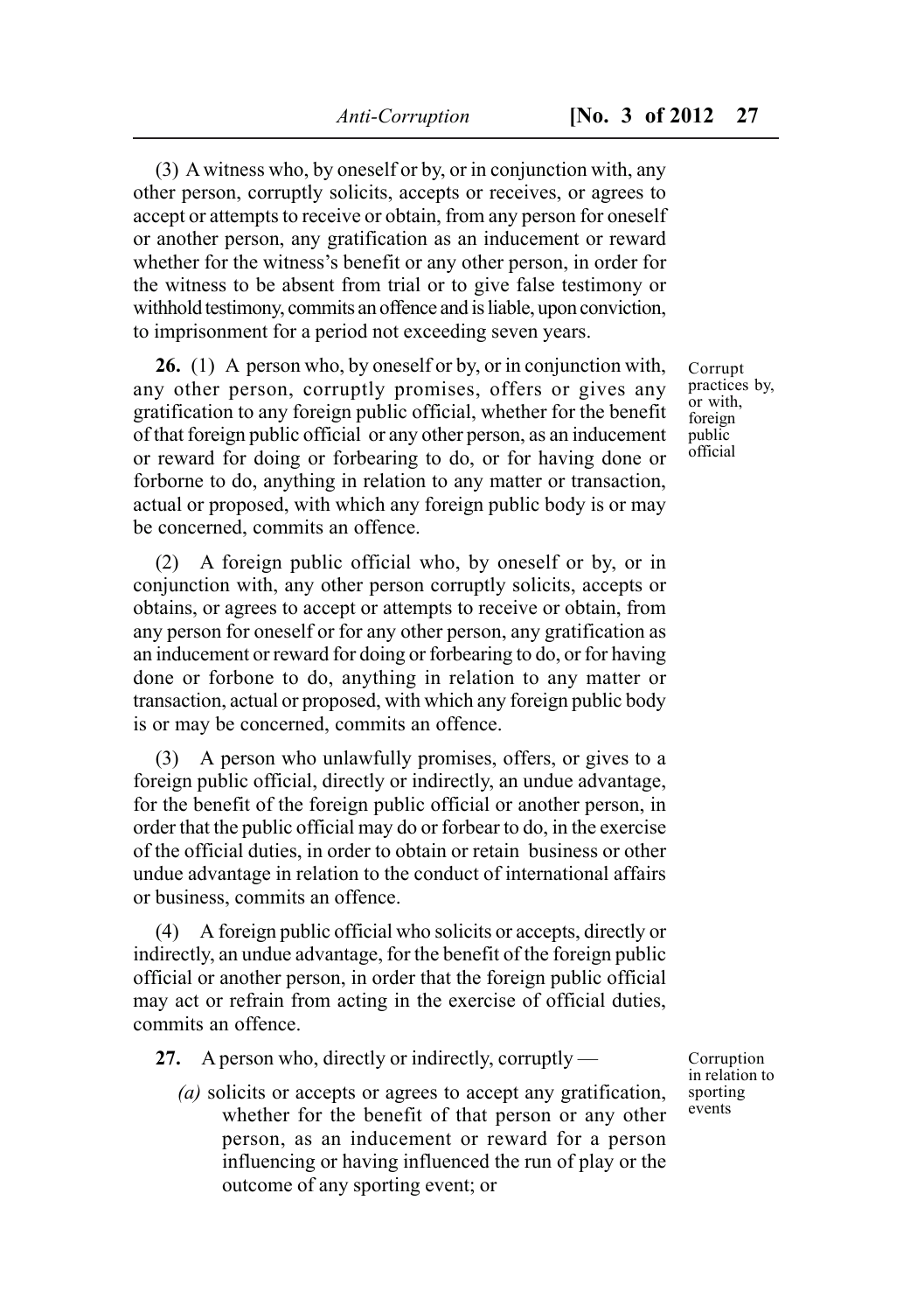(3) A witness who, by oneself or by, or in conjunction with, any other person, corruptly solicits, accepts or receives, or agrees to accept or attempts to receive or obtain, from any person for oneself or another person, any gratification as an inducement or reward whether for the witness's benefit or any other person, in order for the witness to be absent from trial or to give false testimony or withhold testimony, commits an offence and is liable, upon conviction, to imprisonment for a period not exceeding seven years.

*Corrupt practices by, or with, foreign public official*

**26.** (1) A person who, by oneself or by, or in conjunction with, any other person, corruptly promises, offers or gives any gratification to any foreign public official, whether for the benefit of that foreign public official or any other person, as an inducement or reward for doing or forbearing to do, or for having done or forborne to do, anything in relation to any matter or transaction, actual or proposed, with which any foreign public body is or may be concerned, commits an offence.

(2) A foreign public official who, by oneself or by, or in conjunction with, any other person corruptly solicits, accepts or obtains, or agrees to accept or attempts to receive or obtain, from any person for oneself or for any other person, any gratification as an inducement or reward for doing or forbearing to do, or for having done or forbone to do, anything in relation to any matter or transaction, actual or proposed, with which any foreign public body is or may be concerned, commits an offence.

(3) A person who unlawfully promises, offers, or gives to a foreign public official, directly or indirectly, an undue advantage, for the benefit of the foreign public official or another person, in order that the public official may do or forbear to do, in the exercise of the official duties, in order to obtain or retain business or other undue advantage in relation to the conduct of international affairs or business, commits an offence.

(4) A foreign public official who solicits or accepts, directly or indirectly, an undue advantage, for the benefit of the foreign public official or another person, in order that the foreign public official may act or refrain from acting in the exercise of official duties, commits an offence.

*Corruption in relation to sporting events*

**27.** A person who, directly or indirectly, corruptly —

*(a)* solicits or accepts or agrees to accept any gratification, whether for the benefit of that person or any other person, as an inducement or reward for a person influencing or having influenced the run of play or the outcome of any sporting event; or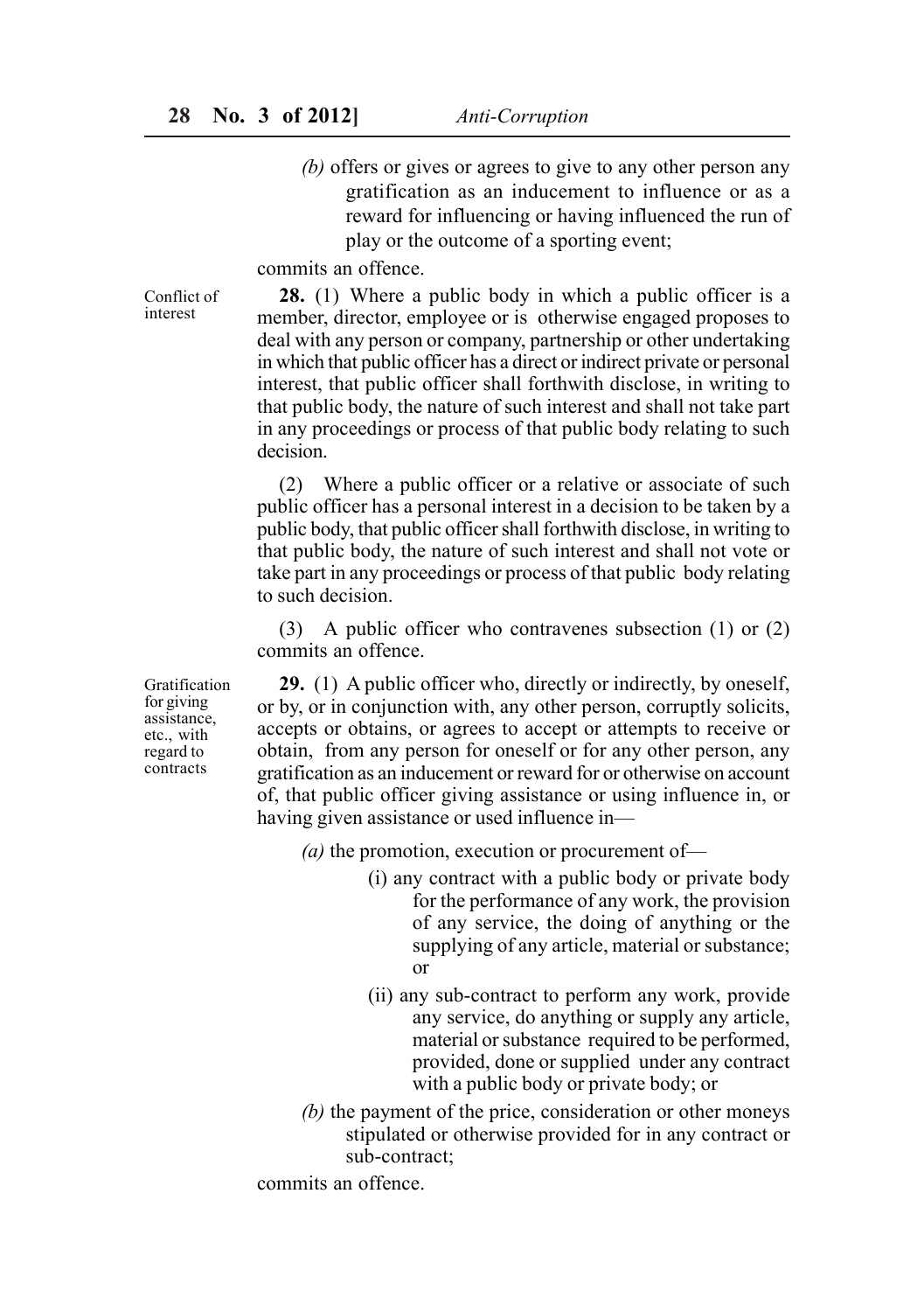*(b)* offers or gives or agrees to give to any other person any gratification as an inducement to influence or as a reward for influencing or having influenced the run of play or the outcome of a sporting event;

commits an offence.

Conflict of interest

**28.** (1) Where a public body in which a public officer is a member, director, employee or is otherwise engaged proposes to deal with any person or company, partnership or other undertaking in which that public officer has a direct or indirect private or personal interest, that public officer shall forthwith disclose, in writing to that public body, the nature of such interest and shall not take part in any proceedings or process of that public body relating to such decision.

(2) Where a public officer or a relative or associate of such public officer has a personal interest in a decision to be taken by a public body, that public officer shall forthwith disclose, in writing to that public body, the nature of such interest and shall not vote or take part in any proceedings or process of that public body relating to such decision.

(3) A public officer who contravenes subsection (1) or (2) commits an offence.

Gratification for giving assistance, etc., with regard to contracts

**29.** (1) A public officer who, directly or indirectly, by oneself, or by, or in conjunction with, any other person, corruptly solicits, accepts or obtains, or agrees to accept or attempts to receive or obtain, from any person for oneself or for any other person, any gratification as an inducement or reward for or otherwise on account of, that public officer giving assistance or using influence in, or having given assistance or used influence in—

*(a)* the promotion, execution or procurement of—

(i) any contract with a public body or private body for the performance of any work, the provision of any service, the doing of anything or the supplying of any article, material or substance; or

(ii) any sub-contract to perform any work, provide any service, do anything or supply any article, material or substance required to be performed, provided, done or supplied under any contract with a public body or private body; or

*(b)* the payment of the price, consideration or other moneys stipulated or otherwise provided for in any contract or sub-contract;

commits an offence.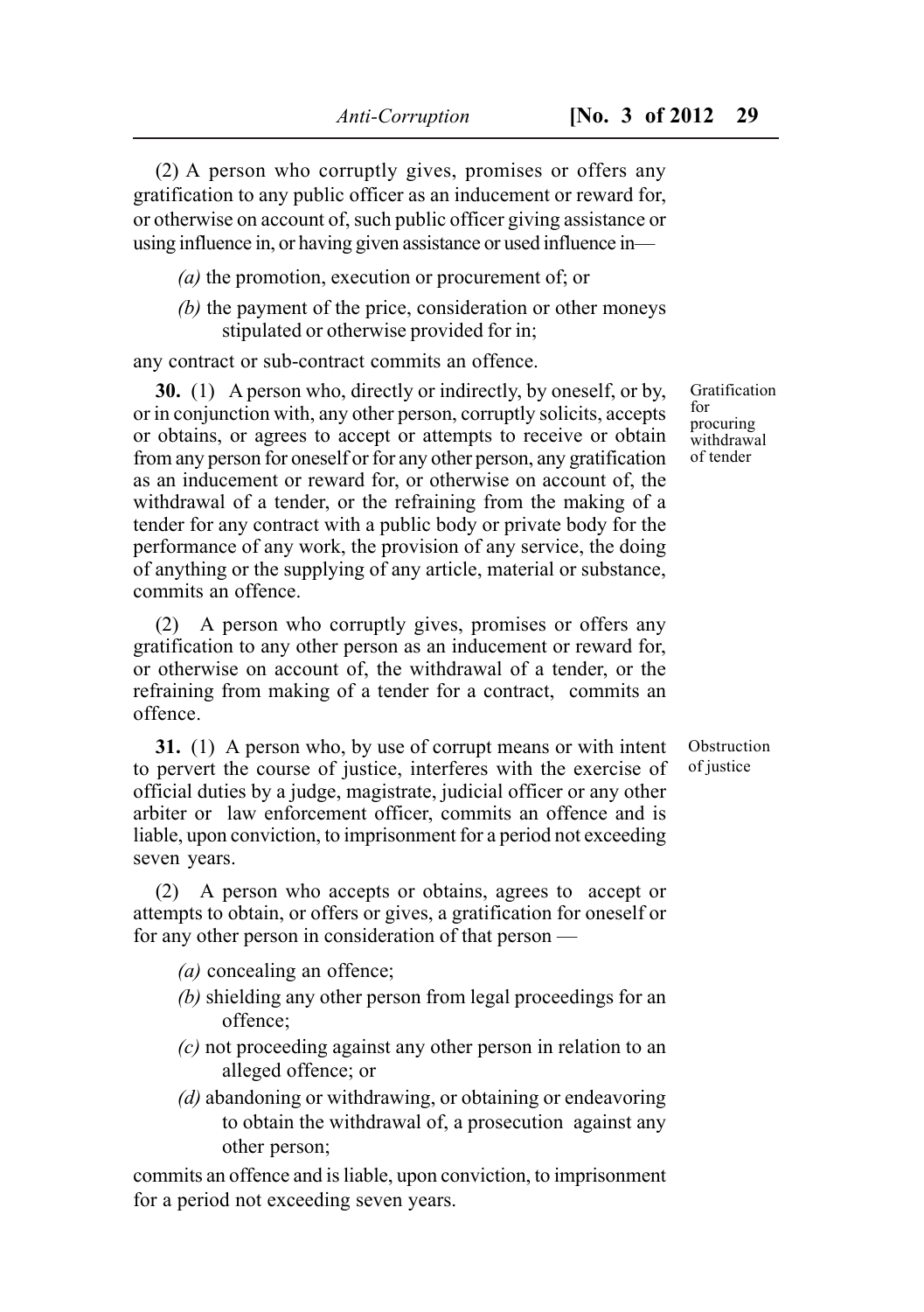(2) A person who corruptly gives, promises or offers any gratification to any public officer as an inducement or reward for, or otherwise on account of, such public officer giving assistance or using influence in, or having given assistance or used influence in—

*(a)* the promotion, execution or procurement of; or

*(b)* the payment of the price, consideration or other moneys stipulated or otherwise provided for in;

any contract or sub-contract commits an offence.

Gratification for procuring withdrawal of tender

**30.** (1) A person who, directly or indirectly, by oneself, or by, or in conjunction with, any other person, corruptly solicits, accepts or obtains, or agrees to accept or attempts to receive or obtain from any person for oneself or for any other person, any gratification as an inducement or reward for, or otherwise on account of, the withdrawal of a tender, or the refraining from the making of a tender for any contract with a public body or private body for the performance of any work, the provision of any service, the doing of anything or the supplying of any article, material or substance, commits an offence.

(2) A person who corruptly gives, promises or offers any gratification to any other person as an inducement or reward for, or otherwise on account of, the withdrawal of a tender, or the refraining from making of a tender for a contract, commits an offence.

Obstruction of justice

**31.** (1) A person who, by use of corrupt means or with intent to pervert the course of justice, interferes with the exercise of official duties by a judge, magistrate, judicial officer or any other arbiter or law enforcement officer, commits an offence and is liable, upon conviction, to imprisonment for a period not exceeding seven years.

(2) A person who accepts or obtains, agrees to accept or attempts to obtain, or offers or gives, a gratification for oneself or for any other person in consideration of that person —

*(a)* concealing an offence;

*(b)* shielding any other person from legal proceedings for an offence;

*(c)* not proceeding against any other person in relation to an alleged offence; or

*(d)* abandoning or withdrawing, or obtaining or endeavoring to obtain the withdrawal of, a prosecution against any other person;

commits an offence and is liable, upon conviction, to imprisonment for a period not exceeding seven years.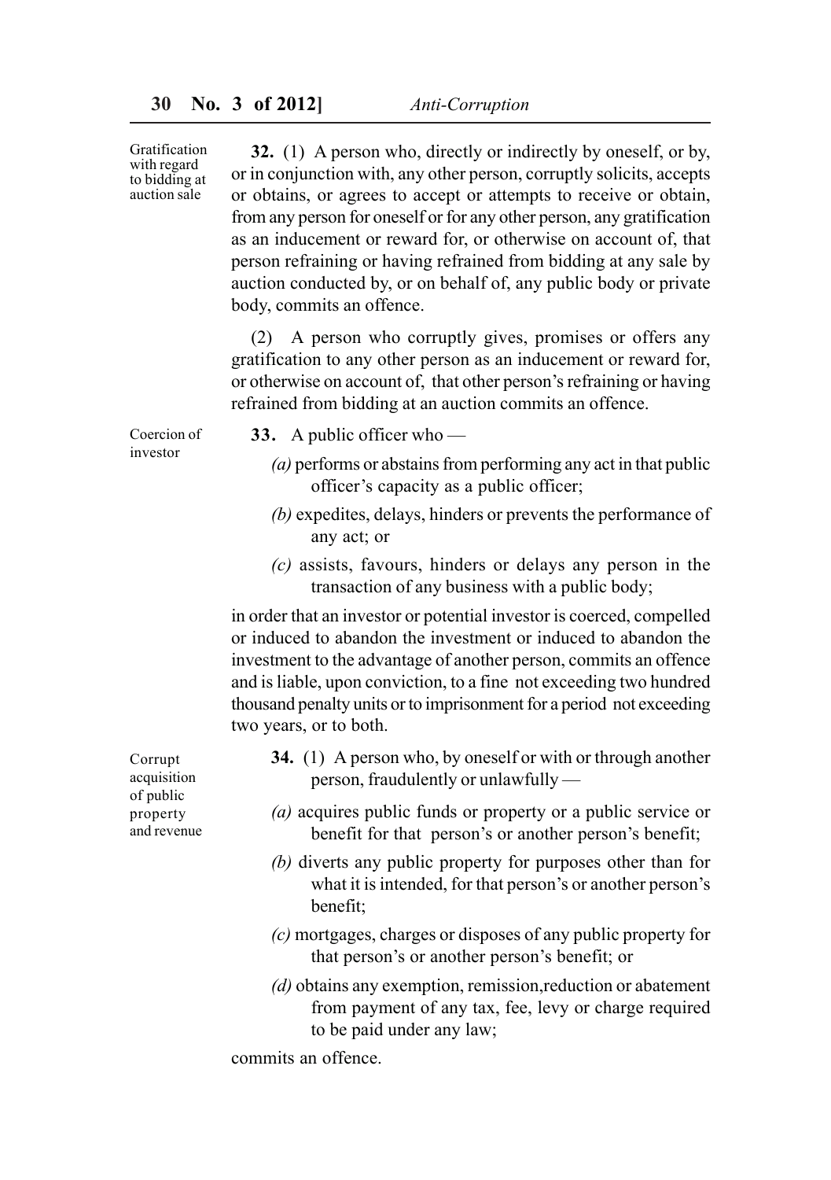**Gratification with regard to bidding at auction sale**

**32.** (1) A person who, directly or indirectly by oneself, or by, or in conjunction with, any other person, corruptly solicits, accepts or obtains, or agrees to accept or attempts to receive or obtain, from any person for oneself or for any other person, any gratification as an inducement or reward for, or otherwise on account of, that person refraining or having refrained from bidding at any sale by auction conducted by, or on behalf of, any public body or private body, commits an offence.

(2) A person who corruptly gives, promises or offers any gratification to any other person as an inducement or reward for, or otherwise on account of, that other person's refraining or having refrained from bidding at an auction commits an offence.

**Coercion of investor**

**33.** A public officer who —

*(a)* performs or abstains from performing any act in that public officer's capacity as a public officer;

*(b)* expedites, delays, hinders or prevents the performance of any act; or

*(c)* assists, favours, hinders or delays any person in the transaction of any business with a public body;

in order that an investor or potential investor is coerced, compelled or induced to abandon the investment or induced to abandon the investment to the advantage of another person, commits an offence and is liable, upon conviction, to a fine not exceeding two hundred thousand penalty units or to imprisonment for a period not exceeding two years, or to both.

**Corrupt acquisition of public property and revenue**

**34.** (1) A person who, by oneself or with or through another person, fraudulently or unlawfully —

*(a)* acquires public funds or property or a public service or benefit for that person's or another person's benefit;

*(b)* diverts any public property for purposes other than for what it is intended, for that person's or another person's benefit;

*(c)* mortgages, charges or disposes of any public property for that person's or another person's benefit; or

*(d)* obtains any exemption, remission,reduction or abatement from payment of any tax, fee, levy or charge required to be paid under any law;

commits an offence.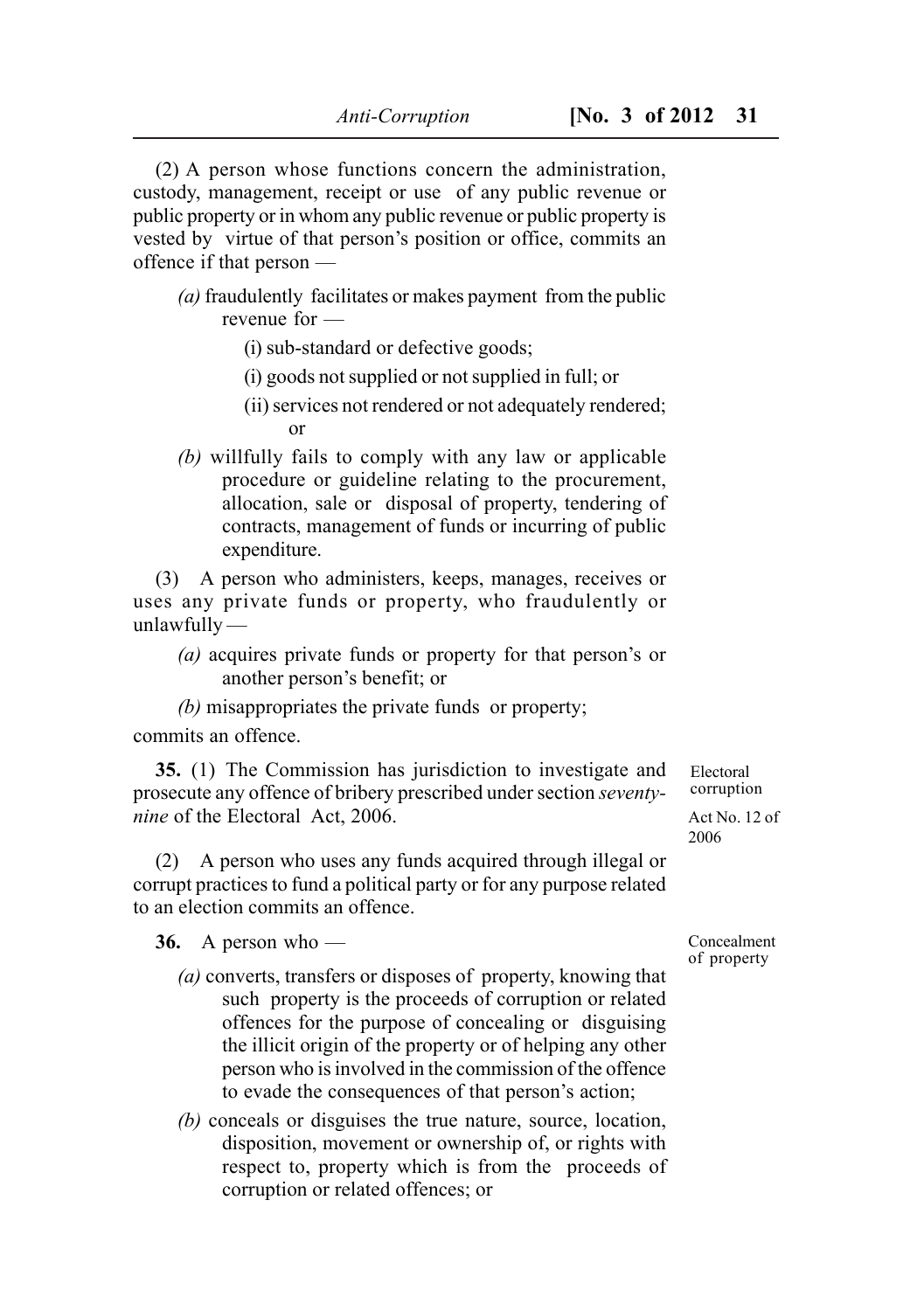(2) A person whose functions concern the administration, custody, management, receipt or use of any public revenue or public property or in whom any public revenue or public property is vested by virtue of that person's position or office, commits an offence if that person —

*(a)* fraudulently facilitates or makes payment from the public revenue for —

(i) sub-standard or defective goods;

(i) goods not supplied or not supplied in full; or

(ii) services not rendered or not adequately rendered; or

*(b)* willfully fails to comply with any law or applicable procedure or guideline relating to the procurement, allocation, sale or disposal of property, tendering of contracts, management of funds or incurring of public expenditure.

(3) A person who administers, keeps, manages, receives or uses any private funds or property, who fraudulently or unlawfully —

*(a)* acquires private funds or property for that person's or another person's benefit; or

*(b)* misappropriates the private funds or property;

commits an offence.

Electoral corruption

Act No. 12 of 2006

**35.** (1) The Commission has jurisdiction to investigate and prosecute any offence of bribery prescribed under section *seventy-nine* of the Electoral Act, 2006.

(2) A person who uses any funds acquired through illegal or corrupt practices to fund a political party or for any purpose related to an election commits an offence.

Concealment of property

**36.** A person who —

*(a)* converts, transfers or disposes of property, knowing that such property is the proceeds of corruption or related offences for the purpose of concealing or disguising the illicit origin of the property or of helping any other person who is involved in the commission of the offence to evade the consequences of that person's action;

*(b)* conceals or disguises the true nature, source, location, disposition, movement or ownership of, or rights with respect to, property which is from the proceeds of corruption or related offences; or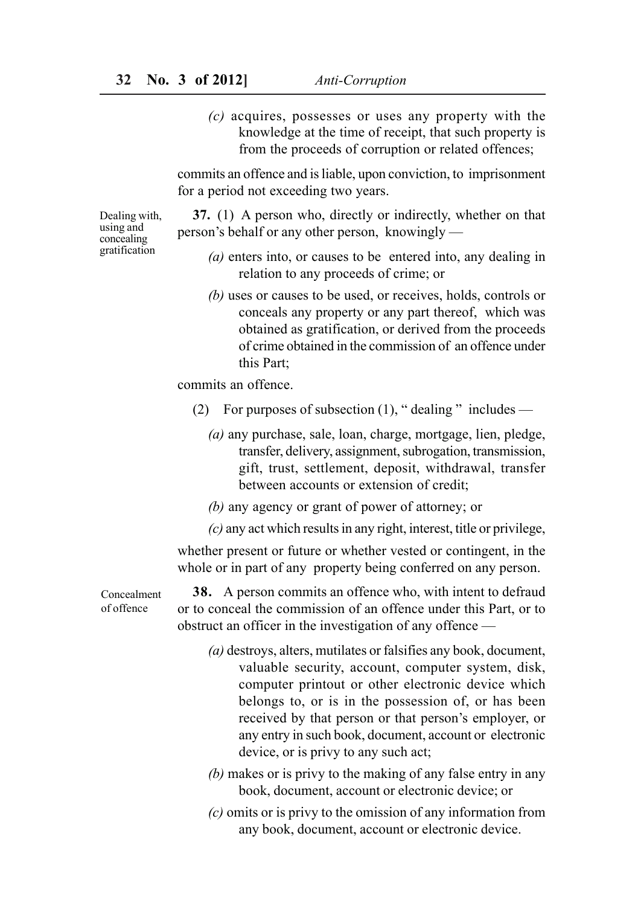*(c)* acquires, possesses or uses any property with the knowledge at the time of receipt, that such property is from the proceeds of corruption or related offences;

commits an offence and is liable, upon conviction, to imprisonment for a period not exceeding two years.

Dealing with, using and concealing gratification

**37.** (1) A person who, directly or indirectly, whether on that person's behalf or any other person, knowingly —

*(a)* enters into, or causes to be entered into, any dealing in relation to any proceeds of crime; or

*(b)* uses or causes to be used, or receives, holds, controls or conceals any property or any part thereof, which was obtained as gratification, or derived from the proceeds of crime obtained in the commission of an offence under this Part;

commits an offence.

(2) For purposes of subsection (1), " dealing " includes —

*(a)* any purchase, sale, loan, charge, mortgage, lien, pledge, transfer, delivery, assignment, subrogation, transmission, gift, trust, settlement, deposit, withdrawal, transfer between accounts or extension of credit;

*(b)* any agency or grant of power of attorney; or

*(c)* any act which results in any right, interest, title or privilege,

whether present or future or whether vested or contingent, in the whole or in part of any property being conferred on any person.

Concealment of offence

**38.** A person commits an offence who, with intent to defraud or to conceal the commission of an offence under this Part, or to obstruct an officer in the investigation of any offence —

*(a)* destroys, alters, mutilates or falsifies any book, document, valuable security, account, computer system, disk, computer printout or other electronic device which belongs to, or is in the possession of, or has been received by that person or that person's employer, or any entry in such book, document, account or electronic device, or is privy to any such act;

*(b)* makes or is privy to the making of any false entry in any book, document, account or electronic device; or

*(c)* omits or is privy to the omission of any information from any book, document, account or electronic device.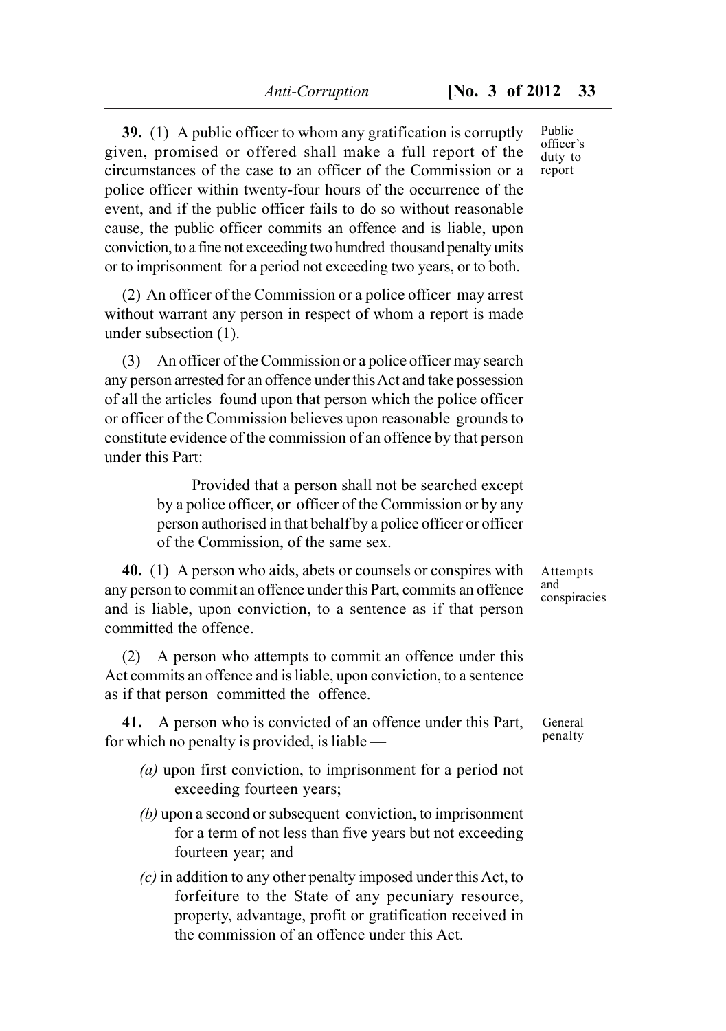**39.** (1) A public officer to whom any gratification is corruptly given, promised or offered shall make a full report of the circumstances of the case to an officer of the Commission or a police officer within twenty-four hours of the occurrence of the event, and if the public officer fails to do so without reasonable cause, the public officer commits an offence and is liable, upon conviction, to a fine not exceeding two hundred thousand penalty units or to imprisonment for a period not exceeding two years, or to both.

Public officer's duty to report

(2) An officer of the Commission or a police officer may arrest without warrant any person in respect of whom a report is made under subsection (1).

(3) An officer of the Commission or a police officer may search any person arrested for an offence under this Act and take possession of all the articles found upon that person which the police officer or officer of the Commission believes upon reasonable grounds to constitute evidence of the commission of an offence by that person under this Part:

> Provided that a person shall not be searched except by a police officer, or officer of the Commission or by any person authorised in that behalf by a police officer or officer of the Commission, of the same sex.

**40.** (1) A person who aids, abets or counsels or conspires with any person to commit an offence under this Part, commits an offence and is liable, upon conviction, to a sentence as if that person committed the offence.

Attempts and conspiracies

(2) A person who attempts to commit an offence under this Act commits an offence and is liable, upon conviction, to a sentence as if that person committed the offence.

**41.** A person who is convicted of an offence under this Part, for which no penalty is provided, is liable —

General penalty

*(a)* upon first conviction, to imprisonment for a period not exceeding fourteen years;

*(b)* upon a second or subsequent conviction, to imprisonment for a term of not less than five years but not exceeding fourteen year; and

*(c)* in addition to any other penalty imposed under this Act, to forfeiture to the State of any pecuniary resource, property, advantage, profit or gratification received in the commission of an offence under this Act.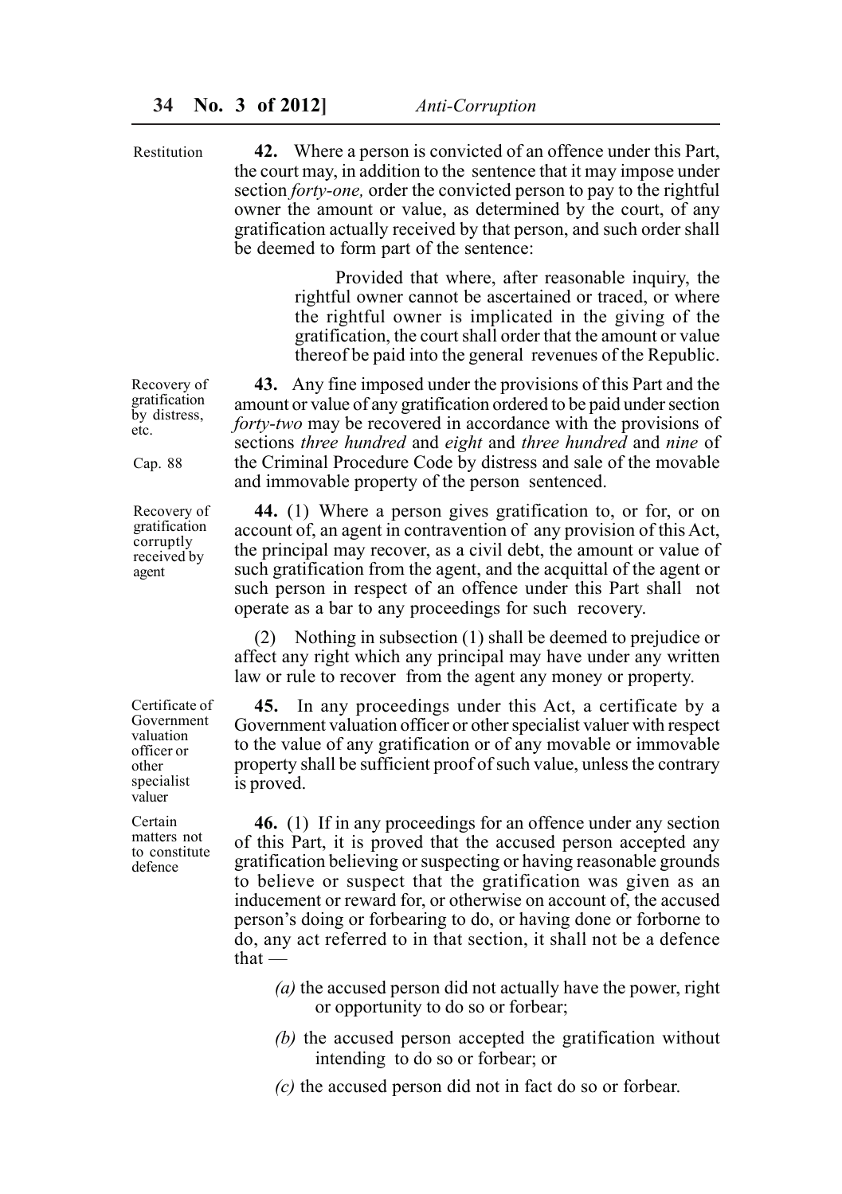Restitution

**42.** Where a person is convicted of an offence under this Part, the court may, in addition to the sentence that it may impose under section *forty-one,* order the convicted person to pay to the rightful owner the amount or value, as determined by the court, of any gratification actually received by that person, and such order shall be deemed to form part of the sentence:

> Provided that where, after reasonable inquiry, the rightful owner cannot be ascertained or traced, or where the rightful owner is implicated in the giving of the gratification, the court shall order that the amount or value thereof be paid into the general revenues of the Republic.

Recovery of gratification by distress, etc.

Cap. 88

**43.** Any fine imposed under the provisions of this Part and the amount or value of any gratification ordered to be paid under section *forty-two* may be recovered in accordance with the provisions of sections *three hundred* and *eight* and *three hundred* and *nine* of the Criminal Procedure Code by distress and sale of the movable and immovable property of the person sentenced.

Recovery of gratification corruptly received by agent

**44.** (1) Where a person gives gratification to, or for, or on account of, an agent in contravention of any provision of this Act, the principal may recover, as a civil debt, the amount or value of such gratification from the agent, and the acquittal of the agent or such person in respect of an offence under this Part shall not operate as a bar to any proceedings for such recovery.

(2) Nothing in subsection (1) shall be deemed to prejudice or affect any right which any principal may have under any written law or rule to recover from the agent any money or property.

Certificate of Government valuation officer or other specialist valuer

**45.** In any proceedings under this Act, a certificate by a Government valuation officer or other specialist valuer with respect to the value of any gratification or of any movable or immovable property shall be sufficient proof of such value, unless the contrary is proved.

Certain matters not to constitute defence

**46.** (1) If in any proceedings for an offence under any section of this Part, it is proved that the accused person accepted any gratification believing or suspecting or having reasonable grounds to believe or suspect that the gratification was given as an inducement or reward for, or otherwise on account of, the accused person's doing or forbearing to do, or having done or forborne to do, any act referred to in that section, it shall not be a defence that —

*(a)* the accused person did not actually have the power, right or opportunity to do so or forbear;

*(b)* the accused person accepted the gratification without intending to do so or forbear; or

*(c)* the accused person did not in fact do so or forbear.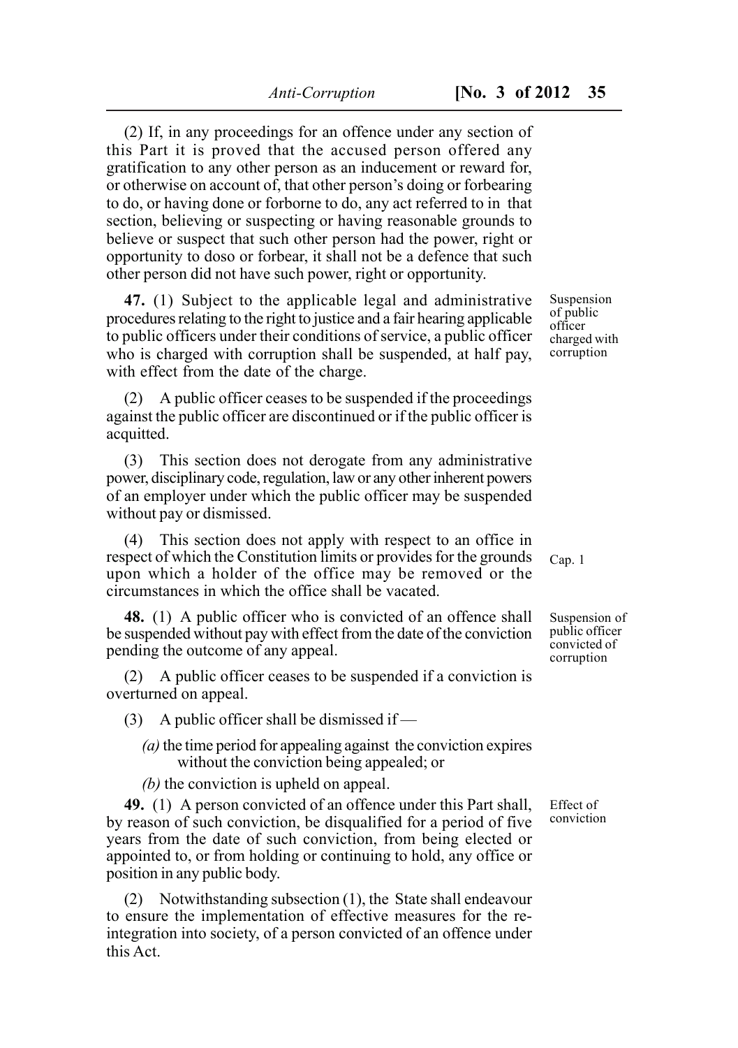(2) If, in any proceedings for an offence under any section of this Part it is proved that the accused person offered any gratification to any other person as an inducement or reward for, or otherwise on account of, that other person's doing or forbearing to do, or having done or forborne to do, any act referred to in that section, believing or suspecting or having reasonable grounds to believe or suspect that such other person had the power, right or opportunity to doso or forbear, it shall not be a defence that such other person did not have such power, right or opportunity.

**Suspension of public officer charged with corruption**

**47.** (1) Subject to the applicable legal and administrative procedures relating to the right to justice and a fair hearing applicable to public officers under their conditions of service, a public officer who is charged with corruption shall be suspended, at half pay, with effect from the date of the charge.

(2) A public officer ceases to be suspended if the proceedings against the public officer are discontinued or if the public officer is acquitted.

(3) This section does not derogate from any administrative power, disciplinary code, regulation, law or any other inherent powers of an employer under which the public officer may be suspended without pay or dismissed.

(4) This section does not apply with respect to an office in respect of which the Constitution limits or provides for the grounds upon which a holder of the office may be removed or the circumstances in which the office shall be vacated. *Cap. 1*

**Suspension of public officer convicted of corruption**

**48.** (1) A public officer who is convicted of an offence shall be suspended without pay with effect from the date of the conviction pending the outcome of any appeal.

(2) A public officer ceases to be suspended if a conviction is overturned on appeal.

(3) A public officer shall be dismissed if —

*(a)* the time period for appealing against the conviction expires without the conviction being appealed; or

*(b)* the conviction is upheld on appeal.

**Effect of conviction**

**49.** (1) A person convicted of an offence under this Part shall, by reason of such conviction, be disqualified for a period of five years from the date of such conviction, from being elected or appointed to, or from holding or continuing to hold, any office or position in any public body.

(2) Notwithstanding subsection (1), the State shall endeavour to ensure the implementation of effective measures for the re-integration into society, of a person convicted of an offence under this Act.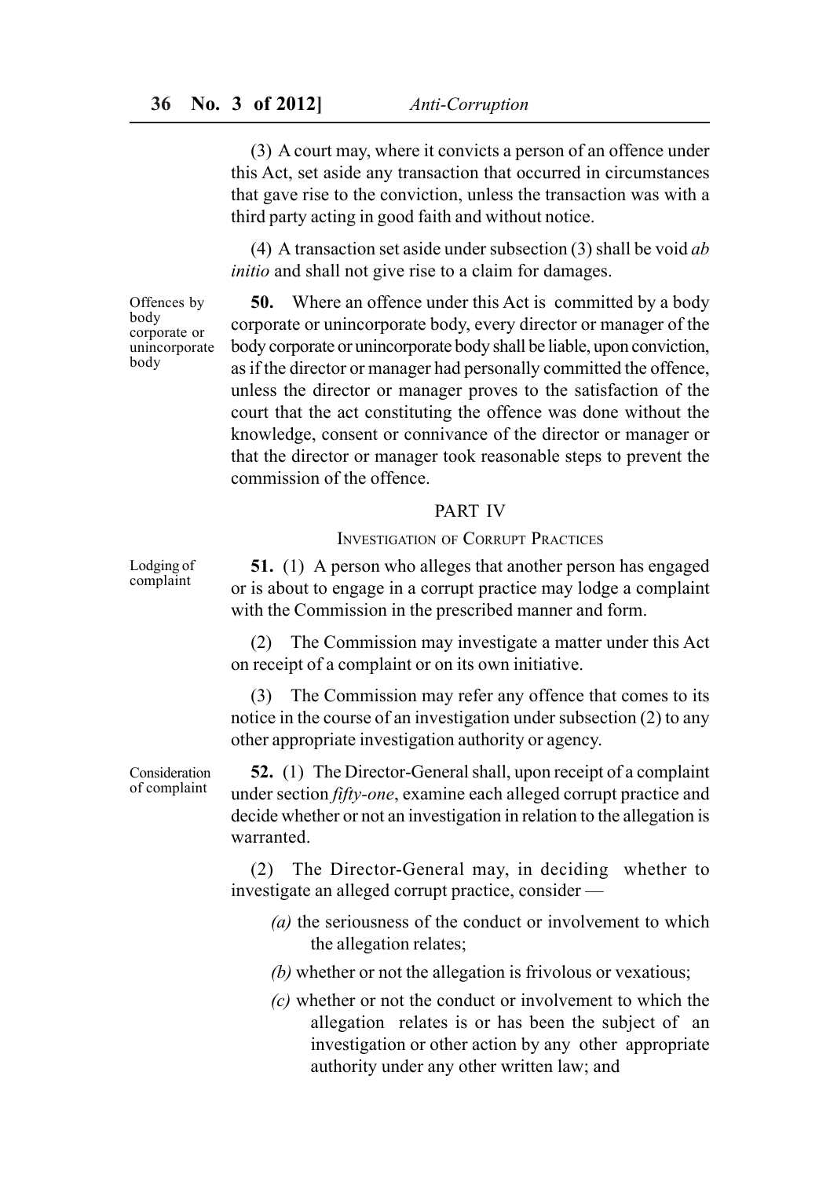(3) A court may, where it convicts a person of an offence under this Act, set aside any transaction that occurred in circumstances that gave rise to the conviction, unless the transaction was with a third party acting in good faith and without notice.

(4) A transaction set aside under subsection (3) shall be void *ab initio* and shall not give rise to a claim for damages.

Offences by body corporate or unincorporate body

**50.** Where an offence under this Act is committed by a body corporate or unincorporate body, every director or manager of the body corporate or unincorporate body shall be liable, upon conviction, as if the director or manager had personally committed the offence, unless the director or manager proves to the satisfaction of the court that the act constituting the offence was done without the knowledge, consent or connivance of the director or manager or that the director or manager took reasonable steps to prevent the commission of the offence.

## PART IV

### INVESTIGATION OF CORRUPT PRACTICES

Lodging of complaint

**51.** (1) A person who alleges that another person has engaged or is about to engage in a corrupt practice may lodge a complaint with the Commission in the prescribed manner and form.

(2) The Commission may investigate a matter under this Act on receipt of a complaint or on its own initiative.

(3) The Commission may refer any offence that comes to its notice in the course of an investigation under subsection (2) to any other appropriate investigation authority or agency.

Consideration of complaint

**52.** (1) The Director-General shall, upon receipt of a complaint under section *fifty-one*, examine each alleged corrupt practice and decide whether or not an investigation in relation to the allegation is warranted.

(2) The Director-General may, in deciding whether to investigate an alleged corrupt practice, consider —

*(a)* the seriousness of the conduct or involvement to which the allegation relates;

*(b)* whether or not the allegation is frivolous or vexatious;

*(c)* whether or not the conduct or involvement to which the allegation relates is or has been the subject of an investigation or other action by any other appropriate authority under any other written law; and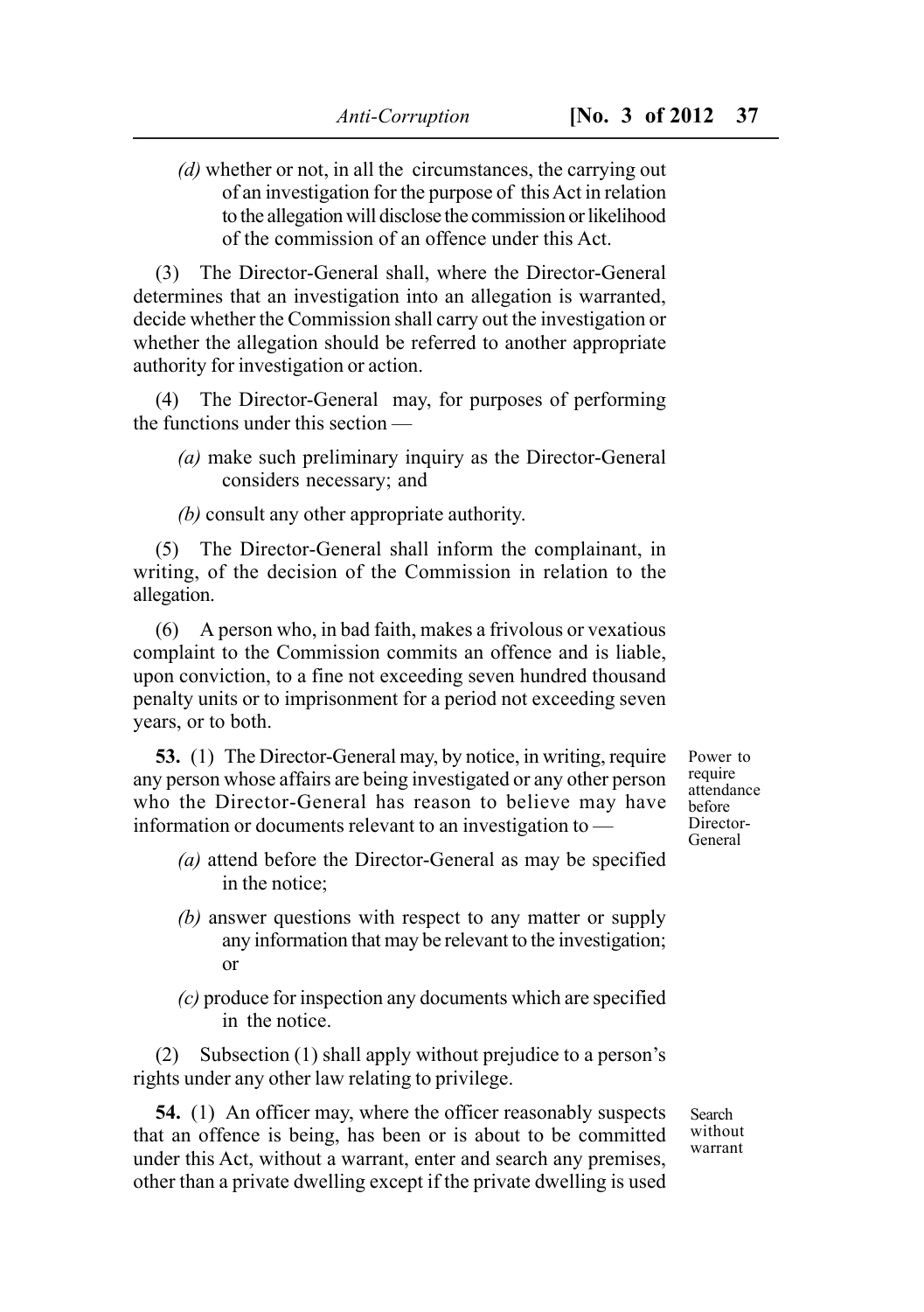*(d)* whether or not, in all the circumstances, the carrying out of an investigation for the purpose of this Act in relation to the allegation will disclose the commission or likelihood of the commission of an offence under this Act.

(3) The Director-General shall, where the Director-General determines that an investigation into an allegation is warranted, decide whether the Commission shall carry out the investigation or whether the allegation should be referred to another appropriate authority for investigation or action.

(4) The Director-General may, for purposes of performing the functions under this section —

*(a)* make such preliminary inquiry as the Director-General considers necessary; and

*(b)* consult any other appropriate authority.

(5) The Director-General shall inform the complainant, in writing, of the decision of the Commission in relation to the allegation.

(6) A person who, in bad faith, makes a frivolous or vexatious complaint to the Commission commits an offence and is liable, upon conviction, to a fine not exceeding seven hundred thousand penalty units or to imprisonment for a period not exceeding seven years, or to both.

Power to require attendance before Director-General

**53.** (1) The Director-General may, by notice, in writing, require any person whose affairs are being investigated or any other person who the Director-General has reason to believe may have information or documents relevant to an investigation to —

*(a)* attend before the Director-General as may be specified in the notice;

*(b)* answer questions with respect to any matter or supply any information that may be relevant to the investigation; or

*(c)* produce for inspection any documents which are specified in the notice.

(2) Subsection (1) shall apply without prejudice to a person's rights under any other law relating to privilege.

Search without warrant

**54.** (1) An officer may, where the officer reasonably suspects that an offence is being, has been or is about to be committed under this Act, without a warrant, enter and search any premises, other than a private dwelling except if the private dwelling is used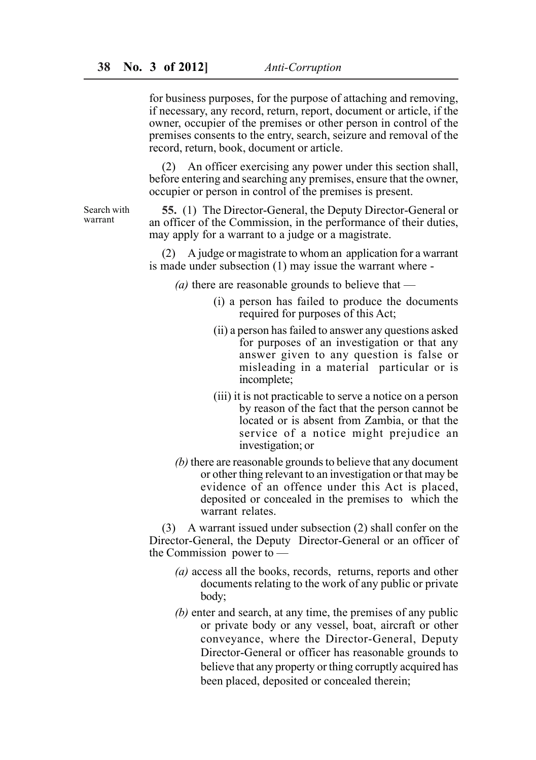for business purposes, for the purpose of attaching and removing, if necessary, any record, return, report, document or article, if the owner, occupier of the premises or other person in control of the premises consents to the entry, search, seizure and removal of the record, return, book, document or article.

(2) An officer exercising any power under this section shall, before entering and searching any premises, ensure that the owner, occupier or person in control of the premises is present.

Search with warrant

**55.** (1) The Director-General, the Deputy Director-General or an officer of the Commission, in the performance of their duties, may apply for a warrant to a judge or a magistrate.

(2) A judge or magistrate to whom an application for a warrant is made under subsection (1) may issue the warrant where -

*(a)* there are reasonable grounds to believe that —

(i) a person has failed to produce the documents required for purposes of this Act;

(ii) a person has failed to answer any questions asked for purposes of an investigation or that any answer given to any question is false or misleading in a material particular or is incomplete;

(iii) it is not practicable to serve a notice on a person by reason of the fact that the person cannot be located or is absent from Zambia, or that the service of a notice might prejudice an investigation; or

*(b)* there are reasonable grounds to believe that any document or other thing relevant to an investigation or that may be evidence of an offence under this Act is placed, deposited or concealed in the premises to which the warrant relates.

(3) A warrant issued under subsection (2) shall confer on the Director-General, the Deputy Director-General or an officer of the Commission power to —

*(a)* access all the books, records, returns, reports and other documents relating to the work of any public or private body;

*(b)* enter and search, at any time, the premises of any public or private body or any vessel, boat, aircraft or other conveyance, where the Director-General, Deputy Director-General or officer has reasonable grounds to believe that any property or thing corruptly acquired has been placed, deposited or concealed therein;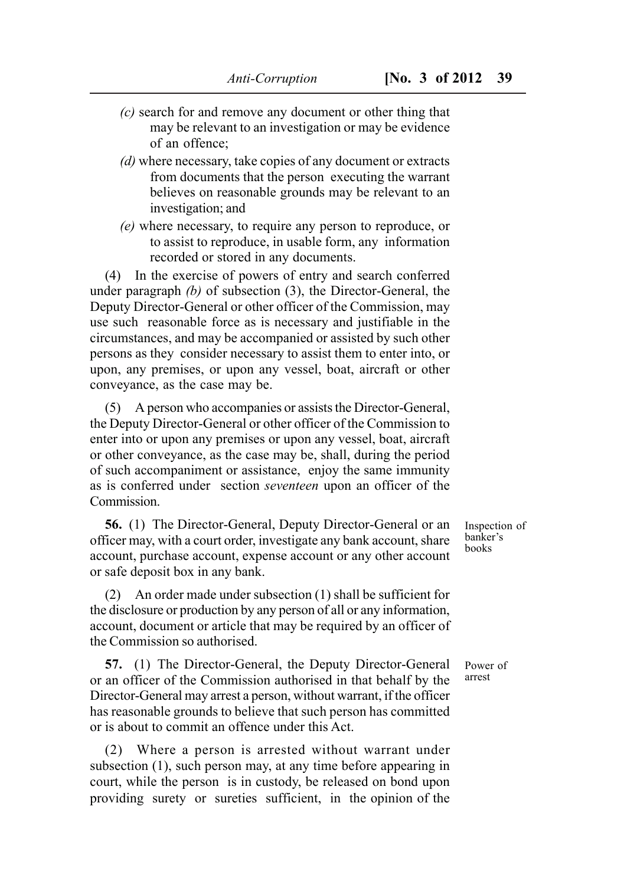(c) search for and remove any document or other thing that may be relevant to an investigation or may be evidence of an offence;

(d) where necessary, take copies of any document or extracts from documents that the person executing the warrant believes on reasonable grounds may be relevant to an investigation; and

(e) where necessary, to require any person to reproduce, or to assist to reproduce, in usable form, any information recorded or stored in any documents.

(4) In the exercise of powers of entry and search conferred under paragraph *(b)* of subsection (3), the Director-General, the Deputy Director-General or other officer of the Commission, may use such reasonable force as is necessary and justifiable in the circumstances, and may be accompanied or assisted by such other persons as they consider necessary to assist them to enter into, or upon, any premises, or upon any vessel, boat, aircraft or other conveyance, as the case may be.

(5) A person who accompanies or assists the Director-General, the Deputy Director-General or other officer of the Commission to enter into or upon any premises or upon any vessel, boat, aircraft or other conveyance, as the case may be, shall, during the period of such accompaniment or assistance, enjoy the same immunity as is conferred under section *seventeen* upon an officer of the Commission.

Inspection of banker's books

**56.** (1) The Director-General, Deputy Director-General or an officer may, with a court order, investigate any bank account, share account, purchase account, expense account or any other account or safe deposit box in any bank.

(2) An order made under subsection (1) shall be sufficient for the disclosure or production by any person of all or any information, account, document or article that may be required by an officer of the Commission so authorised.

Power of arrest

**57.** (1) The Director-General, the Deputy Director-General or an officer of the Commission authorised in that behalf by the Director-General may arrest a person, without warrant, if the officer has reasonable grounds to believe that such person has committed or is about to commit an offence under this Act.

(2) Where a person is arrested without warrant under subsection (1), such person may, at any time before appearing in court, while the person is in custody, be released on bond upon providing surety or sureties sufficient, in the opinion of the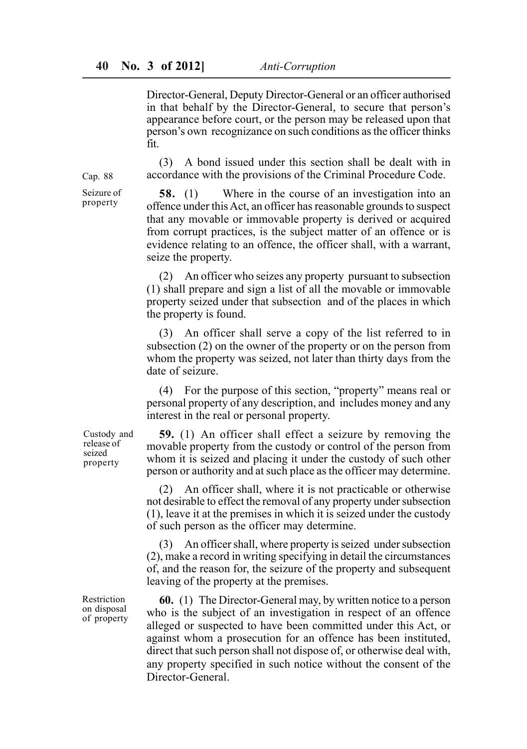Director-General, Deputy Director-General or an officer authorised in that behalf by the Director-General, to secure that person's appearance before court, or the person may be released upon that person's own recognizance on such conditions as the officer thinks fit.

Cap. 88

(3) A bond issued under this section shall be dealt with in accordance with the provisions of the Criminal Procedure Code.

Seizure of property

**58.** (1) Where in the course of an investigation into an offence under this Act, an officer has reasonable grounds to suspect that any movable or immovable property is derived or acquired from corrupt practices, is the subject matter of an offence or is evidence relating to an offence, the officer shall, with a warrant, seize the property.

(2) An officer who seizes any property pursuant to subsection (1) shall prepare and sign a list of all the movable or immovable property seized under that subsection and of the places in which the property is found.

(3) An officer shall serve a copy of the list referred to in subsection (2) on the owner of the property or on the person from whom the property was seized, not later than thirty days from the date of seizure.

(4) For the purpose of this section, "property" means real or personal property of any description, and includes money and any interest in the real or personal property.

Custody and release of seized property

**59.** (1) An officer shall effect a seizure by removing the movable property from the custody or control of the person from whom it is seized and placing it under the custody of such other person or authority and at such place as the officer may determine.

(2) An officer shall, where it is not practicable or otherwise not desirable to effect the removal of any property under subsection (1), leave it at the premises in which it is seized under the custody of such person as the officer may determine.

(3) An officer shall, where property is seized under subsection (2), make a record in writing specifying in detail the circumstances of, and the reason for, the seizure of the property and subsequent leaving of the property at the premises.

Restriction on disposal of property

**60.** (1) The Director-General may, by written notice to a person who is the subject of an investigation in respect of an offence alleged or suspected to have been committed under this Act, or against whom a prosecution for an offence has been instituted, direct that such person shall not dispose of, or otherwise deal with, any property specified in such notice without the consent of the Director-General.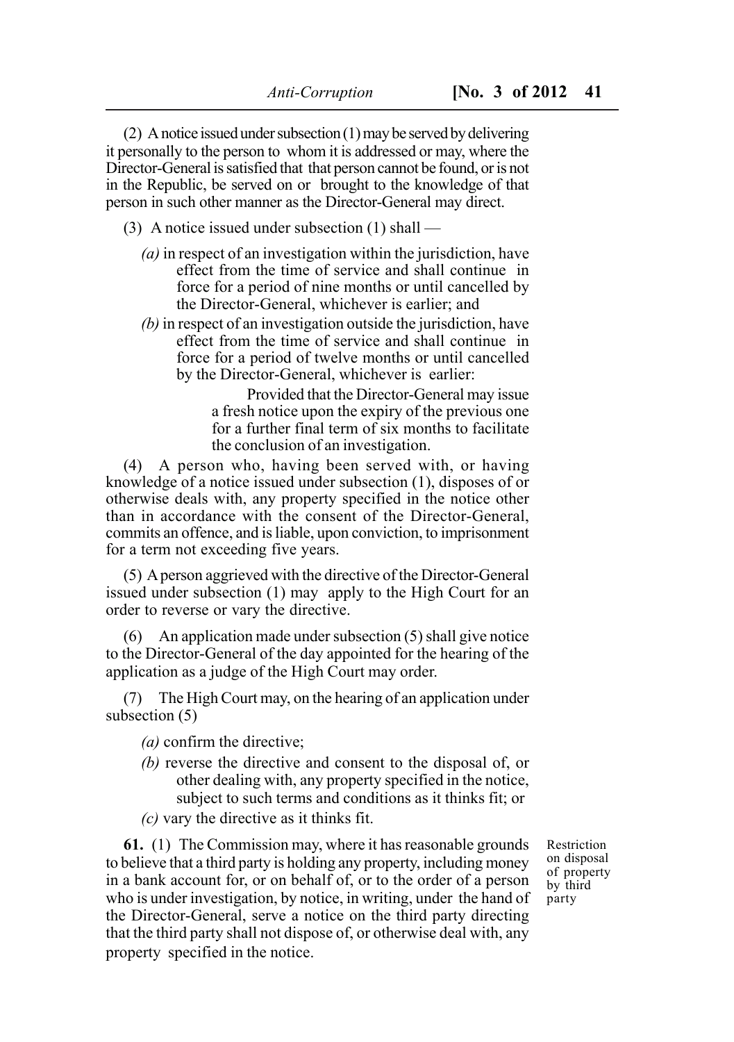(2) A notice issued under subsection (1) may be served by delivering it personally to the person to whom it is addressed or may, where the Director-General is satisfied that that person cannot be found, or is not in the Republic, be served on or brought to the knowledge of that person in such other manner as the Director-General may direct.

(3) A notice issued under subsection (1) shall —

*(a)* in respect of an investigation within the jurisdiction, have effect from the time of service and shall continue in force for a period of nine months or until cancelled by the Director-General, whichever is earlier; and

*(b)* in respect of an investigation outside the jurisdiction, have effect from the time of service and shall continue in force for a period of twelve months or until cancelled by the Director-General, whichever is earlier:

> Provided that the Director-General may issue a fresh notice upon the expiry of the previous one for a further final term of six months to facilitate the conclusion of an investigation.

(4) A person who, having been served with, or having knowledge of a notice issued under subsection (1), disposes of or otherwise deals with, any property specified in the notice other than in accordance with the consent of the Director-General, commits an offence, and is liable, upon conviction, to imprisonment for a term not exceeding five years.

(5) A person aggrieved with the directive of the Director-General issued under subsection (1) may apply to the High Court for an order to reverse or vary the directive.

(6) An application made under subsection (5) shall give notice to the Director-General of the day appointed for the hearing of the application as a judge of the High Court may order.

(7) The High Court may, on the hearing of an application under subsection (5)

*(a)* confirm the directive;

*(b)* reverse the directive and consent to the disposal of, or other dealing with, any property specified in the notice, subject to such terms and conditions as it thinks fit; or

*(c)* vary the directive as it thinks fit.

Restriction on disposal of property by third party

**61.** (1) The Commission may, where it has reasonable grounds to believe that a third party is holding any property, including money in a bank account for, or on behalf of, or to the order of a person who is under investigation, by notice, in writing, under the hand of the Director-General, serve a notice on the third party directing that the third party shall not dispose of, or otherwise deal with, any property specified in the notice.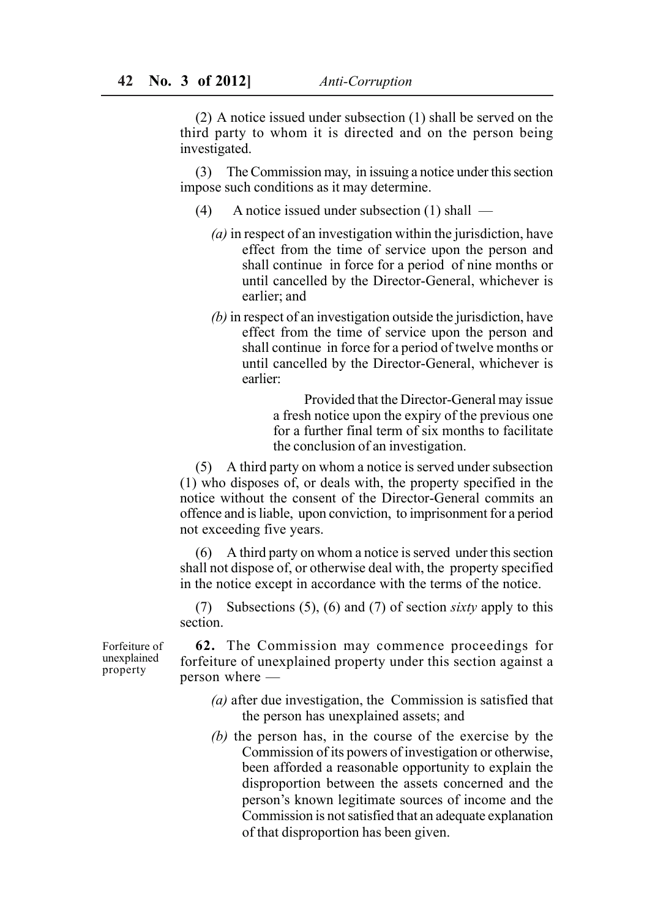(2) A notice issued under subsection (1) shall be served on the third party to whom it is directed and on the person being investigated.

(3) The Commission may, in issuing a notice under this section impose such conditions as it may determine.

(4) A notice issued under subsection (1) shall —

*(a)* in respect of an investigation within the jurisdiction, have effect from the time of service upon the person and shall continue in force for a period of nine months or until cancelled by the Director-General, whichever is earlier; and

*(b)* in respect of an investigation outside the jurisdiction, have effect from the time of service upon the person and shall continue in force for a period of twelve months or until cancelled by the Director-General, whichever is earlier:

Provided that the Director-General may issue a fresh notice upon the expiry of the previous one for a further final term of six months to facilitate the conclusion of an investigation.

(5) A third party on whom a notice is served under subsection (1) who disposes of, or deals with, the property specified in the notice without the consent of the Director-General commits an offence and is liable, upon conviction, to imprisonment for a period not exceeding five years.

(6) A third party on whom a notice is served under this section shall not dispose of, or otherwise deal with, the property specified in the notice except in accordance with the terms of the notice.

(7) Subsections (5), (6) and (7) of section *sixty* apply to this section.

Forfeiture of unexplained property

**62.** The Commission may commence proceedings for forfeiture of unexplained property under this section against a person where —

*(a)* after due investigation, the Commission is satisfied that the person has unexplained assets; and

*(b)* the person has, in the course of the exercise by the Commission of its powers of investigation or otherwise, been afforded a reasonable opportunity to explain the disproportion between the assets concerned and the person's known legitimate sources of income and the Commission is not satisfied that an adequate explanation of that disproportion has been given.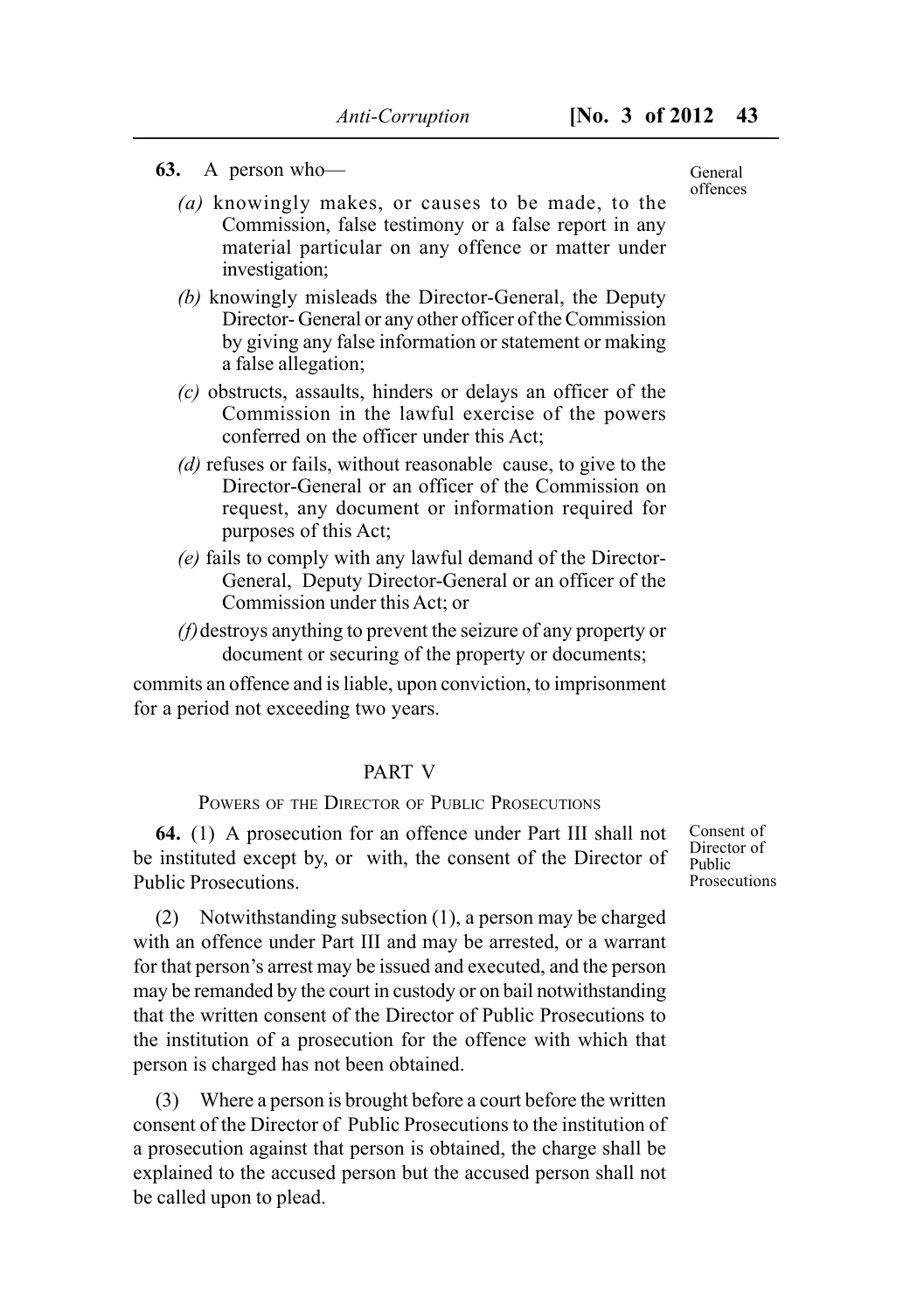**63.** A person who—

*(a)* knowingly makes, or causes to be made, to the Commission, false testimony or a false report in any material particular on any offence or matter under investigation;

*(b)* knowingly misleads the Director-General, the Deputy Director- General or any other officer of the Commission by giving any false information or statement or making a false allegation;

*(c)* obstructs, assaults, hinders or delays an officer of the Commission in the lawful exercise of the powers conferred on the officer under this Act;

*(d)* refuses or fails, without reasonable cause, to give to the Director-General or an officer of the Commission on request, any document or information required for purposes of this Act;

*(e)* fails to comply with any lawful demand of the Director-General, Deputy Director-General or an officer of the Commission under this Act; or

*(f)* destroys anything to prevent the seizure of any property or document or securing of the property or documents;

commits an offence and is liable, upon conviction, to imprisonment for a period not exceeding two years.

General offences

## PART V

### POWERS OF THE DIRECTOR OF PUBLIC PROSECUTIONS

Consent of Director of Public Prosecutions

**64.** (1) A prosecution for an offence under Part III shall not be instituted except by, or with, the consent of the Director of Public Prosecutions.

(2) Notwithstanding subsection (1), a person may be charged with an offence under Part III and may be arrested, or a warrant for that person's arrest may be issued and executed, and the person may be remanded by the court in custody or on bail notwithstanding that the written consent of the Director of Public Prosecutions to the institution of a prosecution for the offence with which that person is charged has not been obtained.

(3) Where a person is brought before a court before the written consent of the Director of Public Prosecutions to the institution of a prosecution against that person is obtained, the charge shall be explained to the accused person but the accused person shall not be called upon to plead.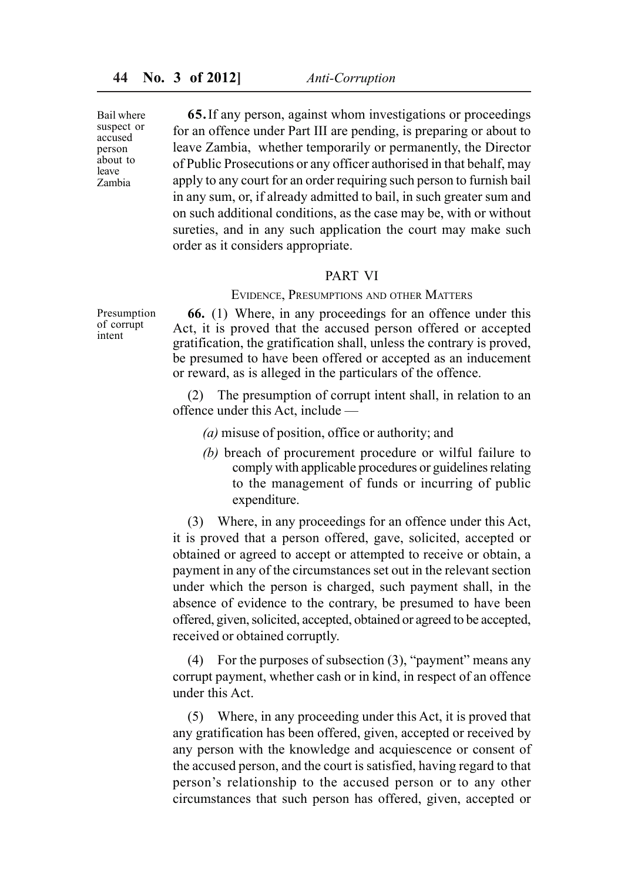Bail where suspect or accused person about to leave Zambia

**65.** If any person, against whom investigations or proceedings for an offence under Part III are pending, is preparing or about to leave Zambia, whether temporarily or permanently, the Director of Public Prosecutions or any officer authorised in that behalf, may apply to any court for an order requiring such person to furnish bail in any sum, or, if already admitted to bail, in such greater sum and on such additional conditions, as the case may be, with or without sureties, and in any such application the court may make such order as it considers appropriate.

## PART VI

### EVIDENCE, PRESUMPTIONS AND OTHER MATTERS

Presumption of corrupt intent

**66.** (1) Where, in any proceedings for an offence under this Act, it is proved that the accused person offered or accepted gratification, the gratification shall, unless the contrary is proved, be presumed to have been offered or accepted as an inducement or reward, as is alleged in the particulars of the offence.

(2) The presumption of corrupt intent shall, in relation to an offence under this Act, include —

*(a)* misuse of position, office or authority; and

*(b)* breach of procurement procedure or wilful failure to comply with applicable procedures or guidelines relating to the management of funds or incurring of public expenditure.

(3) Where, in any proceedings for an offence under this Act, it is proved that a person offered, gave, solicited, accepted or obtained or agreed to accept or attempted to receive or obtain, a payment in any of the circumstances set out in the relevant section under which the person is charged, such payment shall, in the absence of evidence to the contrary, be presumed to have been offered, given, solicited, accepted, obtained or agreed to be accepted, received or obtained corruptly.

(4) For the purposes of subsection (3), "payment" means any corrupt payment, whether cash or in kind, in respect of an offence under this Act.

(5) Where, in any proceeding under this Act, it is proved that any gratification has been offered, given, accepted or received by any person with the knowledge and acquiescence or consent of the accused person, and the court is satisfied, having regard to that person's relationship to the accused person or to any other circumstances that such person has offered, given, accepted or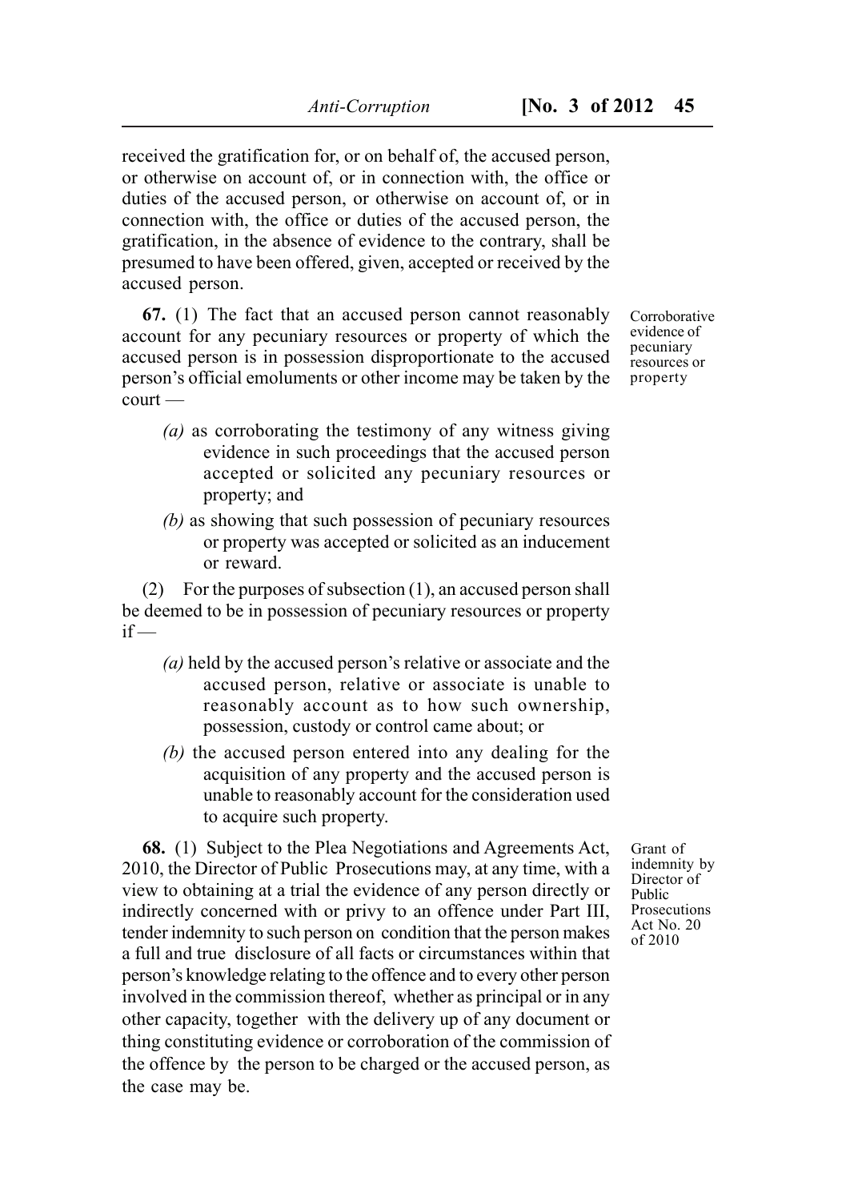received the gratification for, or on behalf of, the accused person, or otherwise on account of, or in connection with, the office or duties of the accused person, or otherwise on account of, or in connection with, the office or duties of the accused person, the gratification, in the absence of evidence to the contrary, shall be presumed to have been offered, given, accepted or received by the accused person.

Corroborative evidence of pecuniary resources or property

**67.** (1) The fact that an accused person cannot reasonably account for any pecuniary resources or property of which the accused person is in possession disproportionate to the accused person's official emoluments or other income may be taken by the court —

*(a)* as corroborating the testimony of any witness giving evidence in such proceedings that the accused person accepted or solicited any pecuniary resources or property; and

*(b)* as showing that such possession of pecuniary resources or property was accepted or solicited as an inducement or reward.

(2) For the purposes of subsection (1), an accused person shall be deemed to be in possession of pecuniary resources or property if —

*(a)* held by the accused person's relative or associate and the accused person, relative or associate is unable to reasonably account as to how such ownership, possession, custody or control came about; or

*(b)* the accused person entered into any dealing for the acquisition of any property and the accused person is unable to reasonably account for the consideration used to acquire such property.

Grant of indemnity by Director of Public Prosecutions Act No. 20 of 2010

**68.** (1) Subject to the Plea Negotiations and Agreements Act, 2010, the Director of Public Prosecutions may, at any time, with a view to obtaining at a trial the evidence of any person directly or indirectly concerned with or privy to an offence under Part III, tender indemnity to such person on condition that the person makes a full and true disclosure of all facts or circumstances within that person's knowledge relating to the offence and to every other person involved in the commission thereof, whether as principal or in any other capacity, together with the delivery up of any document or thing constituting evidence or corroboration of the commission of the offence by the person to be charged or the accused person, as the case may be.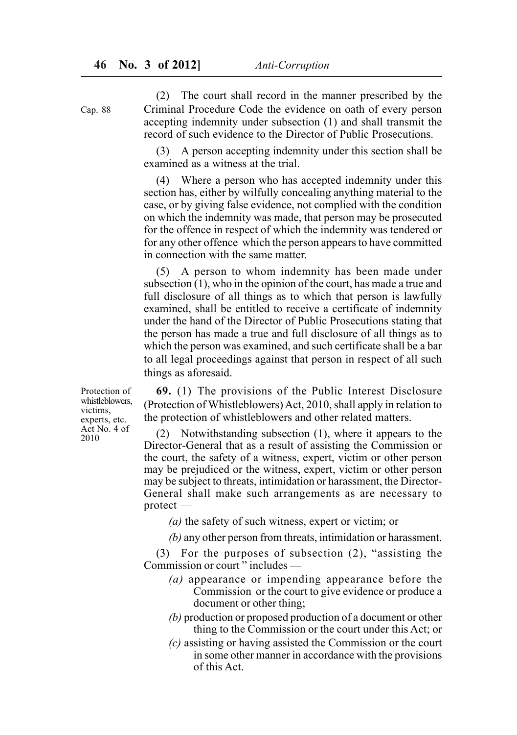Cap. 88

(2) The court shall record in the manner prescribed by the Criminal Procedure Code the evidence on oath of every person accepting indemnity under subsection (1) and shall transmit the record of such evidence to the Director of Public Prosecutions.

(3) A person accepting indemnity under this section shall be examined as a witness at the trial.

(4) Where a person who has accepted indemnity under this section has, either by wilfully concealing anything material to the case, or by giving false evidence, not complied with the condition on which the indemnity was made, that person may be prosecuted for the offence in respect of which the indemnity was tendered or for any other offence which the person appears to have committed in connection with the same matter.

(5) A person to whom indemnity has been made under subsection (1), who in the opinion of the court, has made a true and full disclosure of all things as to which that person is lawfully examined, shall be entitled to receive a certificate of indemnity under the hand of the Director of Public Prosecutions stating that the person has made a true and full disclosure of all things as to which the person was examined, and such certificate shall be a bar to all legal proceedings against that person in respect of all such things as aforesaid.

Protection of whistleblowers, victims, experts, etc.
Act No. 4 of 2010

**69.** (1) The provisions of the Public Interest Disclosure (Protection of Whistleblowers) Act, 2010, shall apply in relation to the protection of whistleblowers and other related matters.

(2) Notwithstanding subsection (1), where it appears to the Director-General that as a result of assisting the Commission or the court, the safety of a witness, expert, victim or other person may be prejudiced or the witness, expert, victim or other person may be subject to threats, intimidation or harassment, the Director-General shall make such arrangements as are necessary to protect —

*(a)* the safety of such witness, expert or victim; or

*(b)* any other person from threats, intimidation or harassment.

(3) For the purposes of subsection (2), "assisting the Commission or court " includes —

*(a)* appearance or impending appearance before the Commission or the court to give evidence or produce a document or other thing;

*(b)* production or proposed production of a document or other thing to the Commission or the court under this Act; or

*(c)* assisting or having assisted the Commission or the court in some other manner in accordance with the provisions of this Act.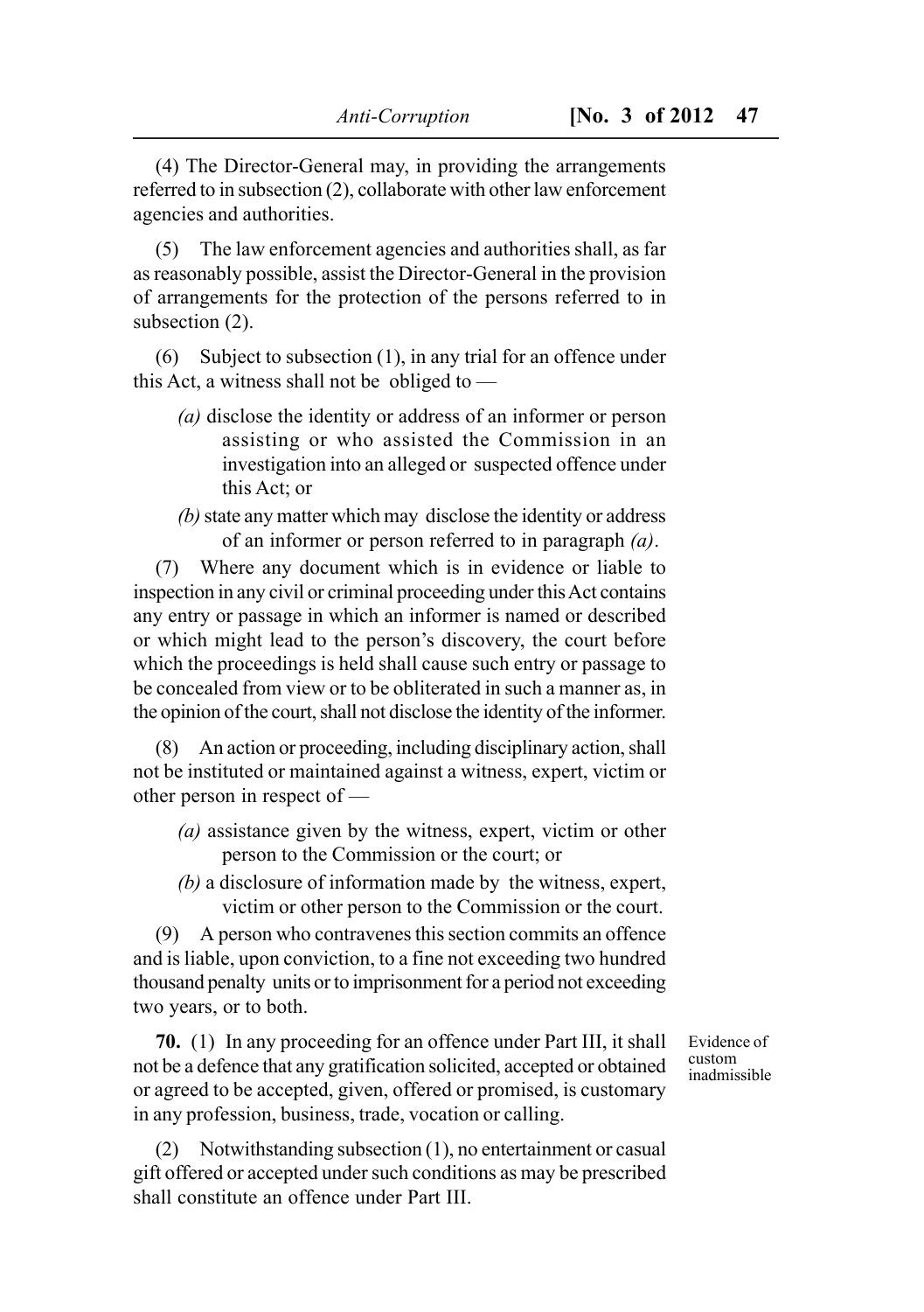(4) The Director-General may, in providing the arrangements referred to in subsection (2), collaborate with other law enforcement agencies and authorities.

(5) The law enforcement agencies and authorities shall, as far as reasonably possible, assist the Director-General in the provision of arrangements for the protection of the persons referred to in subsection (2).

(6) Subject to subsection (1), in any trial for an offence under this Act, a witness shall not be obliged to —

*(a)* disclose the identity or address of an informer or person assisting or who assisted the Commission in an investigation into an alleged or suspected offence under this Act; or

*(b)* state any matter which may disclose the identity or address of an informer or person referred to in paragraph *(a)*.

(7) Where any document which is in evidence or liable to inspection in any civil or criminal proceeding under this Act contains any entry or passage in which an informer is named or described or which might lead to the person's discovery, the court before which the proceedings is held shall cause such entry or passage to be concealed from view or to be obliterated in such a manner as, in the opinion of the court, shall not disclose the identity of the informer.

(8) An action or proceeding, including disciplinary action, shall not be instituted or maintained against a witness, expert, victim or other person in respect of —

*(a)* assistance given by the witness, expert, victim or other person to the Commission or the court; or

*(b)* a disclosure of information made by the witness, expert, victim or other person to the Commission or the court.

(9) A person who contravenes this section commits an offence and is liable, upon conviction, to a fine not exceeding two hundred thousand penalty units or to imprisonment for a period not exceeding two years, or to both.

Evidence of custom inadmissible

**70.** (1) In any proceeding for an offence under Part III, it shall not be a defence that any gratification solicited, accepted or obtained or agreed to be accepted, given, offered or promised, is customary in any profession, business, trade, vocation or calling.

(2) Notwithstanding subsection (1), no entertainment or casual gift offered or accepted under such conditions as may be prescribed shall constitute an offence under Part III.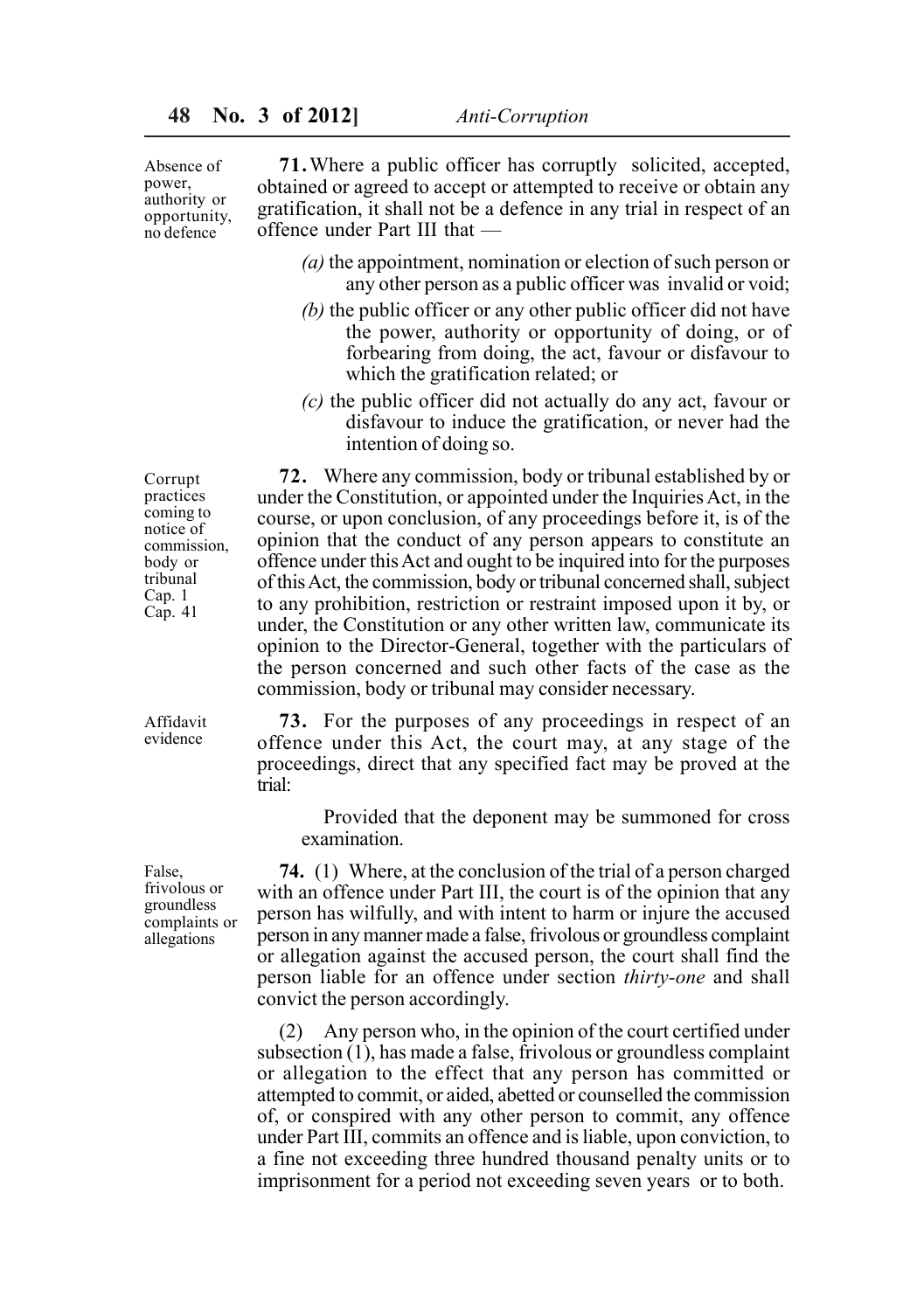Absence of power, authority or opportunity, no defence

**71.** Where a public officer has corruptly solicited, accepted, obtained or agreed to accept or attempted to receive or obtain any gratification, it shall not be a defence in any trial in respect of an offence under Part III that —

*(a)* the appointment, nomination or election of such person or any other person as a public officer was invalid or void;

*(b)* the public officer or any other public officer did not have the power, authority or opportunity of doing, or of forbearing from doing, the act, favour or disfavour to which the gratification related; or

*(c)* the public officer did not actually do any act, favour or disfavour to induce the gratification, or never had the intention of doing so.

Corrupt practices coming to notice of commission, body or tribunal
Cap. 1
Cap. 41

**72.** Where any commission, body or tribunal established by or under the Constitution, or appointed under the Inquiries Act, in the course, or upon conclusion, of any proceedings before it, is of the opinion that the conduct of any person appears to constitute an offence under this Act and ought to be inquired into for the purposes of this Act, the commission, body or tribunal concerned shall, subject to any prohibition, restriction or restraint imposed upon it by, or under, the Constitution or any other written law, communicate its opinion to the Director-General, together with the particulars of the person concerned and such other facts of the case as the commission, body or tribunal may consider necessary.

Affidavit evidence

**73.** For the purposes of any proceedings in respect of an offence under this Act, the court may, at any stage of the proceedings, direct that any specified fact may be proved at the trial:

Provided that the deponent may be summoned for cross examination.

False, frivolous or groundless complaints or allegations

**74.** (1) Where, at the conclusion of the trial of a person charged with an offence under Part III, the court is of the opinion that any person has wilfully, and with intent to harm or injure the accused person in any manner made a false, frivolous or groundless complaint or allegation against the accused person, the court shall find the person liable for an offence under section *thirty-one* and shall convict the person accordingly.

(2) Any person who, in the opinion of the court certified under subsection (1), has made a false, frivolous or groundless complaint or allegation to the effect that any person has committed or attempted to commit, or aided, abetted or counselled the commission of, or conspired with any other person to commit, any offence under Part III, commits an offence and is liable, upon conviction, to a fine not exceeding three hundred thousand penalty units or to imprisonment for a period not exceeding seven years or to both.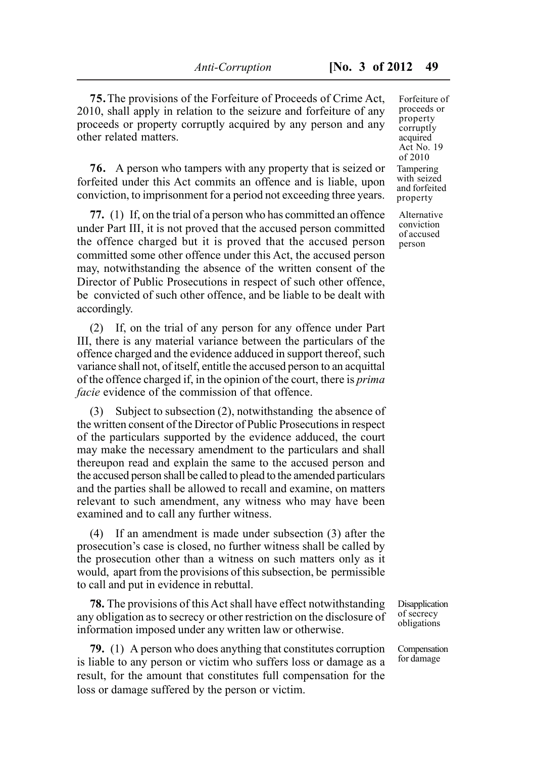**75.** The provisions of the Forfeiture of Proceeds of Crime Act, 2010, shall apply in relation to the seizure and forfeiture of any proceeds or property corruptly acquired by any person and any other related matters.

Forfeiture of proceeds or property corruptly acquired Act No. 19 of 2010

**76.** A person who tampers with any property that is seized or forfeited under this Act commits an offence and is liable, upon conviction, to imprisonment for a period not exceeding three years.

Tampering with seized and forfeited property

**77.** (1) If, on the trial of a person who has committed an offence under Part III, it is not proved that the accused person committed the offence charged but it is proved that the accused person committed some other offence under this Act, the accused person may, notwithstanding the absence of the written consent of the Director of Public Prosecutions in respect of such other offence, be convicted of such other offence, and be liable to be dealt with accordingly.

Alternative conviction of accused person

(2) If, on the trial of any person for any offence under Part III, there is any material variance between the particulars of the offence charged and the evidence adduced in support thereof, such variance shall not, of itself, entitle the accused person to an acquittal of the offence charged if, in the opinion of the court, there is *prima facie* evidence of the commission of that offence.

(3) Subject to subsection (2), notwithstanding the absence of the written consent of the Director of Public Prosecutions in respect of the particulars supported by the evidence adduced, the court may make the necessary amendment to the particulars and shall thereupon read and explain the same to the accused person and the accused person shall be called to plead to the amended particulars and the parties shall be allowed to recall and examine, on matters relevant to such amendment, any witness who may have been examined and to call any further witness.

(4) If an amendment is made under subsection (3) after the prosecution's case is closed, no further witness shall be called by the prosecution other than a witness on such matters only as it would, apart from the provisions of this subsection, be permissible to call and put in evidence in rebuttal.

**78.** The provisions of this Act shall have effect notwithstanding any obligation as to secrecy or other restriction on the disclosure of information imposed under any written law or otherwise.

Disapplication of secrecy obligations

**79.** (1) A person who does anything that constitutes corruption is liable to any person or victim who suffers loss or damage as a result, for the amount that constitutes full compensation for the loss or damage suffered by the person or victim.

Compensation for damage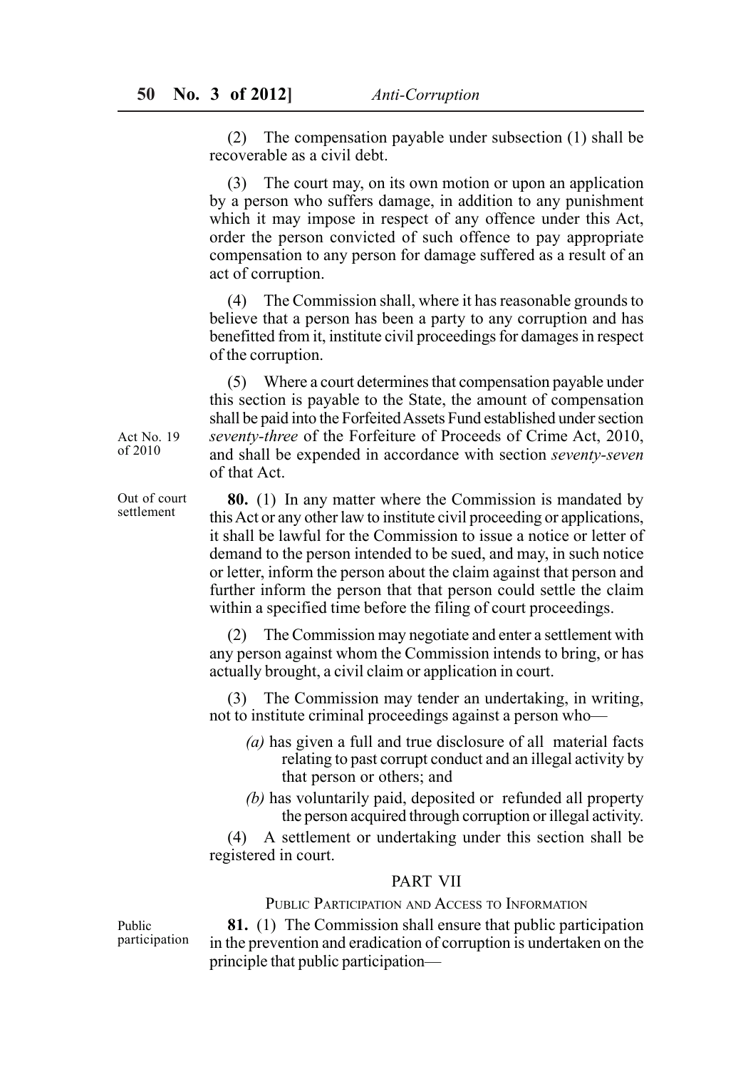(2) The compensation payable under subsection (1) shall be recoverable as a civil debt.

(3) The court may, on its own motion or upon an application by a person who suffers damage, in addition to any punishment which it may impose in respect of any offence under this Act, order the person convicted of such offence to pay appropriate compensation to any person for damage suffered as a result of an act of corruption.

(4) The Commission shall, where it has reasonable grounds to believe that a person has been a party to any corruption and has benefitted from it, institute civil proceedings for damages in respect of the corruption.

(5) Where a court determines that compensation payable under this section is payable to the State, the amount of compensation shall be paid into the Forfeited Assets Fund established under section *seventy-three* of the Forfeiture of Proceeds of Crime Act, 2010, and shall be expended in accordance with section *seventy-seven* of that Act.

Act No. 19 of 2010

Out of court settlement

**80.** (1) In any matter where the Commission is mandated by this Act or any other law to institute civil proceeding or applications, it shall be lawful for the Commission to issue a notice or letter of demand to the person intended to be sued, and may, in such notice or letter, inform the person about the claim against that person and further inform the person that that person could settle the claim within a specified time before the filing of court proceedings.

(2) The Commission may negotiate and enter a settlement with any person against whom the Commission intends to bring, or has actually brought, a civil claim or application in court.

(3) The Commission may tender an undertaking, in writing, not to institute criminal proceedings against a person who—

*(a)* has given a full and true disclosure of all material facts relating to past corrupt conduct and an illegal activity by that person or others; and

*(b)* has voluntarily paid, deposited or refunded all property the person acquired through corruption or illegal activity.

(4) A settlement or undertaking under this section shall be registered in court.

## PART VII

### PUBLIC PARTICIPATION AND ACCESS TO INFORMATION

Public participation

**81.** (1) The Commission shall ensure that public participation in the prevention and eradication of corruption is undertaken on the principle that public participation—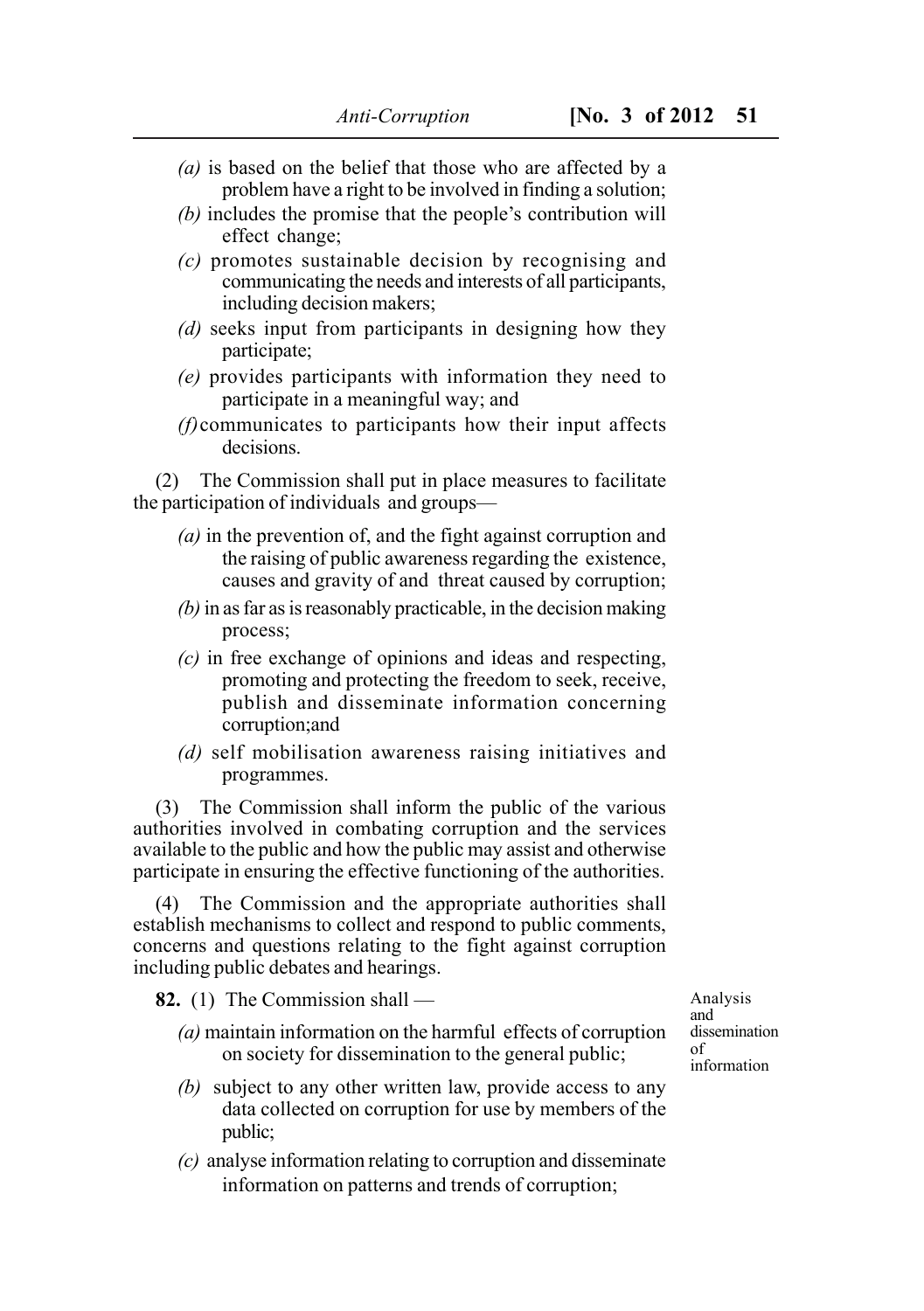*(a)* is based on the belief that those who are affected by a problem have a right to be involved in finding a solution;

*(b)* includes the promise that the people's contribution will effect change;

*(c)* promotes sustainable decision by recognising and communicating the needs and interests of all participants, including decision makers;

*(d)* seeks input from participants in designing how they participate;

*(e)* provides participants with information they need to participate in a meaningful way; and

*(f)* communicates to participants how their input affects decisions.

(2) The Commission shall put in place measures to facilitate the participation of individuals and groups—

*(a)* in the prevention of, and the fight against corruption and the raising of public awareness regarding the existence, causes and gravity of and threat caused by corruption;

*(b)* in as far as is reasonably practicable, in the decision making process;

*(c)* in free exchange of opinions and ideas and respecting, promoting and protecting the freedom to seek, receive, publish and disseminate information concerning corruption;and

*(d)* self mobilisation awareness raising initiatives and programmes.

(3) The Commission shall inform the public of the various authorities involved in combating corruption and the services available to the public and how the public may assist and otherwise participate in ensuring the effective functioning of the authorities.

(4) The Commission and the appropriate authorities shall establish mechanisms to collect and respond to public comments, concerns and questions relating to the fight against corruption including public debates and hearings.

Analysis and dissemination of information

**82.** (1) The Commission shall —

*(a)* maintain information on the harmful effects of corruption on society for dissemination to the general public;

*(b)* subject to any other written law, provide access to any data collected on corruption for use by members of the public;

*(c)* analyse information relating to corruption and disseminate information on patterns and trends of corruption;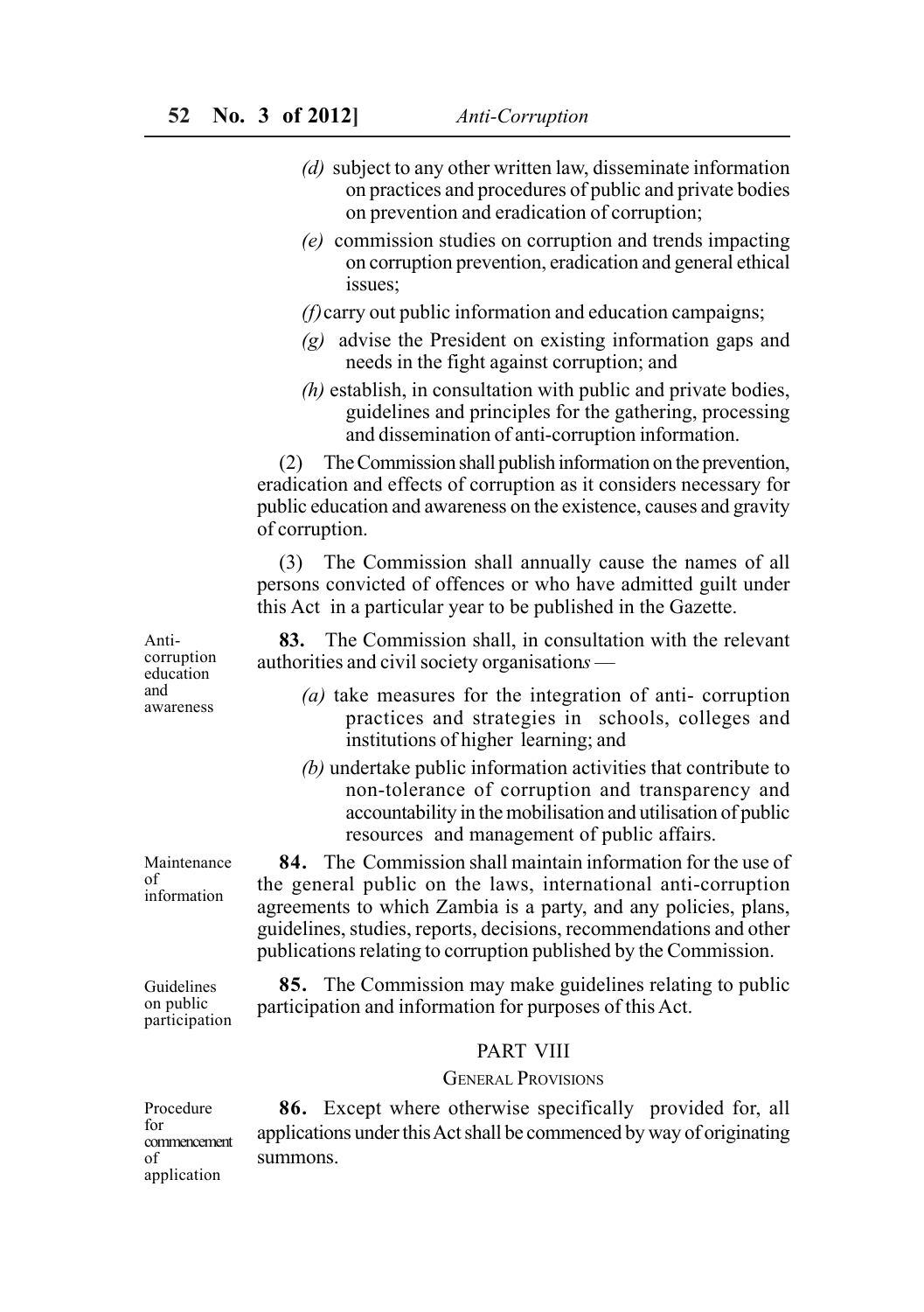*(d)* subject to any other written law, disseminate information on practices and procedures of public and private bodies on prevention and eradication of corruption;

*(e)* commission studies on corruption and trends impacting on corruption prevention, eradication and general ethical issues;

*(f)* carry out public information and education campaigns;

*(g)* advise the President on existing information gaps and needs in the fight against corruption; and

*(h)* establish, in consultation with public and private bodies, guidelines and principles for the gathering, processing and dissemination of anti-corruption information.

(2) The Commission shall publish information on the prevention, eradication and effects of corruption as it considers necessary for public education and awareness on the existence, causes and gravity of corruption.

(3) The Commission shall annually cause the names of all persons convicted of offences or who have admitted guilt under this Act in a particular year to be published in the Gazette.

*Anti-corruption education and awareness*

**83.** The Commission shall, in consultation with the relevant authorities and civil society organisations —

*(a)* take measures for the integration of anti- corruption practices and strategies in schools, colleges and institutions of higher learning; and

*(b)* undertake public information activities that contribute to non-tolerance of corruption and transparency and accountability in the mobilisation and utilisation of public resources and management of public affairs.

*Maintenance of information*

**84.** The Commission shall maintain information for the use of the general public on the laws, international anti-corruption agreements to which Zambia is a party, and any policies, plans, guidelines, studies, reports, decisions, recommendations and other publications relating to corruption published by the Commission.

*Guidelines on public participation*

**85.** The Commission may make guidelines relating to public participation and information for purposes of this Act.

## PART VIII

### GENERAL PROVISIONS

*Procedure for commencement of application*

**86.** Except where otherwise specifically provided for, all applications under this Act shall be commenced by way of originating summons.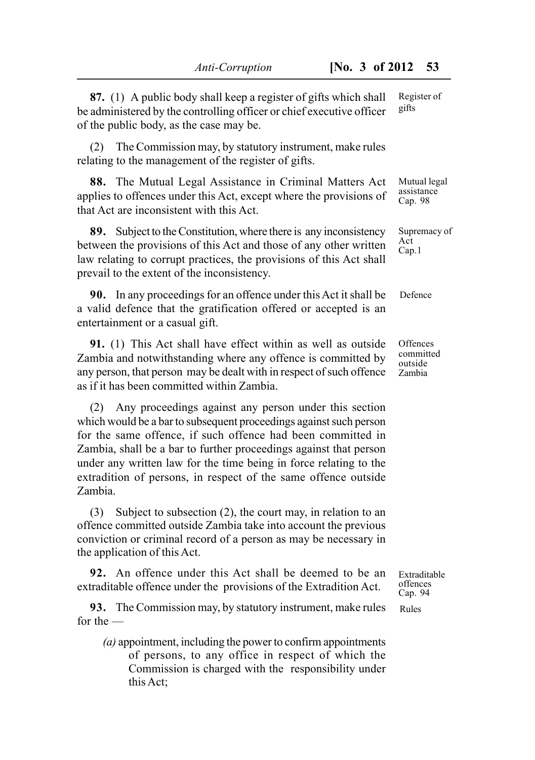**87.** (1) A public body shall keep a register of gifts which shall be administered by the controlling officer or chief executive officer of the public body, as the case may be.

Register of gifts

(2) The Commission may, by statutory instrument, make rules relating to the management of the register of gifts.

**88.** The Mutual Legal Assistance in Criminal Matters Act applies to offences under this Act, except where the provisions of that Act are inconsistent with this Act.

Mutual legal assistance Cap. 98

**89.** Subject to the Constitution, where there is any inconsistency between the provisions of this Act and those of any other written law relating to corrupt practices, the provisions of this Act shall prevail to the extent of the inconsistency.

Supremacy of Act Cap.1

**90.** In any proceedings for an offence under this Act it shall be a valid defence that the gratification offered or accepted is an entertainment or a casual gift.

Defence

**91.** (1) This Act shall have effect within as well as outside Zambia and notwithstanding where any offence is committed by any person, that person may be dealt with in respect of such offence as if it has been committed within Zambia.

Offences committed outside Zambia

(2) Any proceedings against any person under this section which would be a bar to subsequent proceedings against such person for the same offence, if such offence had been committed in Zambia, shall be a bar to further proceedings against that person under any written law for the time being in force relating to the extradition of persons, in respect of the same offence outside Zambia.

(3) Subject to subsection (2), the court may, in relation to an offence committed outside Zambia take into account the previous conviction or criminal record of a person as may be necessary in the application of this Act.

**92.** An offence under this Act shall be deemed to be an extraditable offence under the provisions of the Extradition Act.

Extraditable offences Cap. 94

**93.** The Commission may, by statutory instrument, make rules for the —

Rules

*(a)* appointment, including the power to confirm appointments of persons, to any office in respect of which the Commission is charged with the responsibility under this Act;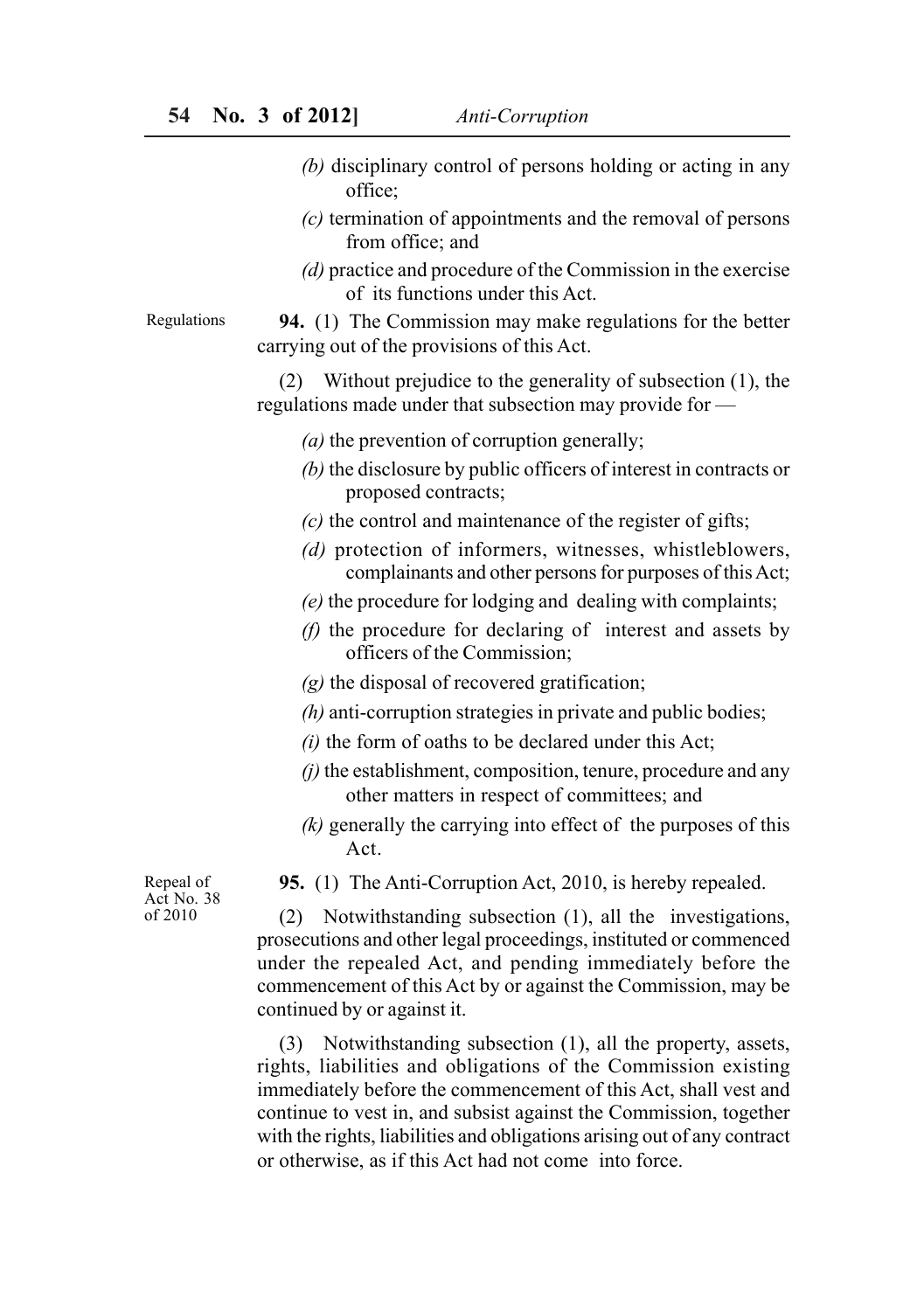*(b)* disciplinary control of persons holding or acting in any office;

*(c)* termination of appointments and the removal of persons from office; and

*(d)* practice and procedure of the Commission in the exercise of its functions under this Act.

Regulations

**94.** (1) The Commission may make regulations for the better carrying out of the provisions of this Act.

(2) Without prejudice to the generality of subsection (1), the regulations made under that subsection may provide for —

*(a)* the prevention of corruption generally;

*(b)* the disclosure by public officers of interest in contracts or proposed contracts;

*(c)* the control and maintenance of the register of gifts;

*(d)* protection of informers, witnesses, whistleblowers, complainants and other persons for purposes of this Act;

*(e)* the procedure for lodging and dealing with complaints;

*(f)* the procedure for declaring of interest and assets by officers of the Commission;

*(g)* the disposal of recovered gratification;

*(h)* anti-corruption strategies in private and public bodies;

*(i)* the form of oaths to be declared under this Act;

*(j)* the establishment, composition, tenure, procedure and any other matters in respect of committees; and

*(k)* generally the carrying into effect of the purposes of this Act.

Repeal of Act No. 38 of 2010

**95.** (1) The Anti-Corruption Act, 2010, is hereby repealed.

(2) Notwithstanding subsection (1), all the investigations, prosecutions and other legal proceedings, instituted or commenced under the repealed Act, and pending immediately before the commencement of this Act by or against the Commission, may be continued by or against it.

(3) Notwithstanding subsection (1), all the property, assets, rights, liabilities and obligations of the Commission existing immediately before the commencement of this Act, shall vest and continue to vest in, and subsist against the Commission, together with the rights, liabilities and obligations arising out of any contract or otherwise, as if this Act had not come into force.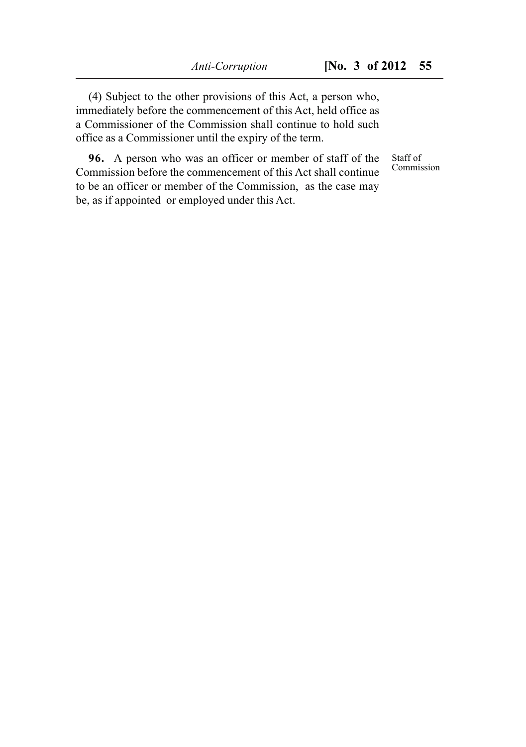(4) Subject to the other provisions of this Act, a person who, immediately before the commencement of this Act, held office as a Commissioner of the Commission shall continue to hold such office as a Commissioner until the expiry of the term.

Staff of Commission

**96.** A person who was an officer or member of staff of the Commission before the commencement of this Act shall continue to be an officer or member of the Commission, as the case may be, as if appointed or employed under this Act.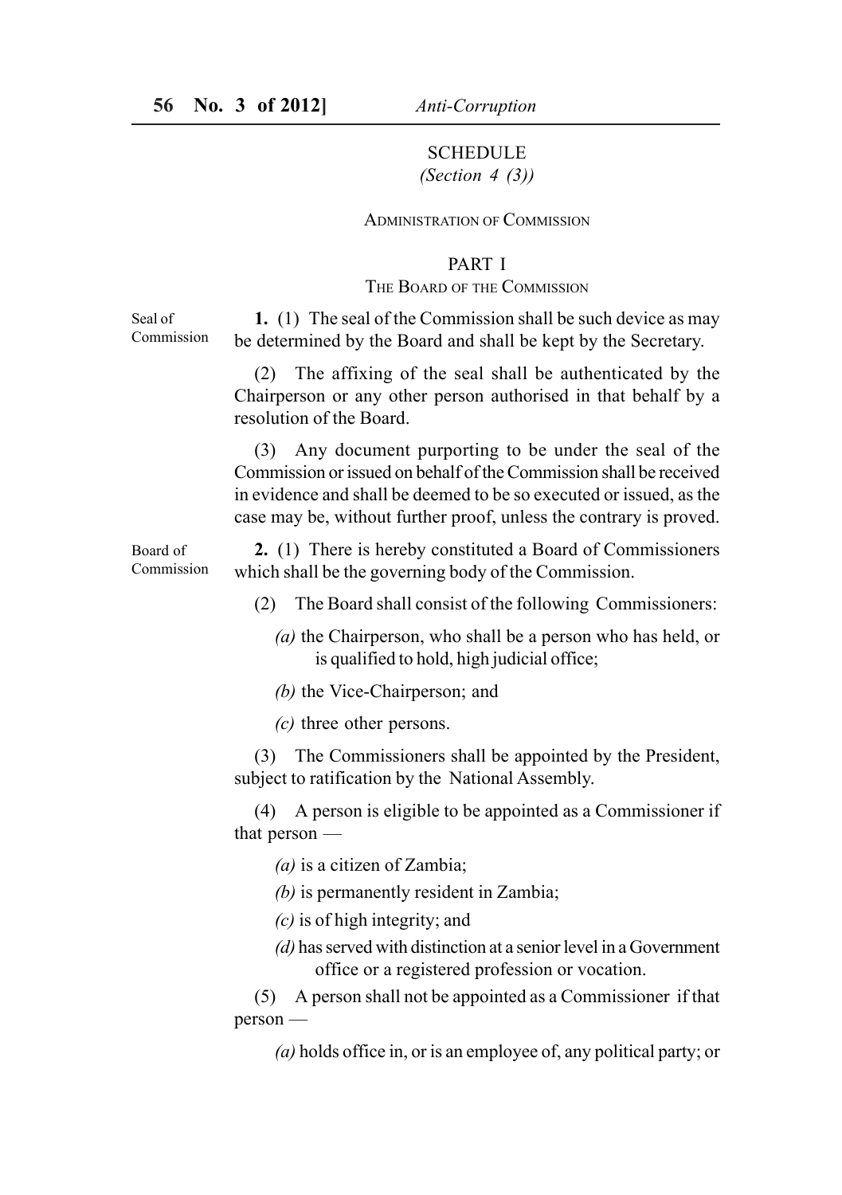# SCHEDULE

*(Section 4 (3))*

## ADMINISTRATION OF COMMISSION

### PART I

### THE BOARD OF THE COMMISSION

Seal of Commission

**1.** (1) The seal of the Commission shall be such device as may be determined by the Board and shall be kept by the Secretary.

(2) The affixing of the seal shall be authenticated by the Chairperson or any other person authorised in that behalf by a resolution of the Board.

(3) Any document purporting to be under the seal of the Commission or issued on behalf of the Commission shall be received in evidence and shall be deemed to be so executed or issued, as the case may be, without further proof, unless the contrary is proved.

Board of Commission

**2.** (1) There is hereby constituted a Board of Commissioners which shall be the governing body of the Commission.

(2) The Board shall consist of the following Commissioners:

*(a)* the Chairperson, who shall be a person who has held, or is qualified to hold, high judicial office;

*(b)* the Vice-Chairperson; and

*(c)* three other persons.

(3) The Commissioners shall be appointed by the President, subject to ratification by the National Assembly.

(4) A person is eligible to be appointed as a Commissioner if that person —

*(a)* is a citizen of Zambia;

*(b)* is permanently resident in Zambia;

*(c)* is of high integrity; and

*(d)* has served with distinction at a senior level in a Government office or a registered profession or vocation.

(5) A person shall not be appointed as a Commissioner if that person —

*(a)* holds office in, or is an employee of, any political party; or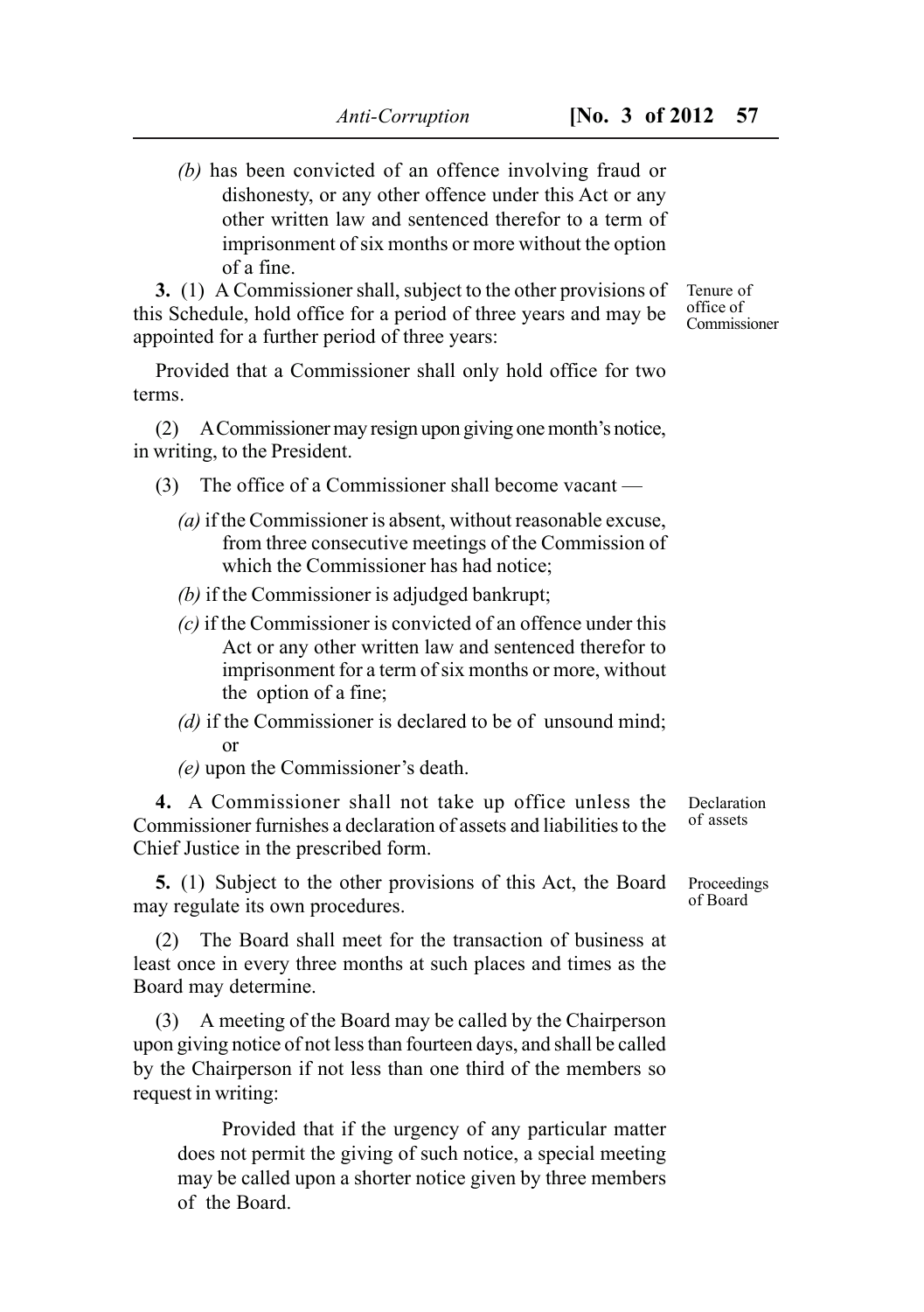(b) has been convicted of an offence involving fraud or dishonesty, or any other offence under this Act or any other written law and sentenced therefor to a term of imprisonment of six months or more without the option of a fine.

Tenure of office of Commissioner

**3.** (1) A Commissioner shall, subject to the other provisions of this Schedule, hold office for a period of three years and may be appointed for a further period of three years:

Provided that a Commissioner shall only hold office for two terms.

(2) A Commissioner may resign upon giving one month's notice, in writing, to the President.

(3) The office of a Commissioner shall become vacant —

*(a)* if the Commissioner is absent, without reasonable excuse, from three consecutive meetings of the Commission of which the Commissioner has had notice;

*(b)* if the Commissioner is adjudged bankrupt;

*(c)* if the Commissioner is convicted of an offence under this Act or any other written law and sentenced therefor to imprisonment for a term of six months or more, without the option of a fine;

*(d)* if the Commissioner is declared to be of unsound mind; or

*(e)* upon the Commissioner's death.

Declaration of assets

**4.** A Commissioner shall not take up office unless the Commissioner furnishes a declaration of assets and liabilities to the Chief Justice in the prescribed form.

Proceedings of Board

**5.** (1) Subject to the other provisions of this Act, the Board may regulate its own procedures.

(2) The Board shall meet for the transaction of business at least once in every three months at such places and times as the Board may determine.

(3) A meeting of the Board may be called by the Chairperson upon giving notice of not less than fourteen days, and shall be called by the Chairperson if not less than one third of the members so request in writing:

Provided that if the urgency of any particular matter does not permit the giving of such notice, a special meeting may be called upon a shorter notice given by three members of the Board.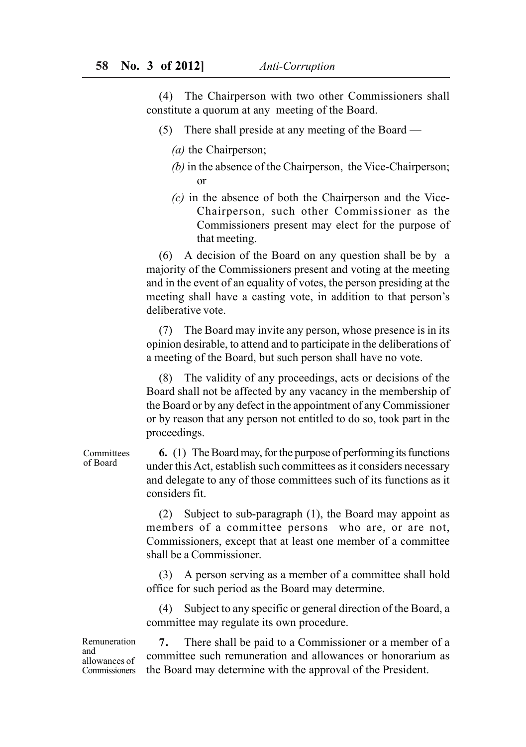(4) The Chairperson with two other Commissioners shall constitute a quorum at any meeting of the Board.

(5) There shall preside at any meeting of the Board —

*(a)* the Chairperson;

*(b)* in the absence of the Chairperson, the Vice-Chairperson; or

*(c)* in the absence of both the Chairperson and the Vice-Chairperson, such other Commissioner as the Commissioners present may elect for the purpose of that meeting.

(6) A decision of the Board on any question shall be by a majority of the Commissioners present and voting at the meeting and in the event of an equality of votes, the person presiding at the meeting shall have a casting vote, in addition to that person's deliberative vote.

(7) The Board may invite any person, whose presence is in its opinion desirable, to attend and to participate in the deliberations of a meeting of the Board, but such person shall have no vote.

(8) The validity of any proceedings, acts or decisions of the Board shall not be affected by any vacancy in the membership of the Board or by any defect in the appointment of any Commissioner or by reason that any person not entitled to do so, took part in the proceedings.

Committees of Board

**6.** (1) The Board may, for the purpose of performing its functions under this Act, establish such committees as it considers necessary and delegate to any of those committees such of its functions as it considers fit.

(2) Subject to sub-paragraph (1), the Board may appoint as members of a committee persons who are, or are not, Commissioners, except that at least one member of a committee shall be a Commissioner.

(3) A person serving as a member of a committee shall hold office for such period as the Board may determine.

(4) Subject to any specific or general direction of the Board, a committee may regulate its own procedure.

Remuneration and allowances of Commissioners

**7.** There shall be paid to a Commissioner or a member of a committee such remuneration and allowances or honorarium as the Board may determine with the approval of the President.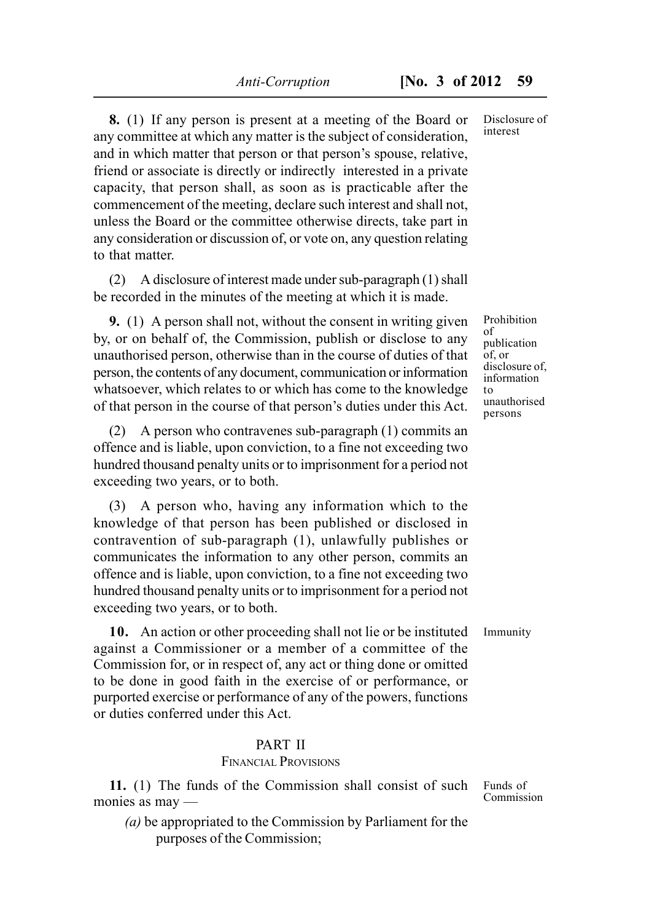**8.** (1) If any person is present at a meeting of the Board or any committee at which any matter is the subject of consideration, and in which matter that person or that person's spouse, relative, friend or associate is directly or indirectly interested in a private capacity, that person shall, as soon as is practicable after the commencement of the meeting, declare such interest and shall not, unless the Board or the committee otherwise directs, take part in any consideration or discussion of, or vote on, any question relating to that matter.

Disclosure of interest

(2) A disclosure of interest made under sub-paragraph (1) shall be recorded in the minutes of the meeting at which it is made.

**9.** (1) A person shall not, without the consent in writing given by, or on behalf of, the Commission, publish or disclose to any unauthorised person, otherwise than in the course of duties of that person, the contents of any document, communication or information whatsoever, which relates to or which has come to the knowledge of that person in the course of that person's duties under this Act.

Prohibition of publication of, or disclosure of, information to unauthorised persons

(2) A person who contravenes sub-paragraph (1) commits an offence and is liable, upon conviction, to a fine not exceeding two hundred thousand penalty units or to imprisonment for a period not exceeding two years, or to both.

(3) A person who, having any information which to the knowledge of that person has been published or disclosed in contravention of sub-paragraph (1), unlawfully publishes or communicates the information to any other person, commits an offence and is liable, upon conviction, to a fine not exceeding two hundred thousand penalty units or to imprisonment for a period not exceeding two years, or to both.

**10.** An action or other proceeding shall not lie or be instituted against a Commissioner or a member of a committee of the Commission for, or in respect of, any act or thing done or omitted to be done in good faith in the exercise of or performance, or purported exercise or performance of any of the powers, functions or duties conferred under this Act.

Immunity

## PART II
### FINANCIAL PROVISIONS

**11.** (1) The funds of the Commission shall consist of such monies as may —

Funds of Commission

*(a)* be appropriated to the Commission by Parliament for the purposes of the Commission;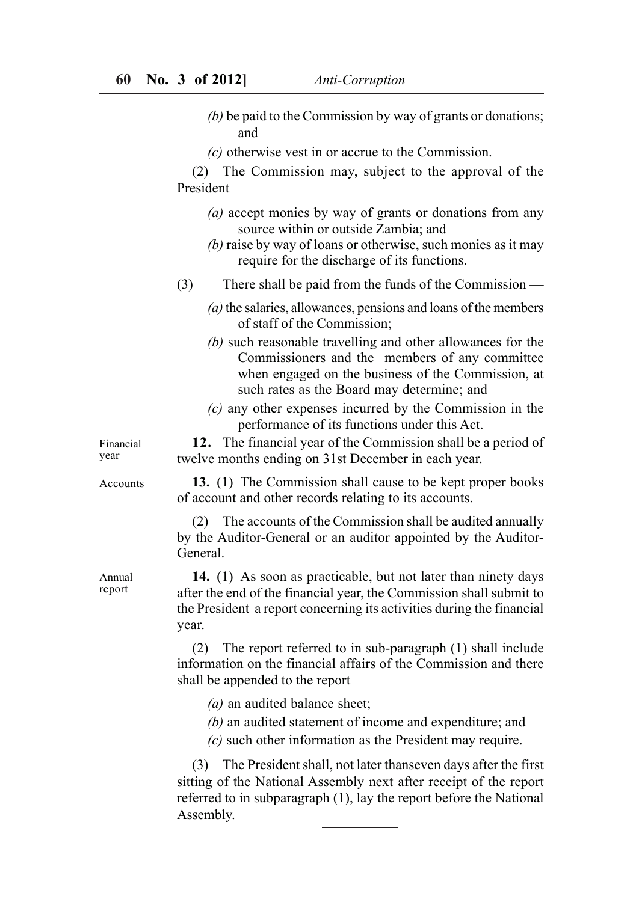*(b)* be paid to the Commission by way of grants or donations; and

*(c)* otherwise vest in or accrue to the Commission.

(2) The Commission may, subject to the approval of the President —

*(a)* accept monies by way of grants or donations from any source within or outside Zambia; and

*(b)* raise by way of loans or otherwise, such monies as it may require for the discharge of its functions.

(3) There shall be paid from the funds of the Commission —

*(a)* the salaries, allowances, pensions and loans of the members of staff of the Commission;

*(b)* such reasonable travelling and other allowances for the Commissioners and the members of any committee when engaged on the business of the Commission, at such rates as the Board may determine; and

*(c)* any other expenses incurred by the Commission in the performance of its functions under this Act.

Financial year

**12.** The financial year of the Commission shall be a period of twelve months ending on 31st December in each year.

Accounts

**13.** (1) The Commission shall cause to be kept proper books of account and other records relating to its accounts.

(2) The accounts of the Commission shall be audited annually by the Auditor-General or an auditor appointed by the Auditor-General.

Annual report

**14.** (1) As soon as practicable, but not later than ninety days after the end of the financial year, the Commission shall submit to the President a report concerning its activities during the financial year.

(2) The report referred to in sub-paragraph (1) shall include information on the financial affairs of the Commission and there shall be appended to the report —

*(a)* an audited balance sheet;

*(b)* an audited statement of income and expenditure; and

*(c)* such other information as the President may require.

(3) The President shall, not later thanseven days after the first sitting of the National Assembly next after receipt of the report referred to in subparagraph (1), lay the report before the National Assembly.